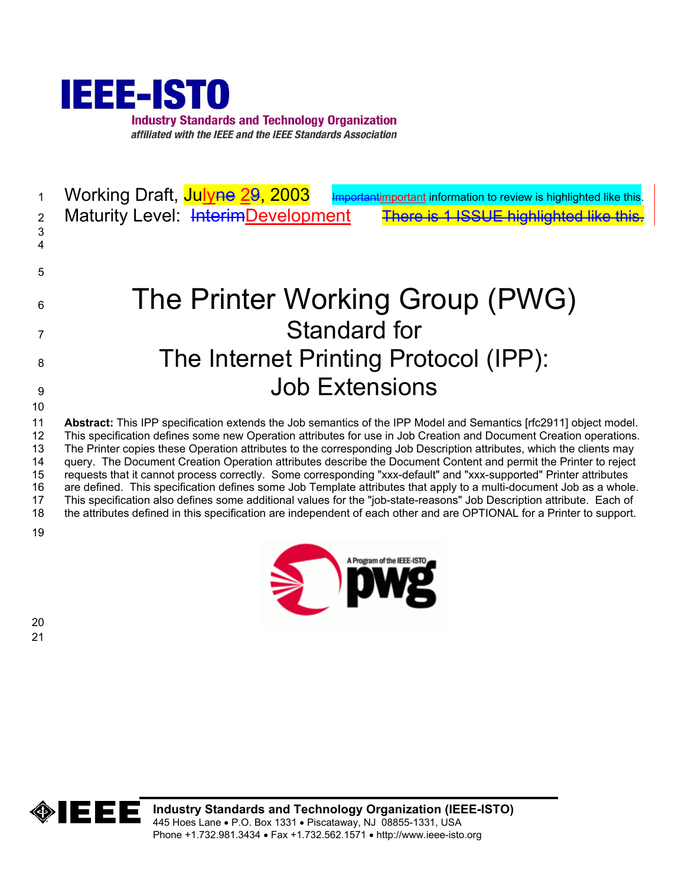IEEE-ISTO

Industry Standards and Technology Organization

*affiliated with the IEEE and the IEEE Standards Association*

Working Draft, Julyne 29, 2003 Importantimportant information to review is highlighted like this.

Maturity Level: InterimDevelopment ~~There is 1 ISSUE highlighted like this.~~

# The Printer Working Group (PWG) Standard for The Internet Printing Protocol (IPP): Job Extensions

**Abstract:** This IPP specification extends the Job semantics of the IPP Model and Semantics [rfc2911] object model. This specification defines some new Operation attributes for use in Job Creation and Document Creation operations. The Printer copies these Operation attributes to the corresponding Job Description attributes, which the clients may query. The Document Creation Operation attributes describe the Document Content and permit the Printer to reject requests that it cannot process correctly. Some corresponding "xxx-default" and "xxx-supported" Printer attributes are defined. This specification defines some Job Template attributes that apply to a multi-document Job as a whole. This specification also defines some additional values for the "job-state-reasons" Job Description attribute. Each of the attributes defined in this specification are independent of each other and are OPTIONAL for a Printer to support.

**Industry Standards and Technology Organization (IEEE-ISTO)**
445 Hoes Lane • P.O. Box 1331 • Piscataway, NJ 08855-1331, USA
Phone +1.732.981.3434 • Fax +1.732.562.1571 • http://www.ieee-isto.org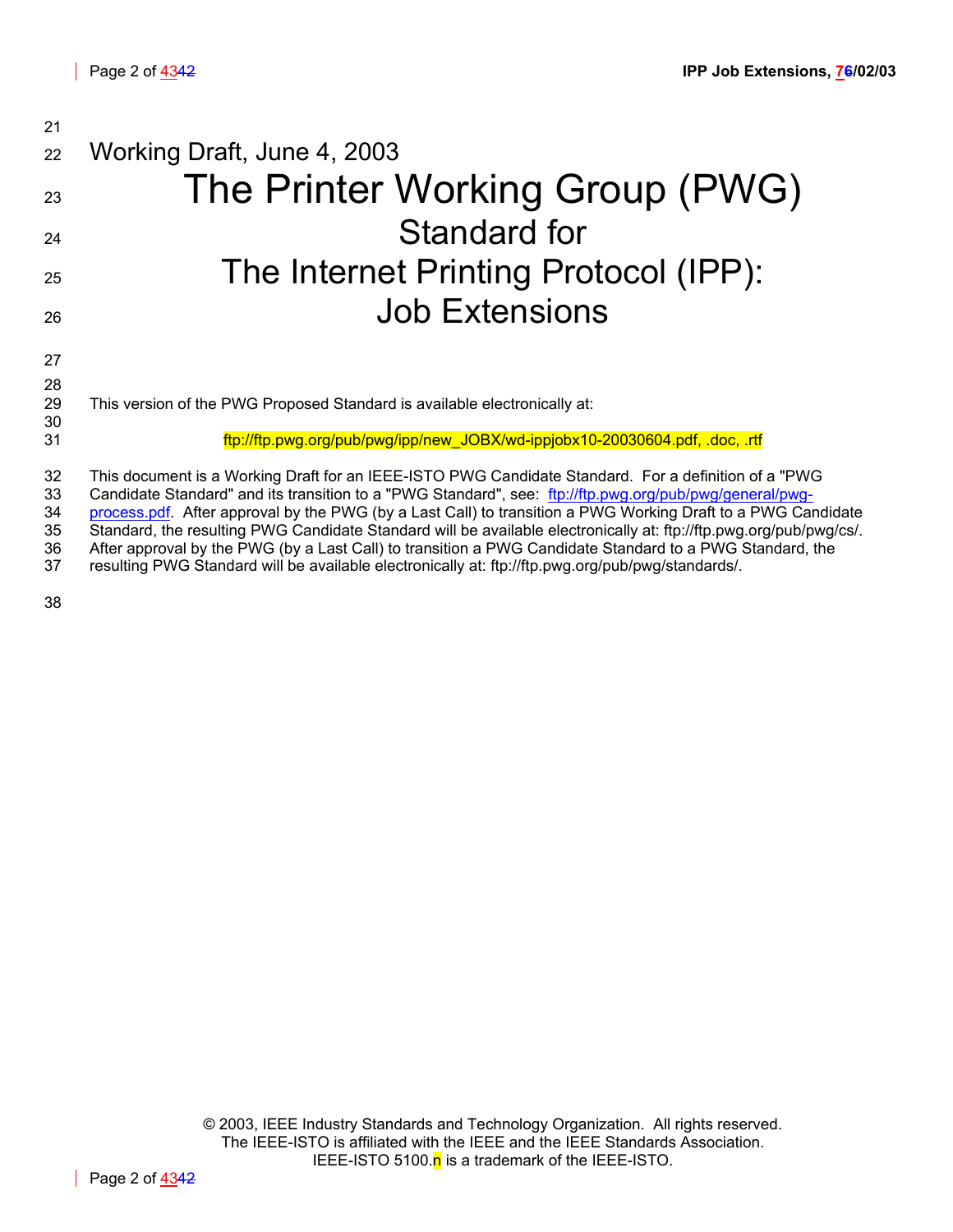Working Draft, June 4, 2003

# The Printer Working Group (PWG)
# Standard for
# The Internet Printing Protocol (IPP):
# Job Extensions

This version of the PWG Proposed Standard is available electronically at:

ftp://ftp.pwg.org/pub/pwg/ipp/new_JOBX/wd-ippjobx10-20030604.pdf, .doc, .rtf

This document is a Working Draft for an IEEE-ISTO PWG Candidate Standard. For a definition of a "PWG Candidate Standard" and its transition to a "PWG Standard", see: ftp://ftp.pwg.org/pub/pwg/general/pwg-process.pdf. After approval by the PWG (by a Last Call) to transition a PWG Working Draft to a PWG Candidate Standard, the resulting PWG Candidate Standard will be available electronically at: ftp://ftp.pwg.org/pub/pwg/cs/. After approval by the PWG (by a Last Call) to transition a PWG Candidate Standard to a PWG Standard, the resulting PWG Standard will be available electronically at: ftp://ftp.pwg.org/pub/pwg/standards/.

© 2003, IEEE Industry Standards and Technology Organization. All rights reserved.
The IEEE-ISTO is affiliated with the IEEE and the IEEE Standards Association.
IEEE-ISTO 5100.n is a trademark of the IEEE-ISTO.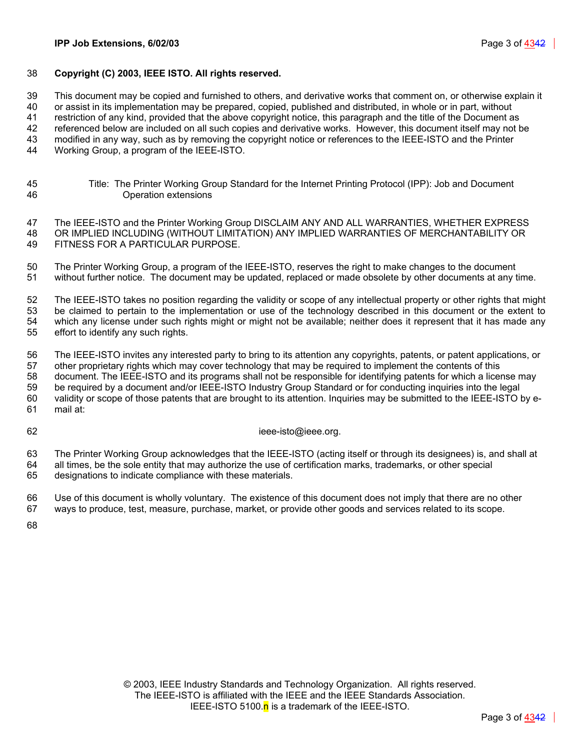**Copyright (C) 2003, IEEE ISTO. All rights reserved.**

This document may be copied and furnished to others, and derivative works that comment on, or otherwise explain it or assist in its implementation may be prepared, copied, published and distributed, in whole or in part, without restriction of any kind, provided that the above copyright notice, this paragraph and the title of the Document as referenced below are included on all such copies and derivative works. However, this document itself may not be modified in any way, such as by removing the copyright notice or references to the IEEE-ISTO and the Printer Working Group, a program of the IEEE-ISTO.

Title: The Printer Working Group Standard for the Internet Printing Protocol (IPP): Job and Document Operation extensions

The IEEE-ISTO and the Printer Working Group DISCLAIM ANY AND ALL WARRANTIES, WHETHER EXPRESS OR IMPLIED INCLUDING (WITHOUT LIMITATION) ANY IMPLIED WARRANTIES OF MERCHANTABILITY OR FITNESS FOR A PARTICULAR PURPOSE.

The Printer Working Group, a program of the IEEE-ISTO, reserves the right to make changes to the document without further notice. The document may be updated, replaced or made obsolete by other documents at any time.

The IEEE-ISTO takes no position regarding the validity or scope of any intellectual property or other rights that might be claimed to pertain to the implementation or use of the technology described in this document or the extent to which any license under such rights might or might not be available; neither does it represent that it has made any effort to identify any such rights.

The IEEE-ISTO invites any interested party to bring to its attention any copyrights, patents, or patent applications, or other proprietary rights which may cover technology that may be required to implement the contents of this document. The IEEE-ISTO and its programs shall not be responsible for identifying patents for which a license may be required by a document and/or IEEE-ISTO Industry Group Standard or for conducting inquiries into the legal validity or scope of those patents that are brought to its attention. Inquiries may be submitted to the IEEE-ISTO by e-mail at:

ieee-isto@ieee.org.

The Printer Working Group acknowledges that the IEEE-ISTO (acting itself or through its designees) is, and shall at all times, be the sole entity that may authorize the use of certification marks, trademarks, or other special designations to indicate compliance with these materials.

Use of this document is wholly voluntary. The existence of this document does not imply that there are no other ways to produce, test, measure, purchase, market, or provide other goods and services related to its scope.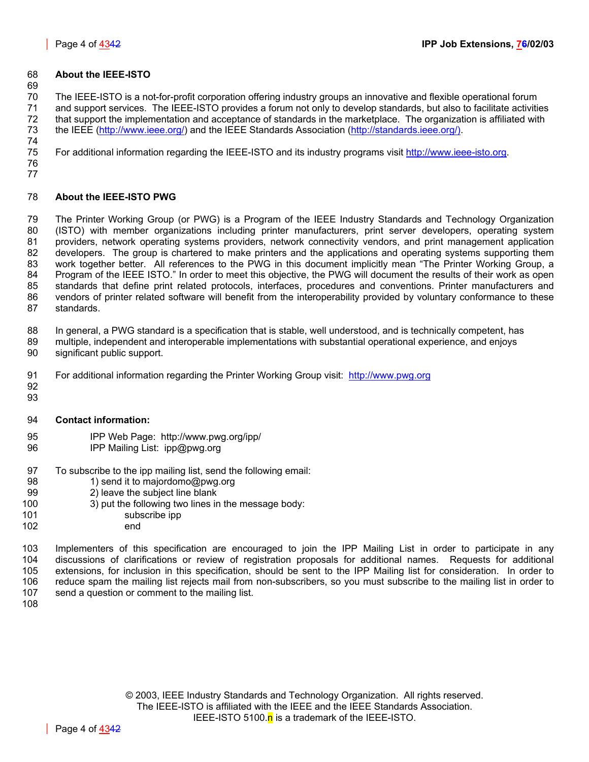## About the IEEE-ISTO

The IEEE-ISTO is a not-for-profit corporation offering industry groups an innovative and flexible operational forum and support services. The IEEE-ISTO provides a forum not only to develop standards, but also to facilitate activities that support the implementation and acceptance of standards in the marketplace. The organization is affiliated with the IEEE (http://www.ieee.org/) and the IEEE Standards Association (http://standards.ieee.org/).

For additional information regarding the IEEE-ISTO and its industry programs visit http://www.ieee-isto.org.

## About the IEEE-ISTO PWG

The Printer Working Group (or PWG) is a Program of the IEEE Industry Standards and Technology Organization (ISTO) with member organizations including printer manufacturers, print server developers, operating system providers, network operating systems providers, network connectivity vendors, and print management application developers. The group is chartered to make printers and the applications and operating systems supporting them work together better. All references to the PWG in this document implicitly mean "The Printer Working Group, a Program of the IEEE ISTO." In order to meet this objective, the PWG will document the results of their work as open standards that define print related protocols, interfaces, procedures and conventions. Printer manufacturers and vendors of printer related software will benefit from the interoperability provided by voluntary conformance to these standards.

In general, a PWG standard is a specification that is stable, well understood, and is technically competent, has multiple, independent and interoperable implementations with substantial operational experience, and enjoys significant public support.

For additional information regarding the Printer Working Group visit: http://www.pwg.org

**Contact information:**

IPP Web Page: http://www.pwg.org/ipp/
IPP Mailing List: ipp@pwg.org

To subscribe to the ipp mailing list, send the following email:

1) send it to majordomo@pwg.org
2) leave the subject line blank
3) put the following two lines in the message body:

```
subscribe ipp
end
```

Implementers of this specification are encouraged to join the IPP Mailing List in order to participate in any discussions of clarifications or review of registration proposals for additional names. Requests for additional extensions, for inclusion in this specification, should be sent to the IPP Mailing list for consideration. In order to reduce spam the mailing list rejects mail from non-subscribers, so you must subscribe to the mailing list in order to send a question or comment to the mailing list.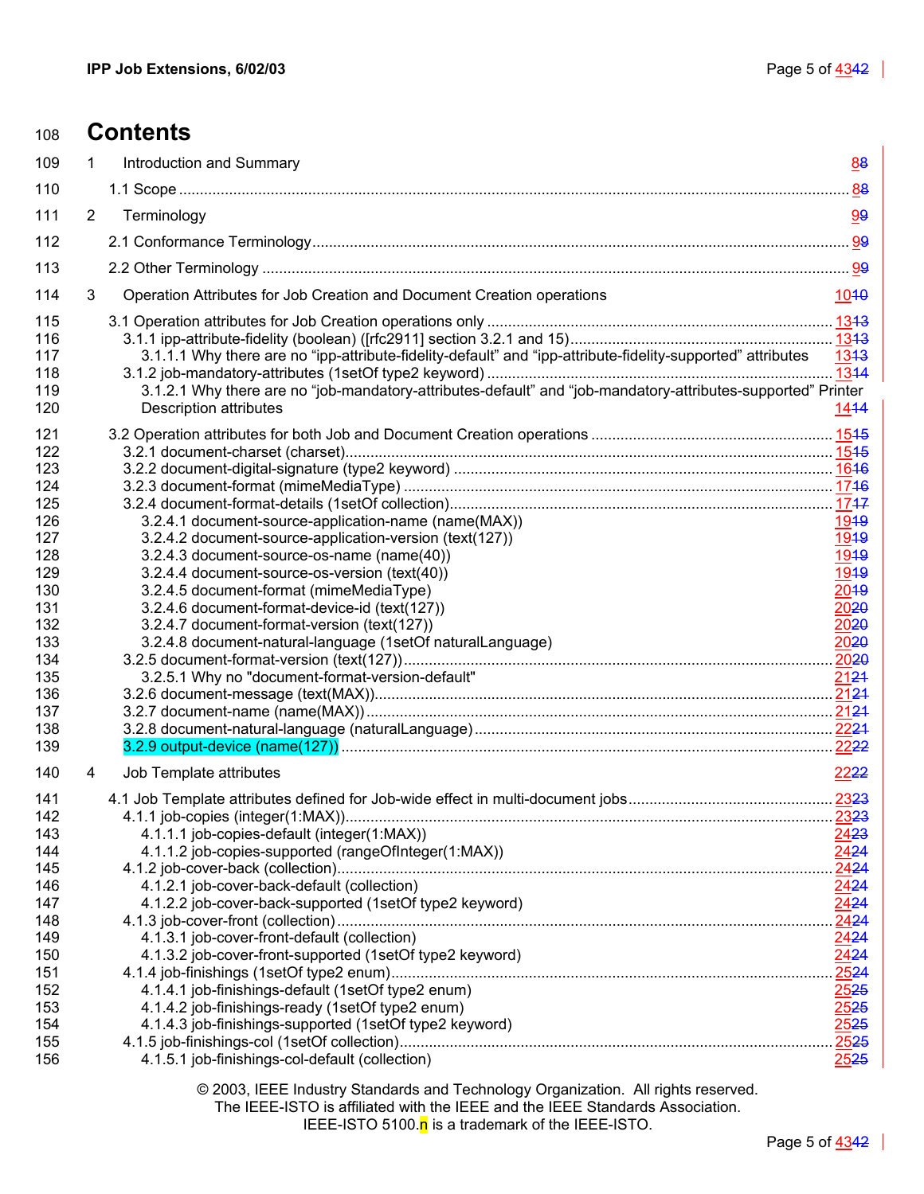# Contents

1 Introduction and Summary 88

1.1 Scope 88

2 Terminology 99

2.1 Conformance Terminology 99

2.2 Other Terminology 99

3 Operation Attributes for Job Creation and Document Creation operations 1010

3.1 Operation attributes for Job Creation operations only 1313

3.1.1 ipp-attribute-fidelity (boolean) ([rfc2911] section 3.2.1 and 15) 1313

3.1.1.1 Why there are no "ipp-attribute-fidelity-default" and "ipp-attribute-fidelity-supported" attributes 1313

3.1.2 job-mandatory-attributes (1setOf type2 keyword) 1314

3.1.2.1 Why there are no "job-mandatory-attributes-default" and "job-mandatory-attributes-supported" Printer Description attributes 1414

3.2 Operation attributes for both Job and Document Creation operations 1515

3.2.1 document-charset (charset) 1515

3.2.2 document-digital-signature (type2 keyword) 1616

3.2.3 document-format (mimeMediaType) 1716

3.2.4 document-format-details (1setOf collection) 1717

3.2.4.1 document-source-application-name (name(MAX)) 1919

3.2.4.2 document-source-application-version (text(127)) 1919

3.2.4.3 document-source-os-name (name(40)) 1919

3.2.4.4 document-source-os-version (text(40)) 1919

3.2.4.5 document-format (mimeMediaType) 2019

3.2.4.6 document-format-device-id (text(127)) 2020

3.2.4.7 document-format-version (text(127)) 2020

3.2.4.8 document-natural-language (1setOf naturalLanguage) 2020

3.2.5 document-format-version (text(127)) 2020

3.2.5.1 Why no "document-format-version-default" 2121

3.2.6 document-message (text(MAX)) 2121

3.2.7 document-name (name(MAX)) 2121

3.2.8 document-natural-language (naturalLanguage) 2221

3.2.9 output-device (name(127)) 2222

4 Job Template attributes 2222

4.1 Job Template attributes defined for Job-wide effect in multi-document jobs 2323

4.1.1 job-copies (integer(1:MAX)) 2323

4.1.1.1 job-copies-default (integer(1:MAX)) 2423

4.1.1.2 job-copies-supported (rangeOfInteger(1:MAX)) 2424

4.1.2 job-cover-back (collection) 2424

4.1.2.1 job-cover-back-default (collection) 2424

4.1.2.2 job-cover-back-supported (1setOf type2 keyword) 2424

4.1.3 job-cover-front (collection) 2424

4.1.3.1 job-cover-front-default (collection) 2424

4.1.3.2 job-cover-front-supported (1setOf type2 keyword) 2424

4.1.4 job-finishings (1setOf type2 enum) 2524

4.1.4.1 job-finishings-default (1setOf type2 enum) 2525

4.1.4.2 job-finishings-ready (1setOf type2 enum) 2525

4.1.4.3 job-finishings-supported (1setOf type2 keyword) 2525

4.1.5 job-finishings-col (1setOf collection) 2525

4.1.5.1 job-finishings-col-default (collection) 2525

© 2003, IEEE Industry Standards and Technology Organization. All rights reserved.
The IEEE-ISTO is affiliated with the IEEE and the IEEE Standards Association.
IEEE-ISTO 5100.n is a trademark of the IEEE-ISTO.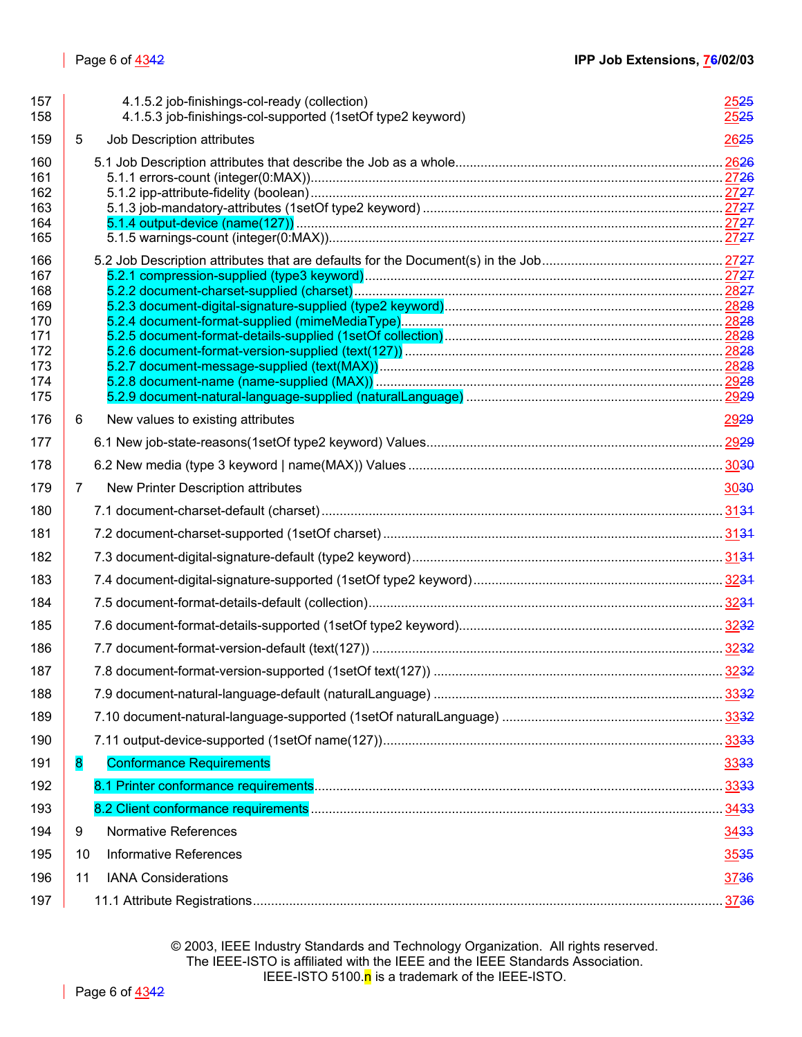4.1.5.2 job-finishings-col-ready (collection) ..... 25
4.1.5.3 job-finishings-col-supported (1setOf type2 keyword) ..... 25

5 Job Description attributes ..... 26

5.1 Job Description attributes that describe the Job as a whole ..... 26
5.1.1 errors-count (integer(0:MAX)) ..... 27
5.1.2 ipp-attribute-fidelity (boolean) ..... 27
5.1.3 job-mandatory-attributes (1setOf type2 keyword) ..... 27
5.1.4 output-device (name(127)) ..... 27
5.1.5 warnings-count (integer(0:MAX)) ..... 27

5.2 Job Description attributes that are defaults for the Document(s) in the Job ..... 27
5.2.1 compression-supplied (type3 keyword) ..... 27
5.2.2 document-charset-supplied (charset) ..... 28
5.2.3 document-digital-signature-supplied (type2 keyword) ..... 28
5.2.4 document-format-supplied (mimeMediaType) ..... 28
5.2.5 document-format-details-supplied (1setOf collection) ..... 28
5.2.6 document-format-version-supplied (text(127)) ..... 28
5.2.7 document-message-supplied (text(MAX)) ..... 28
5.2.8 document-name (name-supplied (MAX)) ..... 29
5.2.9 document-natural-language-supplied (naturalLanguage) ..... 29

6 New values to existing attributes ..... 29

6.1 New job-state-reasons(1setOf type2 keyword) Values ..... 29

6.2 New media (type 3 keyword | name(MAX)) Values ..... 30

7 New Printer Description attributes ..... 30

7.1 document-charset-default (charset) ..... 31

7.2 document-charset-supported (1setOf charset) ..... 31

7.3 document-digital-signature-default (type2 keyword) ..... 31

7.4 document-digital-signature-supported (1setOf type2 keyword) ..... 32

7.5 document-format-details-default (collection) ..... 32

7.6 document-format-details-supported (1setOf type2 keyword) ..... 32

7.7 document-format-version-default (text(127)) ..... 32

7.8 document-format-version-supported (1setOf text(127)) ..... 32

7.9 document-natural-language-default (naturalLanguage) ..... 33

7.10 document-natural-language-supported (1setOf naturalLanguage) ..... 33

7.11 output-device-supported (1setOf name(127)) ..... 33

8 Conformance Requirements ..... 33

8.1 Printer conformance requirements ..... 33

8.2 Client conformance requirements ..... 34

9 Normative References ..... 34

10 Informative References ..... 35

11 IANA Considerations ..... 37

11.1 Attribute Registrations ..... 37

© 2003, IEEE Industry Standards and Technology Organization. All rights reserved.
The IEEE-ISTO is affiliated with the IEEE and the IEEE Standards Association.
IEEE-ISTO 5100.n is a trademark of the IEEE-ISTO.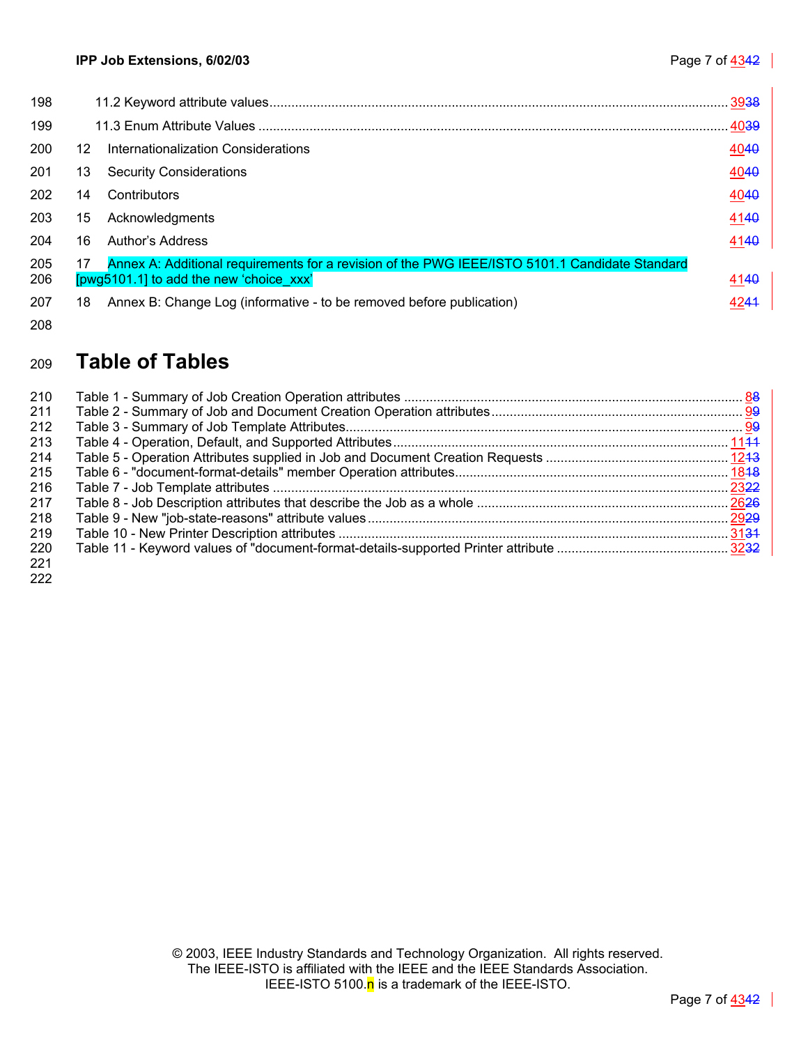11.2 Keyword attribute values........................................................................................................ 3938
11.3 Enum Attribute Values ........................................................................................................ 4039
12 Internationalization Considerations 4040
13 Security Considerations 4040
14 Contributors 4040
15 Acknowledgments 4140
16 Author's Address 4140
17 Annex A: Additional requirements for a revision of the PWG IEEE/ISTO 5101.1 Candidate Standard [pwg5101.1] to add the new 'choice_xxx' 4140
18 Annex B: Change Log (informative - to be removed before publication) 4241

# Table of Tables

Table 1 - Summary of Job Creation Operation attributes ........................................................................ 88
Table 2 - Summary of Job and Document Creation Operation attributes .................................................. 99
Table 3 - Summary of Job Template Attributes........................................................................................ 99
Table 4 - Operation, Default, and Supported Attributes ........................................................................ 1111
Table 5 - Operation Attributes supplied in Job and Document Creation Requests ................................. 1213
Table 6 - "document-format-details" member Operation attributes......................................................... 1818
Table 7 - Job Template attributes .......................................................................................................... 2322
Table 8 - Job Description attributes that describe the Job as a whole .................................................... 2626
Table 9 - New "job-state-reasons" attribute values ................................................................................. 2929
Table 10 - New Printer Description attributes ........................................................................................ 3131
Table 11 - Keyword values of "document-format-details-supported Printer attribute ............................. 3232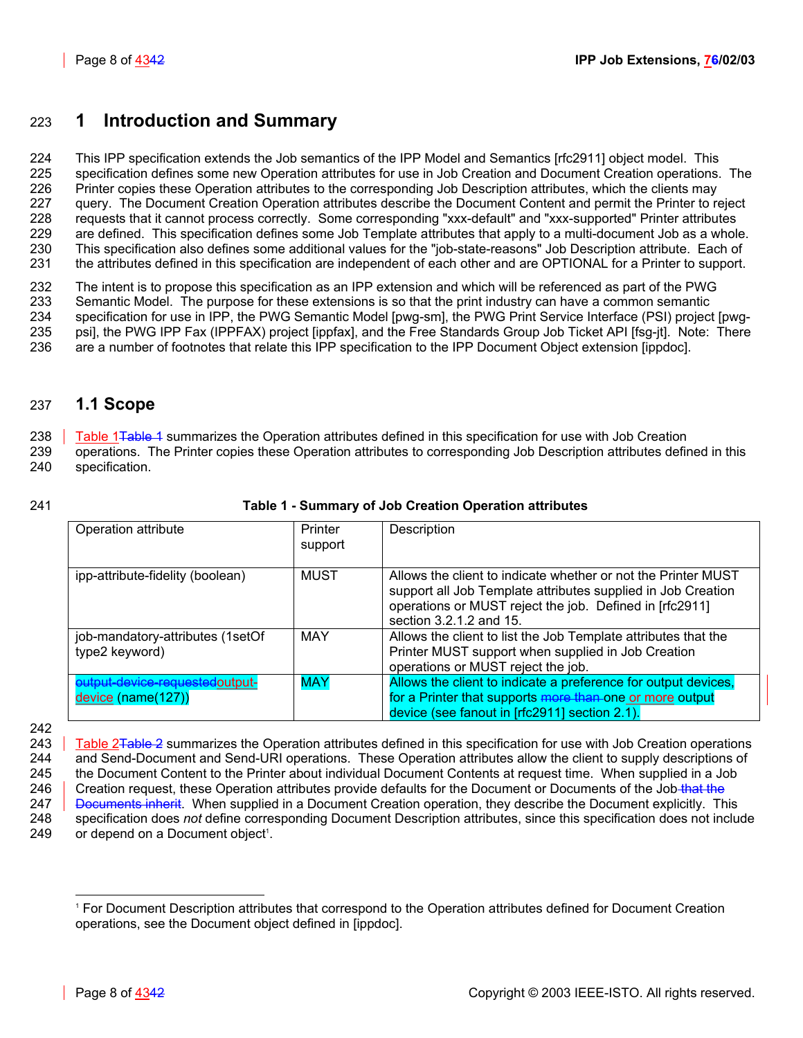# 1 Introduction and Summary

This IPP specification extends the Job semantics of the IPP Model and Semantics [rfc2911] object model. This specification defines some new Operation attributes for use in Job Creation and Document Creation operations. The Printer copies these Operation attributes to the corresponding Job Description attributes, which the clients may query. The Document Creation Operation attributes describe the Document Content and permit the Printer to reject requests that it cannot process correctly. Some corresponding "xxx-default" and "xxx-supported" Printer attributes are defined. This specification defines some Job Template attributes that apply to a multi-document Job as a whole. This specification also defines some additional values for the "job-state-reasons" Job Description attribute. Each of the attributes defined in this specification are independent of each other and are OPTIONAL for a Printer to support.

The intent is to propose this specification as an IPP extension and which will be referenced as part of the PWG Semantic Model. The purpose for these extensions is so that the print industry can have a common semantic specification for use in IPP, the PWG Semantic Model [pwg-sm], the PWG Print Service Interface (PSI) project [pwg-psi], the PWG IPP Fax (IPPFAX) project [ippfax], and the Free Standards Group Job Ticket API [fsg-jt]. Note: There are a number of footnotes that relate this IPP specification to the IPP Document Object extension [ippdoc].

## 1.1 Scope

Table 1 summarizes the Operation attributes defined in this specification for use with Job Creation operations. The Printer copies these Operation attributes to corresponding Job Description attributes defined in this specification.

**Table 1 - Summary of Job Creation Operation attributes**

| Operation attribute | Printer support | Description |
|---|---|---|
| ipp-attribute-fidelity (boolean) | MUST | Allows the client to indicate whether or not the Printer MUST support all Job Template attributes supplied in Job Creation operations or MUST reject the job. Defined in [rfc2911] section 3.2.1.2 and 15. |
| job-mandatory-attributes (1setOf type2 keyword) | MAY | Allows the client to list the Job Template attributes that the Printer MUST support when supplied in Job Creation operations or MUST reject the job. |
| output-device (name(127)) | MAY | Allows the client to indicate a preference for output devices, for a Printer that supports one or more output device (see fanout in [rfc2911] section 2.1). |

Table 2 summarizes the Operation attributes defined in this specification for use with Job Creation operations and Send-Document and Send-URI operations. These Operation attributes allow the client to supply descriptions of the Document Content to the Printer about individual Document Contents at request time. When supplied in a Job Creation request, these Operation attributes provide defaults for the Document or Documents of the Job. When supplied in a Document Creation operation, they describe the Document explicitly. This specification does *not* define corresponding Document Description attributes, since this specification does not include or depend on a Document object[1].

[1] For Document Description attributes that correspond to the Operation attributes defined for Document Creation operations, see the Document object defined in [ippdoc].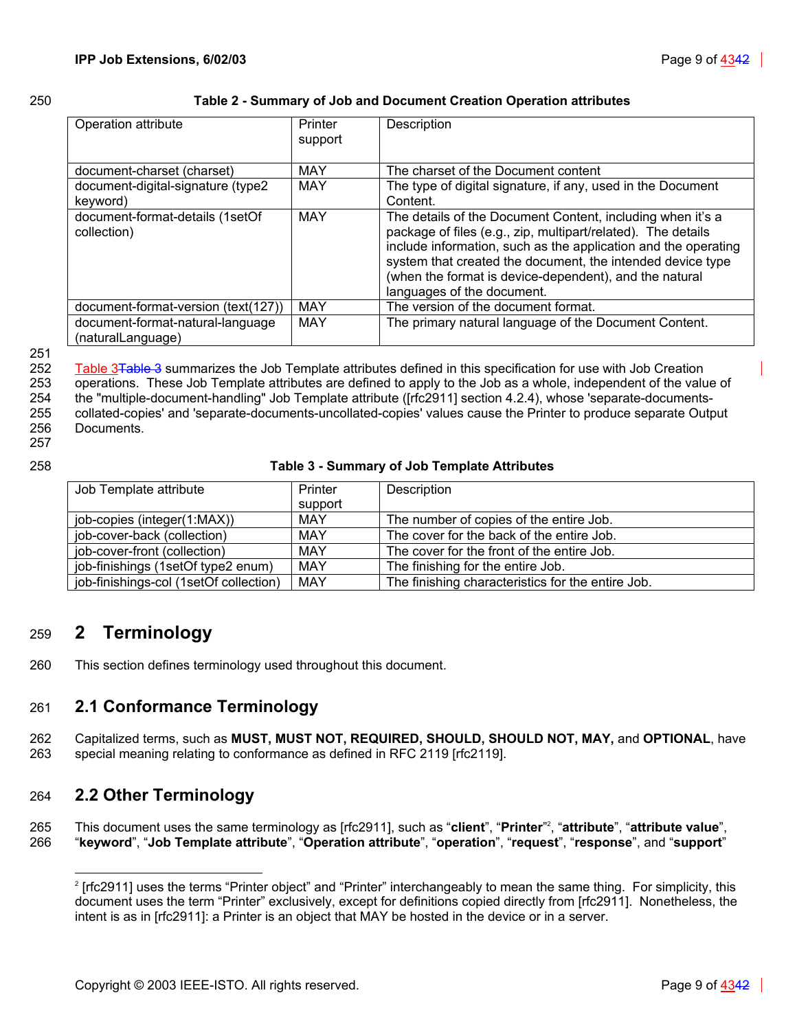**Table 2 - Summary of Job and Document Creation Operation attributes**

| Operation attribute | Printer support | Description |
|---|---|---|
| document-charset (charset) | MAY | The charset of the Document content |
| document-digital-signature (type2 keyword) | MAY | The type of digital signature, if any, used in the Document Content. |
| document-format-details (1setOf collection) | MAY | The details of the Document Content, including when it's a package of files (e.g., zip, multipart/related). The details include information, such as the application and the operating system that created the document, the intended device type (when the format is device-dependent), and the natural languages of the document. |
| document-format-version (text(127)) | MAY | The version of the document format. |
| document-format-natural-language (naturalLanguage) | MAY | The primary natural language of the Document Content. |

Table 3 summarizes the Job Template attributes defined in this specification for use with Job Creation operations. These Job Template attributes are defined to apply to the Job as a whole, independent of the value of the "multiple-document-handling" Job Template attribute ([rfc2911] section 4.2.4), whose 'separate-documents-collated-copies' and 'separate-documents-uncollated-copies' values cause the Printer to produce separate Output Documents.

**Table 3 - Summary of Job Template Attributes**

| Job Template attribute | Printer support | Description |
|---|---|---|
| job-copies (integer(1:MAX)) | MAY | The number of copies of the entire Job. |
| job-cover-back (collection) | MAY | The cover for the back of the entire Job. |
| job-cover-front (collection) | MAY | The cover for the front of the entire Job. |
| job-finishings (1setOf type2 enum) | MAY | The finishing for the entire Job. |
| job-finishings-col (1setOf collection) | MAY | The finishing characteristics for the entire Job. |

# 2 Terminology

This section defines terminology used throughout this document.

## 2.1 Conformance Terminology

Capitalized terms, such as **MUST, MUST NOT, REQUIRED, SHOULD, SHOULD NOT, MAY,** and **OPTIONAL**, have special meaning relating to conformance as defined in RFC 2119 [rfc2119].

## 2.2 Other Terminology

This document uses the same terminology as [rfc2911], such as "**client**", "**Printer**"[2], "**attribute**", "**attribute value**", "**keyword**", "**Job Template attribute**", "**Operation attribute**", "**operation**", "**request**", "**response**", and "**support**"

---

[2] [rfc2911] uses the terms "Printer object" and "Printer" interchangeably to mean the same thing. For simplicity, this document uses the term "Printer" exclusively, except for definitions copied directly from [rfc2911]. Nonetheless, the intent is as in [rfc2911]: a Printer is an object that MAY be hosted in the device or in a server.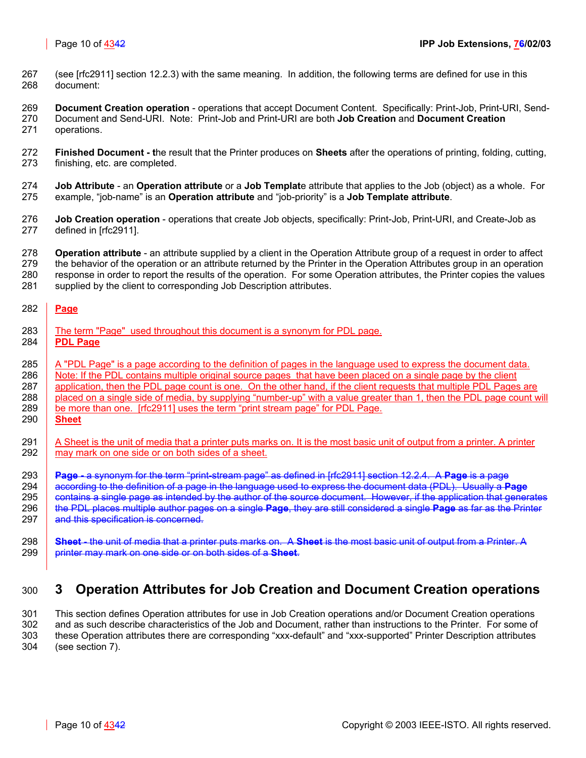(see [rfc2911] section 12.2.3) with the same meaning. In addition, the following terms are defined for use in this document:

**Document Creation operation** - operations that accept Document Content. Specifically: Print-Job, Print-URI, Send-Document and Send-URI. Note: Print-Job and Print-URI are both **Job Creation** and **Document Creation** operations.

**Finished Document - t**he result that the Printer produces on **Sheets** after the operations of printing, folding, cutting, finishing, etc. are completed.

**Job Attribute** - an **Operation attribute** or a **Job Templat**e attribute that applies to the Job (object) as a whole. For example, "job-name" is an **Operation attribute** and "job-priority" is a **Job Template attribute**.

**Job Creation operation** - operations that create Job objects, specifically: Print-Job, Print-URI, and Create-Job as defined in [rfc2911].

**Operation attribute** - an attribute supplied by a client in the Operation Attribute group of a request in order to affect the behavior of the operation or an attribute returned by the Printer in the Operation Attributes group in an operation response in order to report the results of the operation. For some Operation attributes, the Printer copies the values supplied by the client to corresponding Job Description attributes.

**Page**

The term "Page" used throughout this document is a synonym for PDL page.

**PDL Page**

A "PDL Page" is a page according to the definition of pages in the language used to express the document data. Note: If the PDL contains multiple original source pages that have been placed on a single page by the client application, then the PDL page count is one. On the other hand, if the client requests that multiple PDL Pages are placed on a single side of media, by supplying "number-up" with a value greater than 1, then the PDL page count will be more than one. [rfc2911] uses the term "print stream page" for PDL Page.

**Sheet**

A Sheet is the unit of media that a printer puts marks on. It is the most basic unit of output from a printer. A printer may mark on one side or on both sides of a sheet.

~~**Page** - a synonym for the term "print-stream page" as defined in [rfc2911] section 12.2.4. A **Page** is a page according to the definition of a page in the language used to express the document data (PDL). Usually a **Page** contains a single page as intended by the author of the source document. However, if the application that generates the PDL places multiple author pages on a single **Page**, they are still considered a single **Page** as far as the Printer and this specification is concerned.~~

~~**Sheet** - the unit of media that a printer puts marks on. A **Sheet** is the most basic unit of output from a Printer. A printer may mark on one side or on both sides of a **Sheet**.~~

# 3 Operation Attributes for Job Creation and Document Creation operations

This section defines Operation attributes for use in Job Creation operations and/or Document Creation operations and as such describe characteristics of the Job and Document, rather than instructions to the Printer. For some of these Operation attributes there are corresponding "xxx-default" and "xxx-supported" Printer Description attributes (see section 7).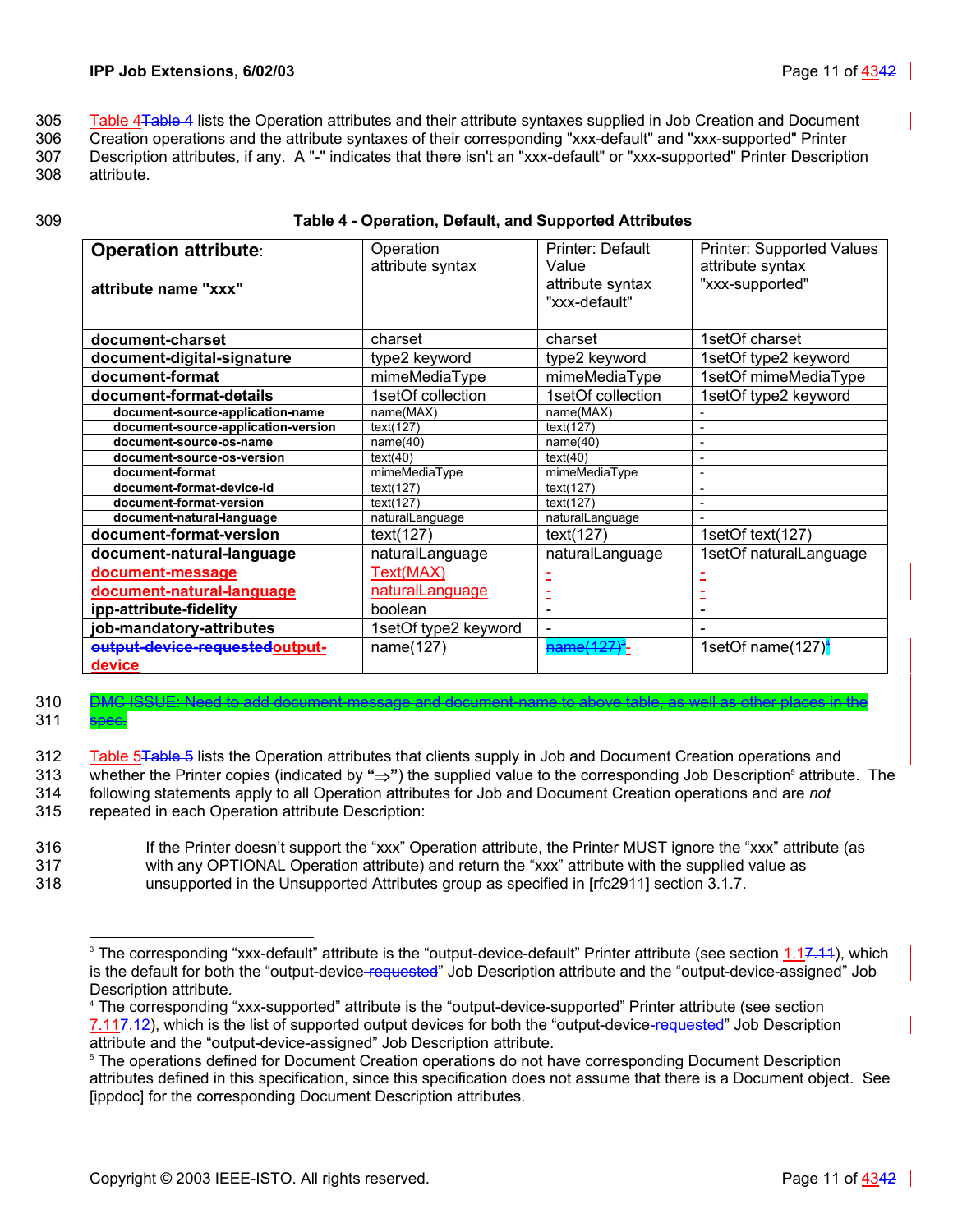Table 4Table 4 lists the Operation attributes and their attribute syntaxes supplied in Job Creation and Document Creation operations and the attribute syntaxes of their corresponding "xxx-default" and "xxx-supported" Printer Description attributes, if any. A "-" indicates that there isn't an "xxx-default" or "xxx-supported" Printer Description attribute.

**Table 4 - Operation, Default, and Supported Attributes**

| **Operation attribute**: **attribute name "xxx"** | Operation attribute syntax | Printer: Default Value attribute syntax "xxx-default" | Printer: Supported Values attribute syntax "xxx-supported" |
|---|---|---|---|
| **document-charset** | charset | charset | 1setOf charset |
| **document-digital-signature** | type2 keyword | type2 keyword | 1setOf type2 keyword |
| **document-format** | mimeMediaType | mimeMediaType | 1setOf mimeMediaType |
| **document-format-details** | 1setOf collection | 1setOf collection | 1setOf type2 keyword |
| **document-source-application-name** | name(MAX) | name(MAX) | - |
| **document-source-application-version** | text(127) | text(127) | - |
| **document-source-os-name** | name(40) | name(40) | - |
| **document-source-os-version** | text(40) | text(40) | - |
| **document-format** | mimeMediaType | mimeMediaType | - |
| **document-format-device-id** | text(127) | text(127) | - |
| **document-format-version** | text(127) | text(127) | - |
| **document-natural-language** | naturalLanguage | naturalLanguage | - |
| **document-format-version** | text(127) | text(127) | 1setOf text(127) |
| **document-natural-language** | naturalLanguage | naturalLanguage | 1setOf naturalLanguage |
| **document-message** | Text(MAX) | - | - |
| **document-natural-language** | naturalLanguage | - | - |
| **ipp-attribute-fidelity** | boolean | - | - |
| **job-mandatory-attributes** | 1setOf type2 keyword | - | - |
| **output-device-requestedoutput-device** | name(127) | name(127)[3] - | 1setOf name(127)[4] |

DMC ISSUE: Need to add document-message and document-name to above table, as well as other places in the spec.

Table 5Table 5 lists the Operation attributes that clients supply in Job and Document Creation operations and whether the Printer copies (indicated by "⇒") the supplied value to the corresponding Job Description[5] attribute. The following statements apply to all Operation attributes for Job and Document Creation operations and are *not* repeated in each Operation attribute Description:

> If the Printer doesn't support the "xxx" Operation attribute, the Printer MUST ignore the "xxx" attribute (as with any OPTIONAL Operation attribute) and return the "xxx" attribute with the supplied value as unsupported in the Unsupported Attributes group as specified in [rfc2911] section 3.1.7.

---

[3] The corresponding "xxx-default" attribute is the "output-device-default" Printer attribute (see section 1.17.11), which is the default for both the "output-device-requested" Job Description attribute and the "output-device-assigned" Job Description attribute.

[4] The corresponding "xxx-supported" attribute is the "output-device-supported" Printer attribute (see section 7.117.12), which is the list of supported output devices for both the "output-device-requested" Job Description attribute and the "output-device-assigned" Job Description attribute.

[5] The operations defined for Document Creation operations do not have corresponding Document Description attributes defined in this specification, since this specification does not assume that there is a Document object. See [ippdoc] for the corresponding Document Description attributes.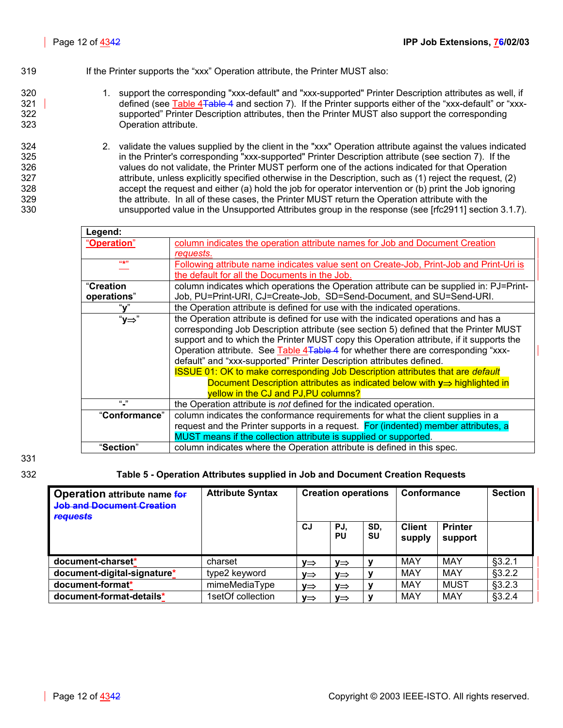If the Printer supports the "xxx" Operation attribute, the Printer MUST also:

1. support the corresponding "xxx-default" and "xxx-supported" Printer Description attributes as well, if defined (see Table 4 and section 7). If the Printer supports either of the "xxx-default" or "xxx-supported" Printer Description attributes, then the Printer MUST also support the corresponding Operation attribute.

2. validate the values supplied by the client in the "xxx" Operation attribute against the values indicated in the Printer's corresponding "xxx-supported" Printer Description attribute (see section 7). If the values do not validate, the Printer MUST perform one of the actions indicated for that Operation attribute, unless explicitly specified otherwise in the Description, such as (1) reject the request, (2) accept the request and either (a) hold the job for operator intervention or (b) print the Job ignoring the attribute. In all of these cases, the Printer MUST return the Operation attribute with the unsupported value in the Unsupported Attributes group in the response (see [rfc2911] section 3.1.7).

| **Legend:** | |
|---|---|
| "**Operation**" | column indicates the operation attribute names for Job and Document Creation *requests.* |
| "*" | Following attribute name indicates value sent on Create-Job, Print-Job and Print-Uri is the default for all the Documents in the Job. |
| "**Creation operations**" | column indicates which operations the Operation attribute can be supplied in: PJ=Print-Job, PU=Print-URI, CJ=Create-Job, SD=Send-Document, and SU=Send-URI. |
| "**y**" | the Operation attribute is defined for use with the indicated operations. |
| "**y⇒**" | the Operation attribute is defined for use with the indicated operations and has a corresponding Job Description attribute (see section 5) defined that the Printer MUST support and to which the Printer MUST copy this Operation attribute, if it supports the Operation attribute. See Table 4 for whether there are corresponding "xxx-default" and "xxx-supported" Printer Description attributes defined. ISSUE 01: OK to make corresponding Job Description attributes that are *default* Document Description attributes as indicated below with **y⇒** highlighted in yellow in the CJ and PJ,PU columns? |
| "**-**" | the Operation attribute is *not* defined for the indicated operation. |
| "**Conformance**" | column indicates the conformance requirements for what the client supplies in a request and the Printer supports in a request. For (indented) member attributes, a MUST means if the collection attribute is supplied or supported. |
| "**Section**" | column indicates where the Operation attribute is defined in this spec. |

**Table 5 - Operation Attributes supplied in Job and Document Creation Requests**

| **Operation** attribute name | **Attribute Syntax** | **Creation operations** | | | **Conformance** | | **Section** |
|---|---|---|---|---|---|---|---|
| | | **CJ** | **PJ, PU** | **SD, SU** | **Client supply** | **Printer support** | |
| **document-charset*** | charset | **y⇒** | **y⇒** | **y** | MAY | MAY | §3.2.1 |
| **document-digital-signature*** | type2 keyword | **y⇒** | **y⇒** | **y** | MAY | MAY | §3.2.2 |
| **document-format*** | mimeMediaType | **y⇒** | **y⇒** | **y** | MAY | MUST | §3.2.3 |
| **document-format-details*** | 1setOf collection | **y⇒** | **y⇒** | **y** | MAY | MAY | §3.2.4 |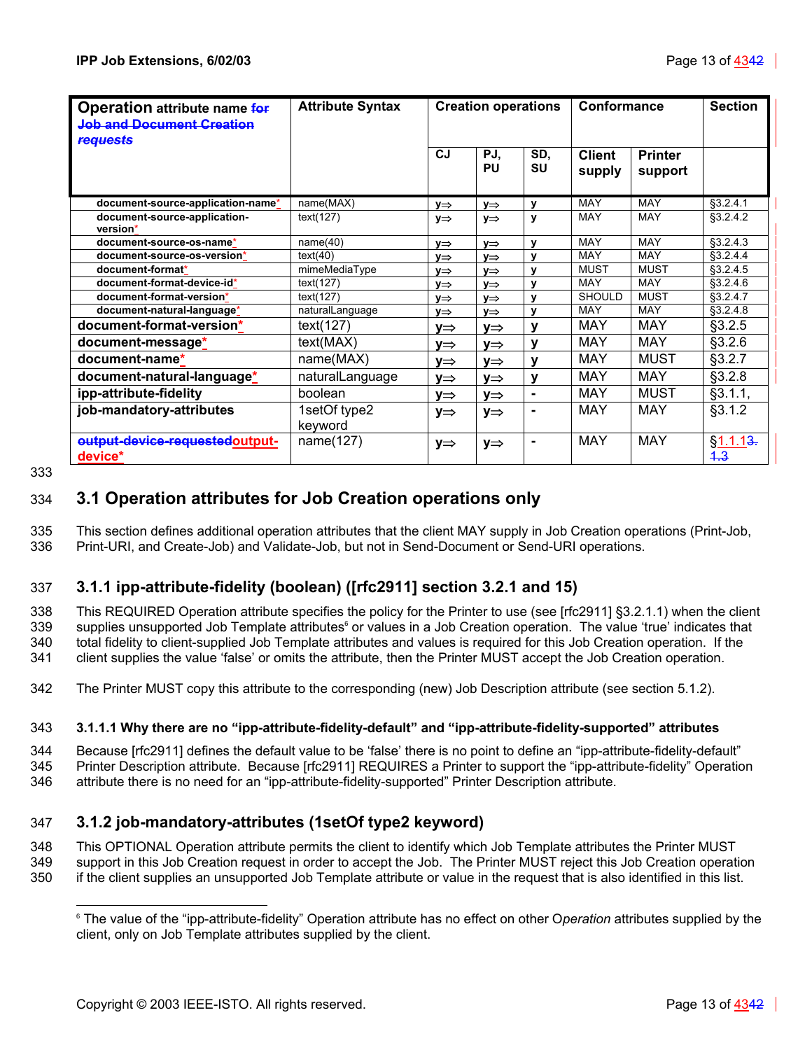| Operation attribute name ~~for Job and Document Creation requests~~ | Attribute Syntax | Creation operations | | | Conformance | | Section |
|---|---|---|---|---|---|---|---|
| | | CJ | PJ, PU | SD, SU | Client supply | Printer support | |
| document-source-application-name* | name(MAX) | y⇒ | y⇒ | y | MAY | MAY | §3.2.4.1 |
| document-source-application-version* | text(127) | y⇒ | y⇒ | y | MAY | MAY | §3.2.4.2 |
| document-source-os-name* | name(40) | y⇒ | y⇒ | y | MAY | MAY | §3.2.4.3 |
| document-source-os-version* | text(40) | y⇒ | y⇒ | y | MAY | MAY | §3.2.4.4 |
| document-format* | mimeMediaType | y⇒ | y⇒ | y | MUST | MUST | §3.2.4.5 |
| document-format-device-id* | text(127) | y⇒ | y⇒ | y | MAY | MAY | §3.2.4.6 |
| document-format-version* | text(127) | y⇒ | y⇒ | y | SHOULD | MUST | §3.2.4.7 |
| document-natural-language* | naturalLanguage | y⇒ | y⇒ | y | MAY | MAY | §3.2.4.8 |
| document-format-version* | text(127) | y⇒ | y⇒ | y | MAY | MAY | §3.2.5 |
| document-message* | text(MAX) | y⇒ | y⇒ | y | MAY | MAY | §3.2.6 |
| document-name* | name(MAX) | y⇒ | y⇒ | y | MAY | MUST | §3.2.7 |
| document-natural-language* | naturalLanguage | y⇒ | y⇒ | y | MAY | MAY | §3.2.8 |
| ipp-attribute-fidelity | boolean | y⇒ | y⇒ | - | MAY | MUST | §3.1.1, |
| job-mandatory-attributes | 1setOf type2 keyword | y⇒ | y⇒ | - | MAY | MAY | §3.1.2 |
| ~~output-device-requested~~output-device* | name(127) | y⇒ | y⇒ | - | MAY | MAY | §1.1.13~~.1.3~~ |

## 3.1 Operation attributes for Job Creation operations only

This section defines additional operation attributes that the client MAY supply in Job Creation operations (Print-Job, Print-URI, and Create-Job) and Validate-Job, but not in Send-Document or Send-URI operations.

### 3.1.1 ipp-attribute-fidelity (boolean) ([rfc2911] section 3.2.1 and 15)

This REQUIRED Operation attribute specifies the policy for the Printer to use (see [rfc2911] §3.2.1.1) when the client supplies unsupported Job Template attributes[6] or values in a Job Creation operation. The value 'true' indicates that total fidelity to client-supplied Job Template attributes and values is required for this Job Creation operation. If the client supplies the value 'false' or omits the attribute, then the Printer MUST accept the Job Creation operation.

The Printer MUST copy this attribute to the corresponding (new) Job Description attribute (see section 5.1.2).

#### 3.1.1.1 Why there are no "ipp-attribute-fidelity-default" and "ipp-attribute-fidelity-supported" attributes

Because [rfc2911] defines the default value to be 'false' there is no point to define an "ipp-attribute-fidelity-default" Printer Description attribute. Because [rfc2911] REQUIRES a Printer to support the "ipp-attribute-fidelity" Operation attribute there is no need for an "ipp-attribute-fidelity-supported" Printer Description attribute.

### 3.1.2 job-mandatory-attributes (1setOf type2 keyword)

This OPTIONAL Operation attribute permits the client to identify which Job Template attributes the Printer MUST support in this Job Creation request in order to accept the Job. The Printer MUST reject this Job Creation operation if the client supplies an unsupported Job Template attribute or value in the request that is also identified in this list.

[6] The value of the "ipp-attribute-fidelity" Operation attribute has no effect on other O*peration* attributes supplied by the client, only on Job Template attributes supplied by the client.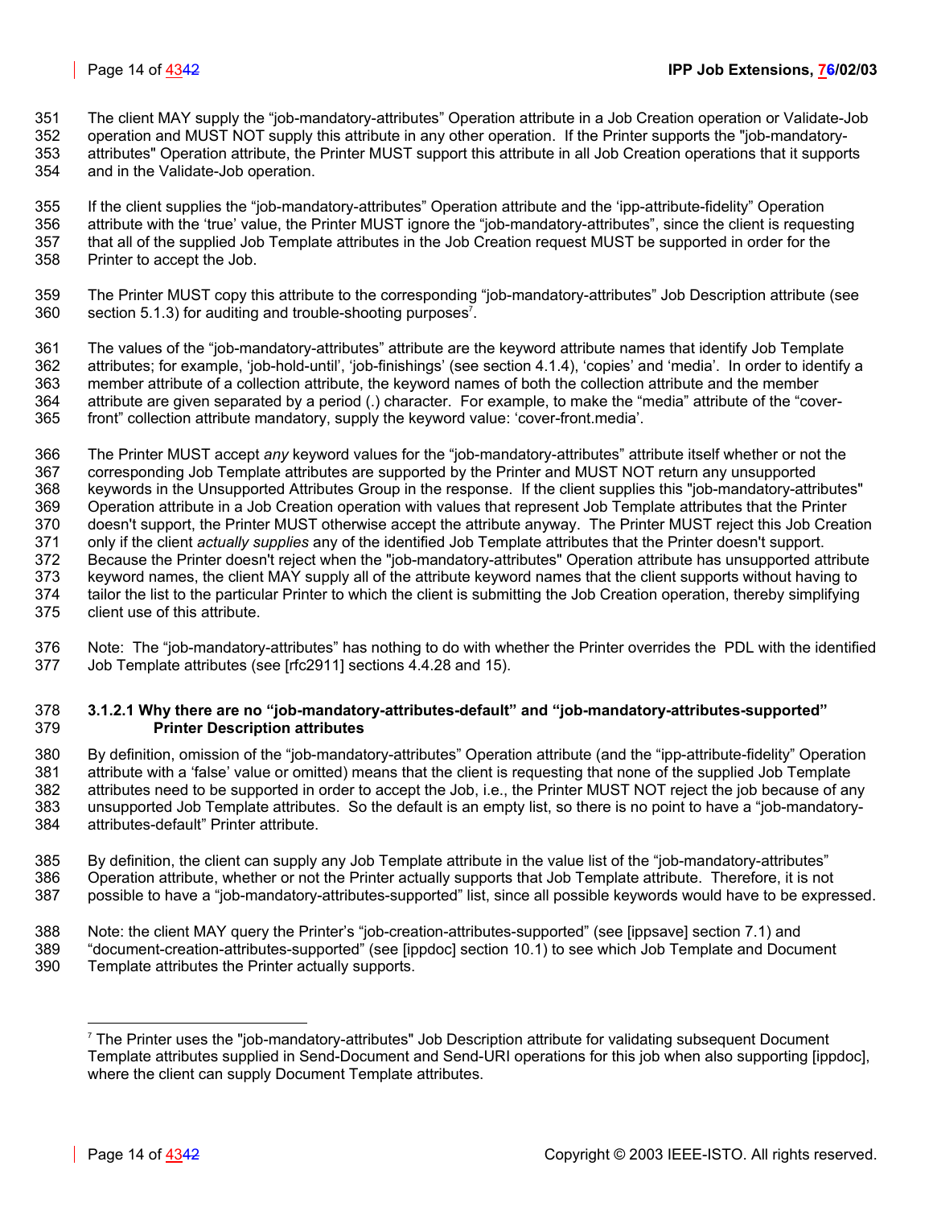The client MAY supply the "job-mandatory-attributes" Operation attribute in a Job Creation operation or Validate-Job operation and MUST NOT supply this attribute in any other operation. If the Printer supports the "job-mandatory-attributes" Operation attribute, the Printer MUST support this attribute in all Job Creation operations that it supports and in the Validate-Job operation.

If the client supplies the "job-mandatory-attributes" Operation attribute and the 'ipp-attribute-fidelity" Operation attribute with the 'true' value, the Printer MUST ignore the "job-mandatory-attributes", since the client is requesting that all of the supplied Job Template attributes in the Job Creation request MUST be supported in order for the Printer to accept the Job.

The Printer MUST copy this attribute to the corresponding "job-mandatory-attributes" Job Description attribute (see section 5.1.3) for auditing and trouble-shooting purposes[7].

The values of the "job-mandatory-attributes" attribute are the keyword attribute names that identify Job Template attributes; for example, 'job-hold-until', 'job-finishings' (see section 4.1.4), 'copies' and 'media'. In order to identify a member attribute of a collection attribute, the keyword names of both the collection attribute and the member attribute are given separated by a period (.) character. For example, to make the "media" attribute of the "cover-front" collection attribute mandatory, supply the keyword value: 'cover-front.media'.

The Printer MUST accept *any* keyword values for the "job-mandatory-attributes" attribute itself whether or not the corresponding Job Template attributes are supported by the Printer and MUST NOT return any unsupported keywords in the Unsupported Attributes Group in the response. If the client supplies this "job-mandatory-attributes" Operation attribute in a Job Creation operation with values that represent Job Template attributes that the Printer doesn't support, the Printer MUST otherwise accept the attribute anyway. The Printer MUST reject this Job Creation only if the client *actually supplies* any of the identified Job Template attributes that the Printer doesn't support. Because the Printer doesn't reject when the "job-mandatory-attributes" Operation attribute has unsupported attribute keyword names, the client MAY supply all of the attribute keyword names that the client supports without having to tailor the list to the particular Printer to which the client is submitting the Job Creation operation, thereby simplifying client use of this attribute.

Note: The "job-mandatory-attributes" has nothing to do with whether the Printer overrides the PDL with the identified Job Template attributes (see [rfc2911] sections 4.4.28 and 15).

#### 3.1.2.1 Why there are no "job-mandatory-attributes-default" and "job-mandatory-attributes-supported" Printer Description attributes

By definition, omission of the "job-mandatory-attributes" Operation attribute (and the "ipp-attribute-fidelity" Operation attribute with a 'false' value or omitted) means that the client is requesting that none of the supplied Job Template attributes need to be supported in order to accept the Job, i.e., the Printer MUST NOT reject the job because of any unsupported Job Template attributes. So the default is an empty list, so there is no point to have a "job-mandatory-attributes-default" Printer attribute.

By definition, the client can supply any Job Template attribute in the value list of the "job-mandatory-attributes" Operation attribute, whether or not the Printer actually supports that Job Template attribute. Therefore, it is not possible to have a "job-mandatory-attributes-supported" list, since all possible keywords would have to be expressed.

Note: the client MAY query the Printer's "job-creation-attributes-supported" (see [ippsave] section 7.1) and "document-creation-attributes-supported" (see [ippdoc] section 10.1) to see which Job Template and Document Template attributes the Printer actually supports.

---

[7] The Printer uses the "job-mandatory-attributes" Job Description attribute for validating subsequent Document Template attributes supplied in Send-Document and Send-URI operations for this job when also supporting [ippdoc], where the client can supply Document Template attributes.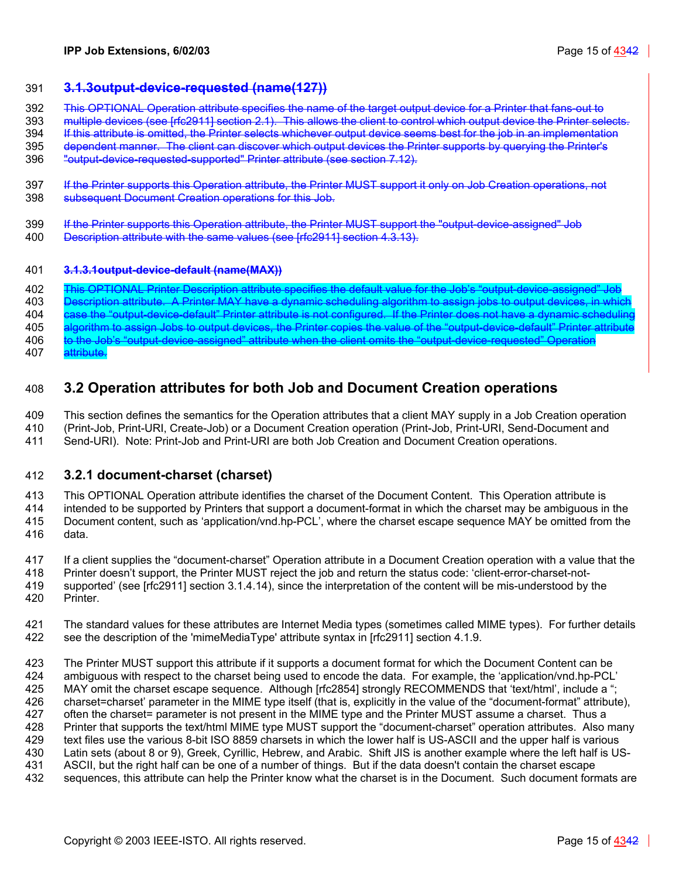### ~~3.1.3 output-device-requested (name(127))~~

~~This OPTIONAL Operation attribute specifies the name of the target output device for a Printer that fans-out to multiple devices (see [rfc2911] section 2.1). This allows the client to control which output device the Printer selects. If this attribute is omitted, the Printer selects whichever output device seems best for the job in an implementation dependent manner. The client can discover which output devices the Printer supports by querying the Printer's "output-device-requested-supported" Printer attribute (see section 7.12).~~

~~If the Printer supports this Operation attribute, the Printer MUST support it only on Job Creation operations, not subsequent Document Creation operations for this Job.~~

~~If the Printer supports this Operation attribute, the Printer MUST support the "output-device-assigned" Job Description attribute with the same values (see [rfc2911] section 4.3.13).~~

#### ~~3.1.3.1 output-device-default (name(MAX))~~

~~This OPTIONAL Printer Description attribute specifies the default value for the Job's "output-device-assigned" Job Description attribute. A Printer MAY have a dynamic scheduling algorithm to assign jobs to output devices, in which case the "output-device-default" Printer attribute is not configured. If the Printer does not have a dynamic scheduling algorithm to assign Jobs to output devices, the Printer copies the value of the "output-device-default" Printer attribute to the Job's "output-device-assigned" attribute when the client omits the "output-device-requested" Operation attribute.~~

## 3.2 Operation attributes for both Job and Document Creation operations

This section defines the semantics for the Operation attributes that a client MAY supply in a Job Creation operation (Print-Job, Print-URI, Create-Job) or a Document Creation operation (Print-Job, Print-URI, Send-Document and Send-URI). Note: Print-Job and Print-URI are both Job Creation and Document Creation operations.

### 3.2.1 document-charset (charset)

This OPTIONAL Operation attribute identifies the charset of the Document Content. This Operation attribute is intended to be supported by Printers that support a document-format in which the charset may be ambiguous in the Document content, such as 'application/vnd.hp-PCL', where the charset escape sequence MAY be omitted from the data.

If a client supplies the "document-charset" Operation attribute in a Document Creation operation with a value that the Printer doesn't support, the Printer MUST reject the job and return the status code: 'client-error-charset-not-supported' (see [rfc2911] section 3.1.4.14), since the interpretation of the content will be mis-understood by the Printer.

The standard values for these attributes are Internet Media types (sometimes called MIME types). For further details see the description of the 'mimeMediaType' attribute syntax in [rfc2911] section 4.1.9.

The Printer MUST support this attribute if it supports a document format for which the Document Content can be ambiguous with respect to the charset being used to encode the data. For example, the 'application/vnd.hp-PCL' MAY omit the charset escape sequence. Although [rfc2854] strongly RECOMMENDS that 'text/html', include a "; charset=charset' parameter in the MIME type itself (that is, explicitly in the value of the "document-format" attribute), often the charset= parameter is not present in the MIME type and the Printer MUST assume a charset. Thus a Printer that supports the text/html MIME type MUST support the "document-charset" operation attributes. Also many text files use the various 8-bit ISO 8859 charsets in which the lower half is US-ASCII and the upper half is various Latin sets (about 8 or 9), Greek, Cyrillic, Hebrew, and Arabic. Shift JIS is another example where the left half is US-ASCII, but the right half can be one of a number of things. But if the data doesn't contain the charset escape sequences, this attribute can help the Printer know what the charset is in the Document. Such document formats are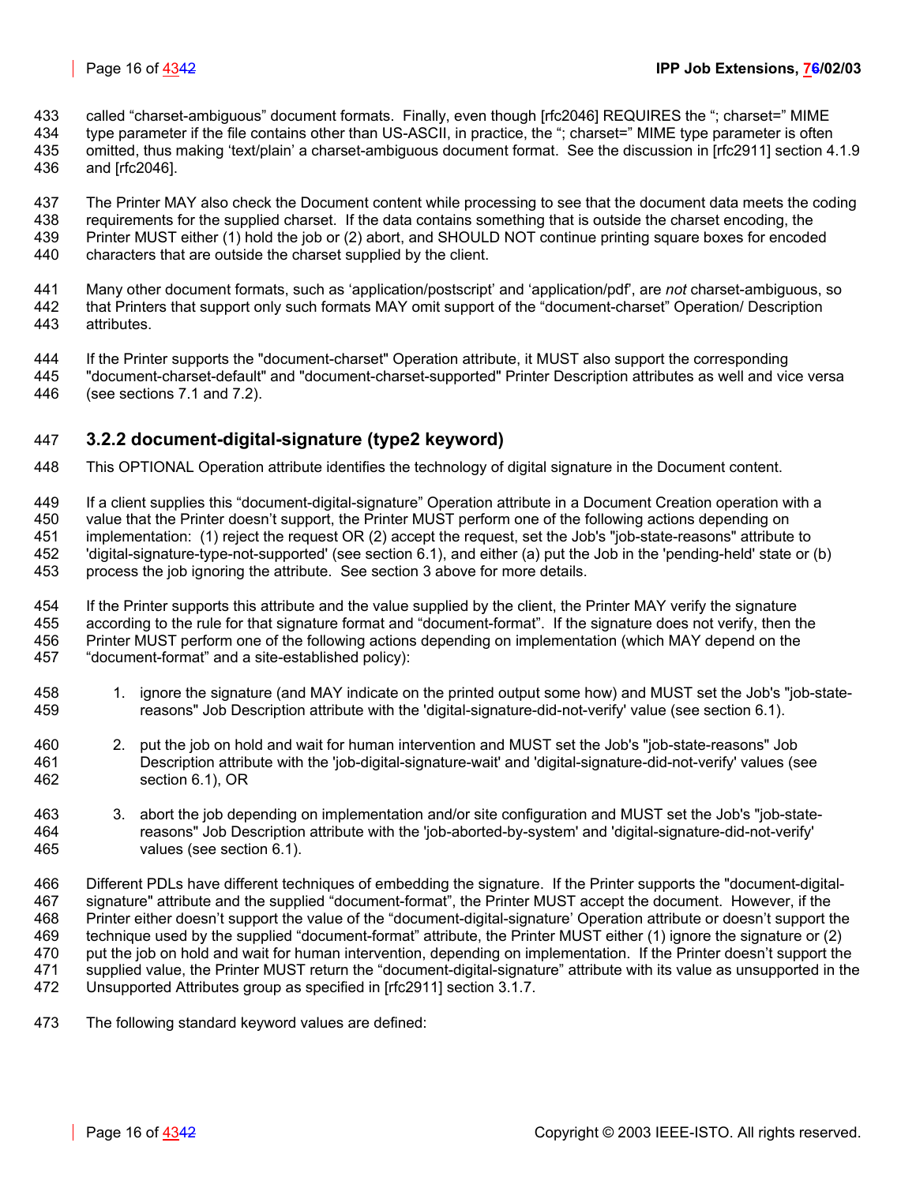called "charset-ambiguous" document formats. Finally, even though [rfc2046] REQUIRES the "; charset=" MIME type parameter if the file contains other than US-ASCII, in practice, the "; charset=" MIME type parameter is often omitted, thus making 'text/plain' a charset-ambiguous document format. See the discussion in [rfc2911] section 4.1.9 and [rfc2046].

The Printer MAY also check the Document content while processing to see that the document data meets the coding requirements for the supplied charset. If the data contains something that is outside the charset encoding, the Printer MUST either (1) hold the job or (2) abort, and SHOULD NOT continue printing square boxes for encoded characters that are outside the charset supplied by the client.

Many other document formats, such as 'application/postscript' and 'application/pdf', are *not* charset-ambiguous, so that Printers that support only such formats MAY omit support of the "document-charset" Operation/ Description attributes.

If the Printer supports the "document-charset" Operation attribute, it MUST also support the corresponding "document-charset-default" and "document-charset-supported" Printer Description attributes as well and vice versa (see sections 7.1 and 7.2).

### 3.2.2 document-digital-signature (type2 keyword)

This OPTIONAL Operation attribute identifies the technology of digital signature in the Document content.

If a client supplies this "document-digital-signature" Operation attribute in a Document Creation operation with a value that the Printer doesn't support, the Printer MUST perform one of the following actions depending on implementation: (1) reject the request OR (2) accept the request, set the Job's "job-state-reasons" attribute to 'digital-signature-type-not-supported' (see section 6.1), and either (a) put the Job in the 'pending-held' state or (b) process the job ignoring the attribute. See section 3 above for more details.

If the Printer supports this attribute and the value supplied by the client, the Printer MAY verify the signature according to the rule for that signature format and "document-format". If the signature does not verify, then the Printer MUST perform one of the following actions depending on implementation (which MAY depend on the "document-format" and a site-established policy):

1. ignore the signature (and MAY indicate on the printed output some how) and MUST set the Job's "job-state-reasons" Job Description attribute with the 'digital-signature-did-not-verify' value (see section 6.1).

2. put the job on hold and wait for human intervention and MUST set the Job's "job-state-reasons" Job Description attribute with the 'job-digital-signature-wait' and 'digital-signature-did-not-verify' values (see section 6.1), OR

3. abort the job depending on implementation and/or site configuration and MUST set the Job's "job-state-reasons" Job Description attribute with the 'job-aborted-by-system' and 'digital-signature-did-not-verify' values (see section 6.1).

Different PDLs have different techniques of embedding the signature. If the Printer supports the "document-digital-signature" attribute and the supplied "document-format", the Printer MUST accept the document. However, if the Printer either doesn't support the value of the "document-digital-signature' Operation attribute or doesn't support the technique used by the supplied "document-format" attribute, the Printer MUST either (1) ignore the signature or (2) put the job on hold and wait for human intervention, depending on implementation. If the Printer doesn't support the supplied value, the Printer MUST return the "document-digital-signature" attribute with its value as unsupported in the Unsupported Attributes group as specified in [rfc2911] section 3.1.7.

The following standard keyword values are defined: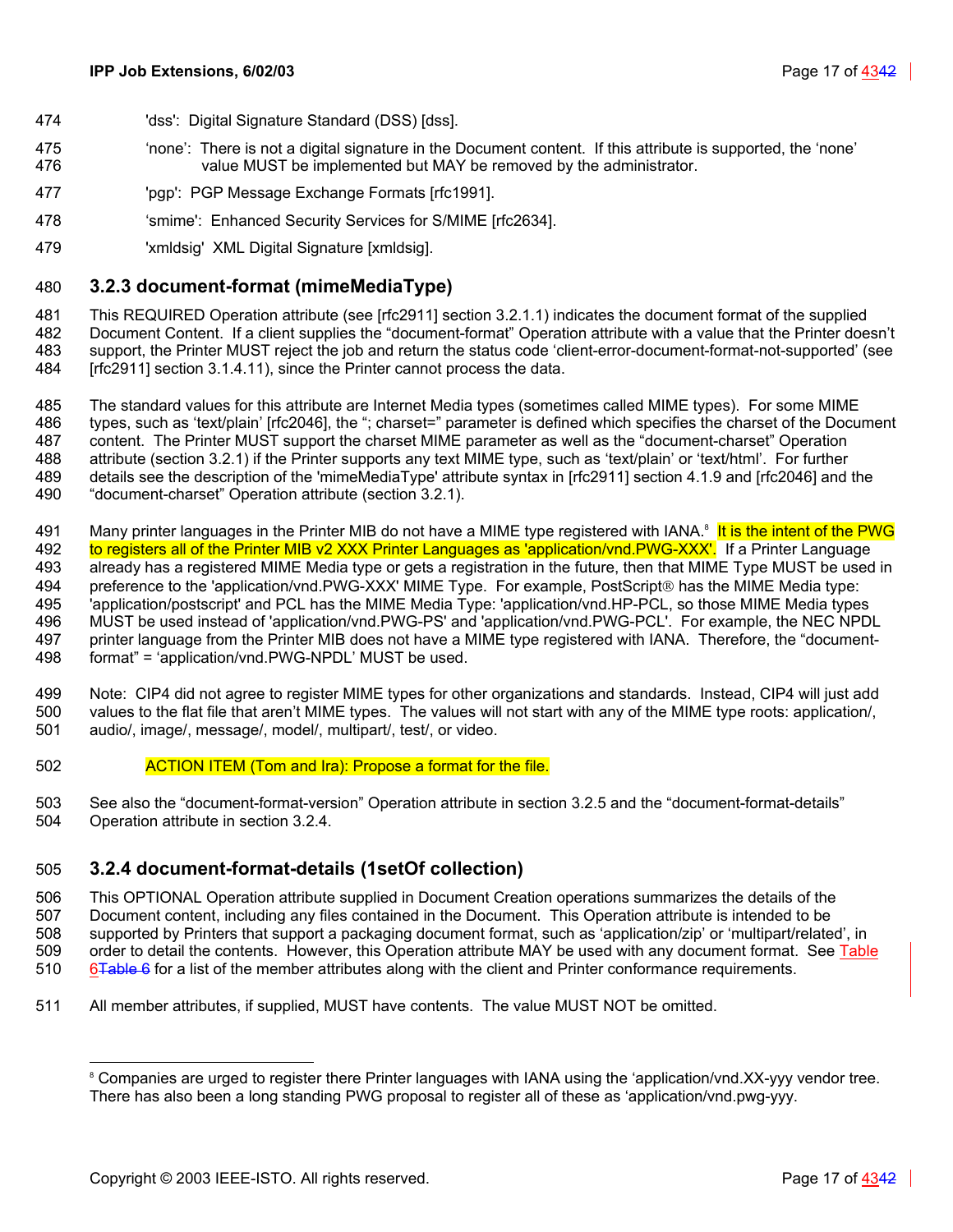'dss': Digital Signature Standard (DSS) [dss].

'none': There is not a digital signature in the Document content. If this attribute is supported, the 'none' value MUST be implemented but MAY be removed by the administrator.

'pgp': PGP Message Exchange Formats [rfc1991].

'smime': Enhanced Security Services for S/MIME [rfc2634].

'xmldsig' XML Digital Signature [xmldsig].

### 3.2.3 document-format (mimeMediaType)

This REQUIRED Operation attribute (see [rfc2911] section 3.2.1.1) indicates the document format of the supplied Document Content. If a client supplies the "document-format" Operation attribute with a value that the Printer doesn't support, the Printer MUST reject the job and return the status code 'client-error-document-format-not-supported' (see [rfc2911] section 3.1.4.11), since the Printer cannot process the data.

The standard values for this attribute are Internet Media types (sometimes called MIME types). For some MIME types, such as 'text/plain' [rfc2046], the "; charset=" parameter is defined which specifies the charset of the Document content. The Printer MUST support the charset MIME parameter as well as the "document-charset" Operation attribute (section 3.2.1) if the Printer supports any text MIME type, such as 'text/plain' or 'text/html'. For further details see the description of the 'mimeMediaType' attribute syntax in [rfc2911] section 4.1.9 and [rfc2046] and the "document-charset" Operation attribute (section 3.2.1).

Many printer languages in the Printer MIB do not have a MIME type registered with IANA.[8] It is the intent of the PWG to registers all of the Printer MIB v2 XXX Printer Languages as 'application/vnd.PWG-XXX'. If a Printer Language already has a registered MIME Media type or gets a registration in the future, then that MIME Type MUST be used in preference to the 'application/vnd.PWG-XXX' MIME Type. For example, PostScript® has the MIME Media type: 'application/postscript' and PCL has the MIME Media Type: 'application/vnd.HP-PCL, so those MIME Media types MUST be used instead of 'application/vnd.PWG-PS' and 'application/vnd.PWG-PCL'. For example, the NEC NPDL printer language from the Printer MIB does not have a MIME type registered with IANA. Therefore, the "document-format" = 'application/vnd.PWG-NPDL' MUST be used.

Note: CIP4 did not agree to register MIME types for other organizations and standards. Instead, CIP4 will just add values to the flat file that aren't MIME types. The values will not start with any of the MIME type roots: application/, audio/, image/, message/, model/, multipart/, test/, or video.

ACTION ITEM (Tom and Ira): Propose a format for the file.

See also the "document-format-version" Operation attribute in section 3.2.5 and the "document-format-details" Operation attribute in section 3.2.4.

### 3.2.4 document-format-details (1setOf collection)

This OPTIONAL Operation attribute supplied in Document Creation operations summarizes the details of the Document content, including any files contained in the Document. This Operation attribute is intended to be supported by Printers that support a packaging document format, such as 'application/zip' or 'multipart/related', in order to detail the contents. However, this Operation attribute MAY be used with any document format. See Table 6 for a list of the member attributes along with the client and Printer conformance requirements.

All member attributes, if supplied, MUST have contents. The value MUST NOT be omitted.

---

[8] Companies are urged to register there Printer languages with IANA using the 'application/vnd.XX-yyy vendor tree. There has also been a long standing PWG proposal to register all of these as 'application/vnd.pwg-yyy.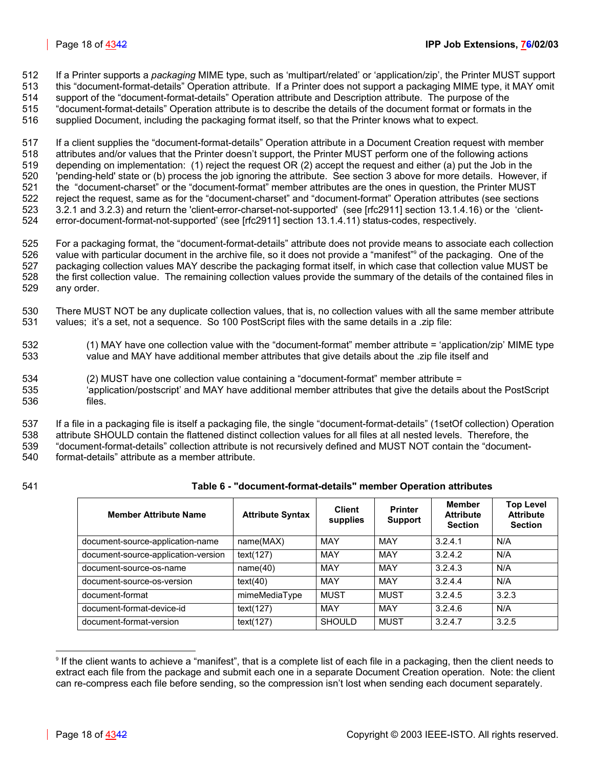If a Printer supports a *packaging* MIME type, such as 'multipart/related' or 'application/zip', the Printer MUST support this "document-format-details" Operation attribute. If a Printer does not support a packaging MIME type, it MAY omit support of the "document-format-details" Operation attribute and Description attribute. The purpose of the "document-format-details" Operation attribute is to describe the details of the document format or formats in the supplied Document, including the packaging format itself, so that the Printer knows what to expect.

If a client supplies the "document-format-details" Operation attribute in a Document Creation request with member attributes and/or values that the Printer doesn't support, the Printer MUST perform one of the following actions depending on implementation: (1) reject the request OR (2) accept the request and either (a) put the Job in the 'pending-held' state or (b) process the job ignoring the attribute. See section 3 above for more details. However, if the "document-charset" or the "document-format" member attributes are the ones in question, the Printer MUST reject the request, same as for the "document-charset" and "document-format" Operation attributes (see sections 3.2.1 and 3.2.3) and return the 'client-error-charset-not-supported' (see [rfc2911] section 13.1.4.16) or the 'client-error-document-format-not-supported' (see [rfc2911] section 13.1.4.11) status-codes, respectively.

For a packaging format, the "document-format-details" attribute does not provide means to associate each collection value with particular document in the archive file, so it does not provide a "manifest"[9] of the packaging. One of the packaging collection values MAY describe the packaging format itself, in which case that collection value MUST be the first collection value. The remaining collection values provide the summary of the details of the contained files in any order.

There MUST NOT be any duplicate collection values, that is, no collection values with all the same member attribute values; it's a set, not a sequence. So 100 PostScript files with the same details in a .zip file:

(1) MAY have one collection value with the "document-format" member attribute = 'application/zip' MIME type value and MAY have additional member attributes that give details about the .zip file itself and

(2) MUST have one collection value containing a "document-format" member attribute = 'application/postscript' and MAY have additional member attributes that give the details about the PostScript files.

If a file in a packaging file is itself a packaging file, the single "document-format-details" (1setOf collection) Operation attribute SHOULD contain the flattened distinct collection values for all files at all nested levels. Therefore, the "document-format-details" collection attribute is not recursively defined and MUST NOT contain the "document-format-details" attribute as a member attribute.

**Table 6 - "document-format-details" member Operation attributes**

| Member Attribute Name | Attribute Syntax | Client supplies | Printer Support | Member Attribute Section | Top Level Attribute Section |
|---|---|---|---|---|---|
| document-source-application-name | name(MAX) | MAY | MAY | 3.2.4.1 | N/A |
| document-source-application-version | text(127) | MAY | MAY | 3.2.4.2 | N/A |
| document-source-os-name | name(40) | MAY | MAY | 3.2.4.3 | N/A |
| document-source-os-version | text(40) | MAY | MAY | 3.2.4.4 | N/A |
| document-format | mimeMediaType | MUST | MUST | 3.2.4.5 | 3.2.3 |
| document-format-device-id | text(127) | MAY | MAY | 3.2.4.6 | N/A |
| document-format-version | text(127) | SHOULD | MUST | 3.2.4.7 | 3.2.5 |

[9] If the client wants to achieve a "manifest", that is a complete list of each file in a packaging, then the client needs to extract each file from the package and submit each one in a separate Document Creation operation. Note: the client can re-compress each file before sending, so the compression isn't lost when sending each document separately.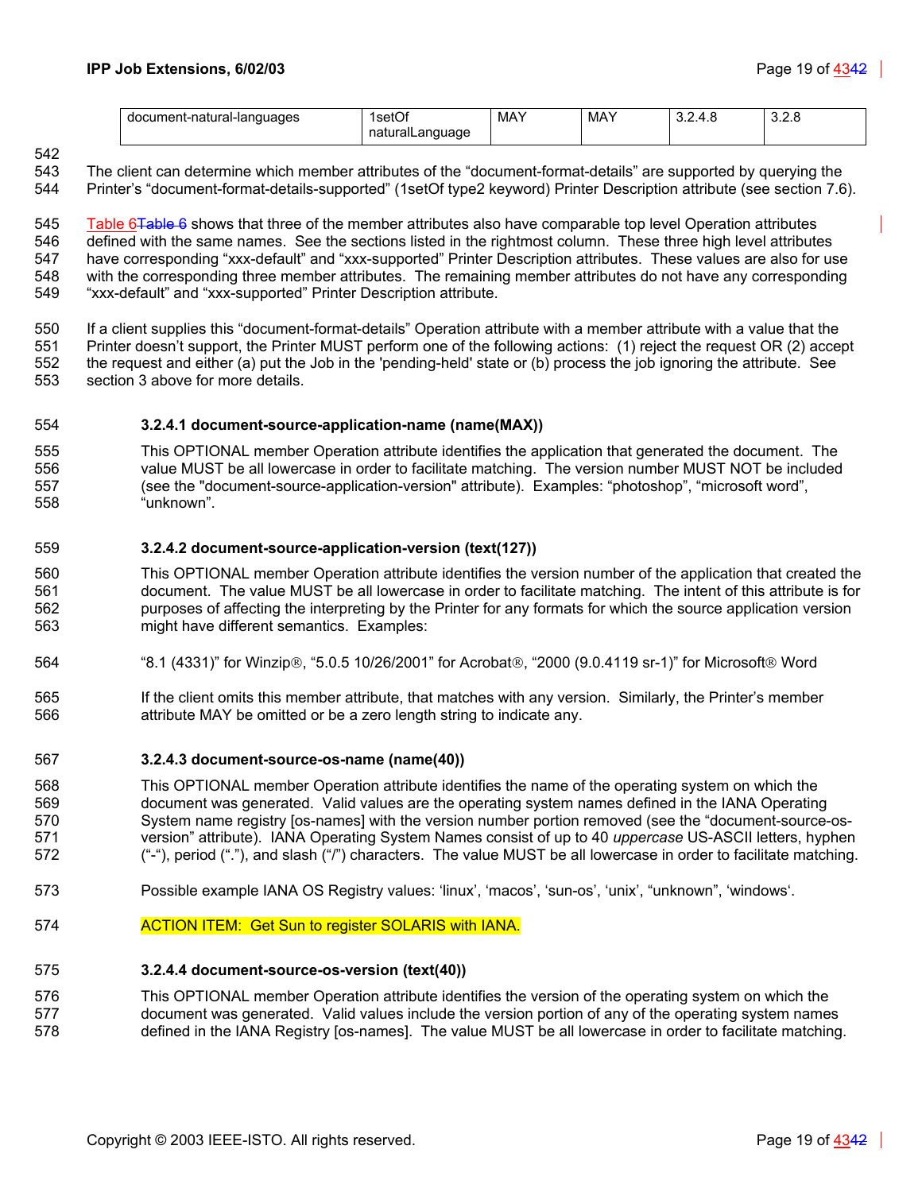| document-natural-languages | 1setOf naturalLanguage | MAY | MAY | 3.2.4.8 | 3.2.8 |
|---|---|---|---|---|---|

The client can determine which member attributes of the "document-format-details" are supported by querying the Printer's "document-format-details-supported" (1setOf type2 keyword) Printer Description attribute (see section 7.6).

Table 6 shows that three of the member attributes also have comparable top level Operation attributes defined with the same names. See the sections listed in the rightmost column. These three high level attributes have corresponding "xxx-default" and "xxx-supported" Printer Description attributes. These values are also for use with the corresponding three member attributes. The remaining member attributes do not have any corresponding "xxx-default" and "xxx-supported" Printer Description attribute.

If a client supplies this "document-format-details" Operation attribute with a member attribute with a value that the Printer doesn't support, the Printer MUST perform one of the following actions: (1) reject the request OR (2) accept the request and either (a) put the Job in the 'pending-held' state or (b) process the job ignoring the attribute. See section 3 above for more details.

#### 3.2.4.1 document-source-application-name (name(MAX))

This OPTIONAL member Operation attribute identifies the application that generated the document. The value MUST be all lowercase in order to facilitate matching. The version number MUST NOT be included (see the "document-source-application-version" attribute). Examples: "photoshop", "microsoft word", "unknown".

#### 3.2.4.2 document-source-application-version (text(127))

This OPTIONAL member Operation attribute identifies the version number of the application that created the document. The value MUST be all lowercase in order to facilitate matching. The intent of this attribute is for purposes of affecting the interpreting by the Printer for any formats for which the source application version might have different semantics. Examples:

"8.1 (4331)" for Winzip®, "5.0.5 10/26/2001" for Acrobat®, "2000 (9.0.4119 sr-1)" for Microsoft® Word

If the client omits this member attribute, that matches with any version. Similarly, the Printer's member attribute MAY be omitted or be a zero length string to indicate any.

#### 3.2.4.3 document-source-os-name (name(40))

This OPTIONAL member Operation attribute identifies the name of the operating system on which the document was generated. Valid values are the operating system names defined in the IANA Operating System name registry [os-names] with the version number portion removed (see the "document-source-os-version" attribute). IANA Operating System Names consist of up to 40 *uppercase* US-ASCII letters, hyphen ("-"), period ("."), and slash ("/") characters. The value MUST be all lowercase in order to facilitate matching.

Possible example IANA OS Registry values: 'linux', 'macos', 'sun-os', 'unix', "unknown", 'windows'.

ACTION ITEM: Get Sun to register SOLARIS with IANA.

#### 3.2.4.4 document-source-os-version (text(40))

This OPTIONAL member Operation attribute identifies the version of the operating system on which the document was generated. Valid values include the version portion of any of the operating system names defined in the IANA Registry [os-names]. The value MUST be all lowercase in order to facilitate matching.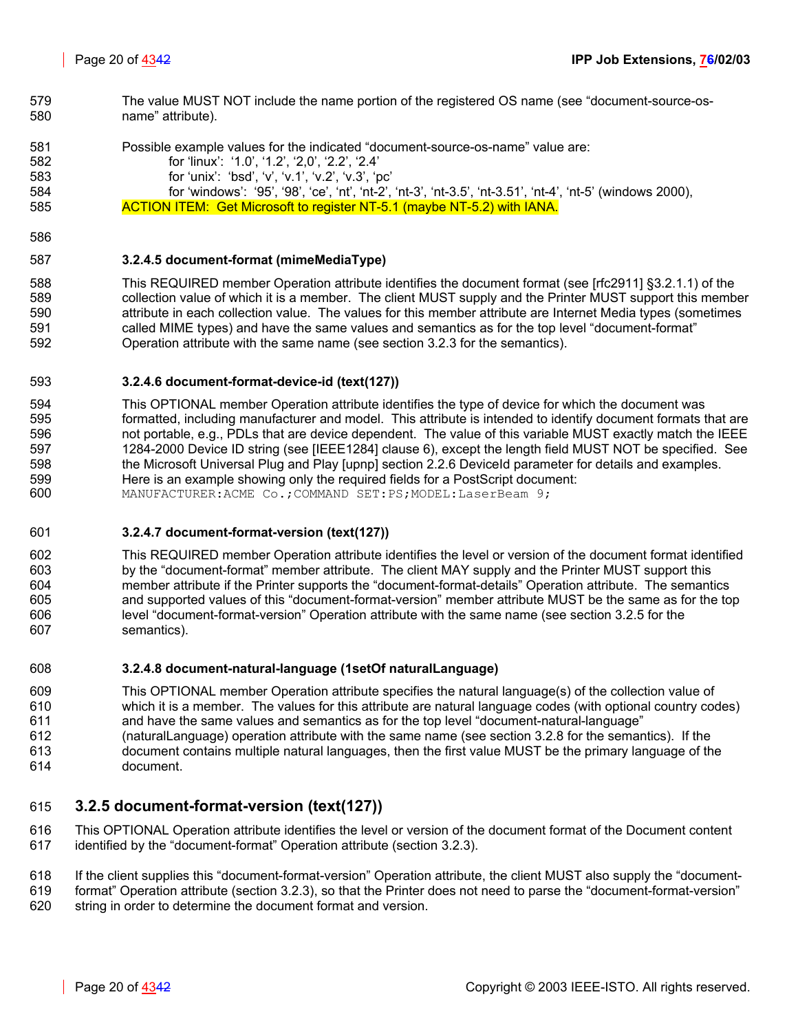The value MUST NOT include the name portion of the registered OS name (see "document-source-os-name" attribute).

Possible example values for the indicated "document-source-os-name" value are:

for 'linux': '1.0', '1.2', '2,0', '2.2', '2.4'
for 'unix': 'bsd', 'v', 'v.1', 'v.2', 'v.3', 'pc'
for 'windows': '95', '98', 'ce', 'nt', 'nt-2', 'nt-3', 'nt-3.5', 'nt-3.51', 'nt-4', 'nt-5' (windows 2000),

ACTION ITEM: Get Microsoft to register NT-5.1 (maybe NT-5.2) with IANA.

#### 3.2.4.5 document-format (mimeMediaType)

This REQUIRED member Operation attribute identifies the document format (see [rfc2911] §3.2.1.1) of the collection value of which it is a member. The client MUST supply and the Printer MUST support this member attribute in each collection value. The values for this member attribute are Internet Media types (sometimes called MIME types) and have the same values and semantics as for the top level "document-format" Operation attribute with the same name (see section 3.2.3 for the semantics).

#### 3.2.4.6 document-format-device-id (text(127))

This OPTIONAL member Operation attribute identifies the type of device for which the document was formatted, including manufacturer and model. This attribute is intended to identify document formats that are not portable, e.g., PDLs that are device dependent. The value of this variable MUST exactly match the IEEE 1284-2000 Device ID string (see [IEEE1284] clause 6), except the length field MUST NOT be specified. See the Microsoft Universal Plug and Play [upnp] section 2.2.6 DeviceId parameter for details and examples. Here is an example showing only the required fields for a PostScript document:

```
MANUFACTURER:ACME Co.;COMMAND SET:PS;MODEL:LaserBeam 9;
```

#### 3.2.4.7 document-format-version (text(127))

This REQUIRED member Operation attribute identifies the level or version of the document format identified by the "document-format" member attribute. The client MAY supply and the Printer MUST support this member attribute if the Printer supports the "document-format-details" Operation attribute. The semantics and supported values of this "document-format-version" member attribute MUST be the same as for the top level "document-format-version" Operation attribute with the same name (see section 3.2.5 for the semantics).

#### 3.2.4.8 document-natural-language (1setOf naturalLanguage)

This OPTIONAL member Operation attribute specifies the natural language(s) of the collection value of which it is a member. The values for this attribute are natural language codes (with optional country codes) and have the same values and semantics as for the top level "document-natural-language" (naturalLanguage) operation attribute with the same name (see section 3.2.8 for the semantics). If the document contains multiple natural languages, then the first value MUST be the primary language of the document.

### 3.2.5 document-format-version (text(127))

This OPTIONAL Operation attribute identifies the level or version of the document format of the Document content identified by the "document-format" Operation attribute (section 3.2.3).

If the client supplies this "document-format-version" Operation attribute, the client MUST also supply the "document-format" Operation attribute (section 3.2.3), so that the Printer does not need to parse the "document-format-version" string in order to determine the document format and version.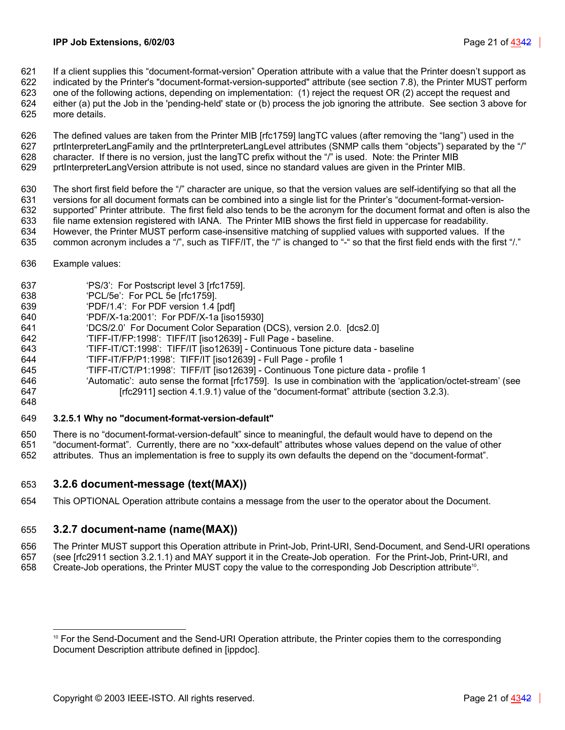If a client supplies this "document-format-version" Operation attribute with a value that the Printer doesn't support as indicated by the Printer's "document-format-version-supported" attribute (see section 7.8), the Printer MUST perform one of the following actions, depending on implementation: (1) reject the request OR (2) accept the request and either (a) put the Job in the 'pending-held' state or (b) process the job ignoring the attribute. See section 3 above for more details.

The defined values are taken from the Printer MIB [rfc1759] langTC values (after removing the "lang") used in the prtInterpreterLangFamily and the prtInterpreterLangLevel attributes (SNMP calls them "objects") separated by the "/" character. If there is no version, just the langTC prefix without the "/" is used. Note: the Printer MIB prtInterpreterLangVersion attribute is not used, since no standard values are given in the Printer MIB.

The short first field before the "/" character are unique, so that the version values are self-identifying so that all the versions for all document formats can be combined into a single list for the Printer's "document-format-version-supported" Printer attribute. The first field also tends to be the acronym for the document format and often is also the file name extension registered with IANA. The Printer MIB shows the first field in uppercase for readability. However, the Printer MUST perform case-insensitive matching of supplied values with supported values. If the common acronym includes a "/", such as TIFF/IT, the "/" is changed to "-" so that the first field ends with the first "/."

Example values:

- 'PS/3': For Postscript level 3 [rfc1759].
- 'PCL/5e': For PCL 5e [rfc1759].
- 'PDF/1.4': For PDF version 1.4 [pdf]
- 'PDF/X-1a:2001': For PDF/X-1a [iso15930]
- 'DCS/2.0' For Document Color Separation (DCS), version 2.0. [dcs2.0]
- 'TIFF-IT/FP:1998': TIFF/IT [iso12639] - Full Page - baseline.
- 'TIFF-IT/CT:1998': TIFF/IT [iso12639] - Continuous Tone picture data - baseline
- 'TIFF-IT/FP/P1:1998': TIFF/IT [iso12639] - Full Page - profile 1
- 'TIFF-IT/CT/P1:1998': TIFF/IT [iso12639] - Continuous Tone picture data - profile 1
- 'Automatic': auto sense the format [rfc1759]. Is use in combination with the 'application/octet-stream' (see [rfc2911] section 4.1.9.1) value of the "document-format" attribute (section 3.2.3).

#### 3.2.5.1 Why no "document-format-version-default"

There is no "document-format-version-default" since to meaningful, the default would have to depend on the "document-format". Currently, there are no "xxx-default" attributes whose values depend on the value of other attributes. Thus an implementation is free to supply its own defaults the depend on the "document-format".

### 3.2.6 document-message (text(MAX))

This OPTIONAL Operation attribute contains a message from the user to the operator about the Document.

### 3.2.7 document-name (name(MAX))

The Printer MUST support this Operation attribute in Print-Job, Print-URI, Send-Document, and Send-URI operations (see [rfc2911 section 3.2.1.1) and MAY support it in the Create-Job operation. For the Print-Job, Print-URI, and Create-Job operations, the Printer MUST copy the value to the corresponding Job Description attribute[10].

---

[10] For the Send-Document and the Send-URI Operation attribute, the Printer copies them to the corresponding Document Description attribute defined in [ippdoc].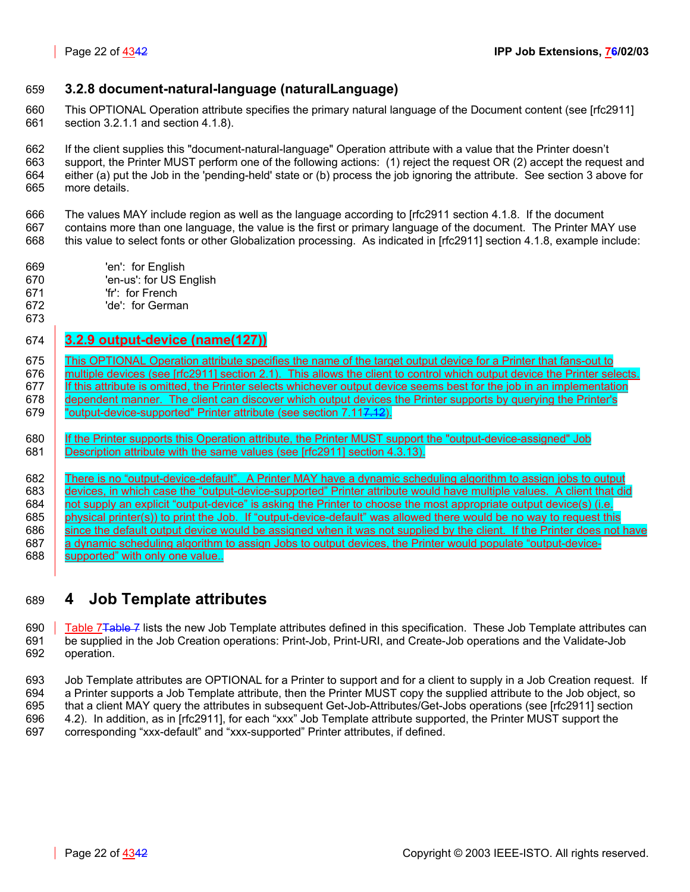### 3.2.8 document-natural-language (naturalLanguage)

This OPTIONAL Operation attribute specifies the primary natural language of the Document content (see [rfc2911] section 3.2.1.1 and section 4.1.8).

If the client supplies this "document-natural-language" Operation attribute with a value that the Printer doesn't support, the Printer MUST perform one of the following actions: (1) reject the request OR (2) accept the request and either (a) put the Job in the 'pending-held' state or (b) process the job ignoring the attribute. See section 3 above for more details.

The values MAY include region as well as the language according to [rfc2911 section 4.1.8. If the document contains more than one language, the value is the first or primary language of the document. The Printer MAY use this value to select fonts or other Globalization processing. As indicated in [rfc2911] section 4.1.8, example include:

- 'en': for English
- 'en-us': for US English
- 'fr': for French
- 'de': for German

### 3.2.9 output-device (name(127))

This OPTIONAL Operation attribute specifies the name of the target output device for a Printer that fans-out to multiple devices (see [rfc2911] section 2.1). This allows the client to control which output device the Printer selects. If this attribute is omitted, the Printer selects whichever output device seems best for the job in an implementation dependent manner. The client can discover which output devices the Printer supports by querying the Printer's "output-device-supported" Printer attribute (see section 7.117.12).

If the Printer supports this Operation attribute, the Printer MUST support the "output-device-assigned" Job Description attribute with the same values (see [rfc2911] section 4.3.13).

There is no "output-device-default". A Printer MAY have a dynamic scheduling algorithm to assign jobs to output devices, in which case the "output-device-supported" Printer attribute would have multiple values. A client that did not supply an explicit "output-device" is asking the Printer to choose the most appropriate output device(s) (i.e. physical printer(s)) to print the Job. If "output-device-default" was allowed there would be no way to request this since the default output device would be assigned when it was not supplied by the client. If the Printer does not have a dynamic scheduling algorithm to assign Jobs to output devices, the Printer would populate "output-device-supported" with only one value..

# 4 Job Template attributes

Table 7Table 7 lists the new Job Template attributes defined in this specification. These Job Template attributes can be supplied in the Job Creation operations: Print-Job, Print-URI, and Create-Job operations and the Validate-Job operation.

Job Template attributes are OPTIONAL for a Printer to support and for a client to supply in a Job Creation request. If a Printer supports a Job Template attribute, then the Printer MUST copy the supplied attribute to the Job object, so that a client MAY query the attributes in subsequent Get-Job-Attributes/Get-Jobs operations (see [rfc2911] section 4.2). In addition, as in [rfc2911], for each "xxx" Job Template attribute supported, the Printer MUST support the corresponding "xxx-default" and "xxx-supported" Printer attributes, if defined.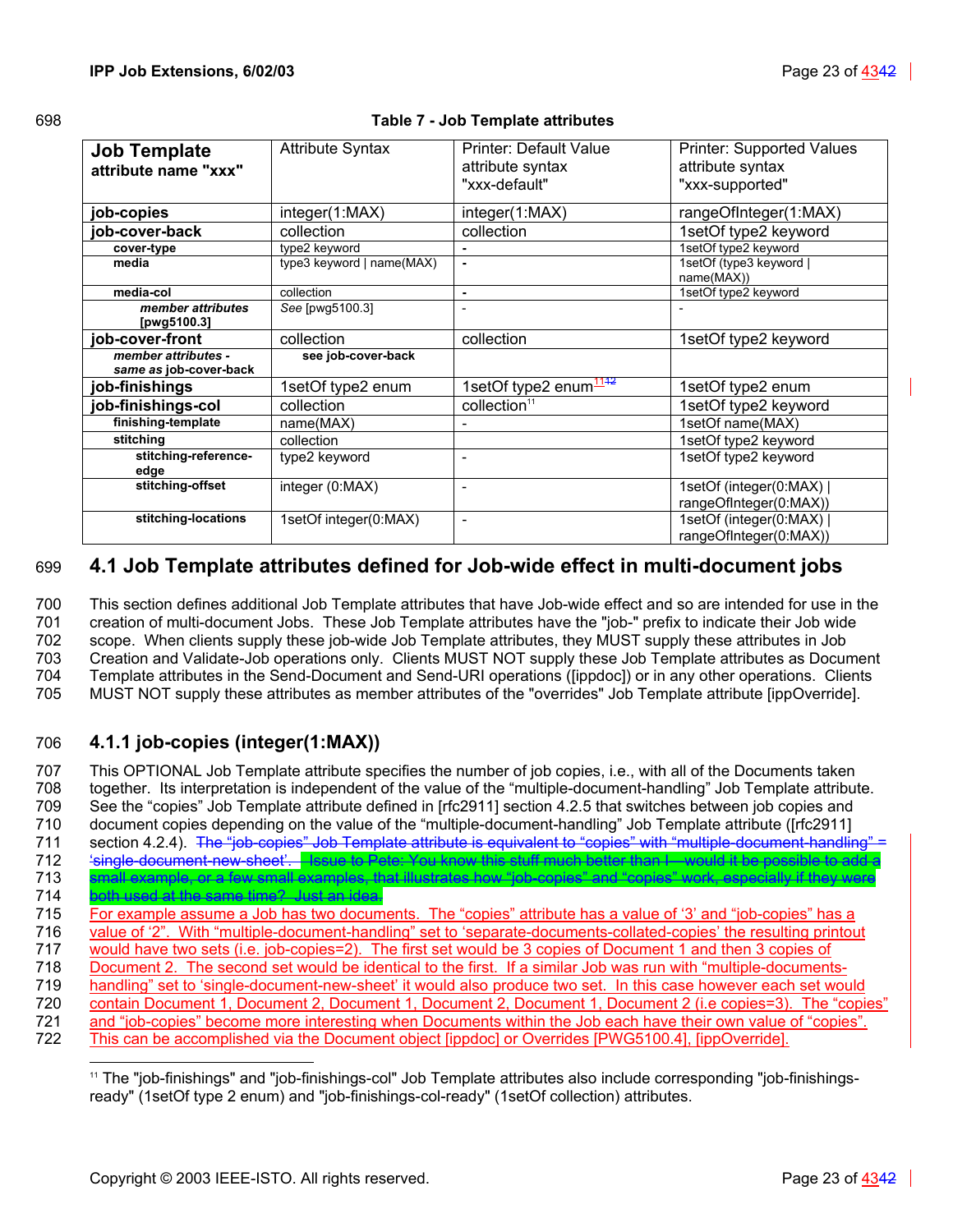Table 7 - Job Template attributes

| Job Template attribute name "xxx" | Attribute Syntax | Printer: Default Value attribute syntax "xxx-default" | Printer: Supported Values attribute syntax "xxx-supported" |
|---|---|---|---|
| **job-copies** | integer(1:MAX) | integer(1:MAX) | rangeOfInteger(1:MAX) |
| **job-cover-back** | collection | collection | 1setOf type2 keyword |
| **cover-type** | type2 keyword | - | 1setOf type2 keyword |
| **media** | type3 keyword \| name(MAX) | - | 1setOf (type3 keyword \| name(MAX)) |
| **media-col** | collection | - | 1setOf type2 keyword |
| ***member attributes* [pwg5100.3]** | *See* [pwg5100.3] | - | - |
| **job-cover-front** | collection | collection | 1setOf type2 keyword |
| ***member attributes - same as* job-cover-back** | **see job-cover-back** | | |
| **job-finishings** | 1setOf type2 enum | 1setOf type2 enum[11] | 1setOf type2 enum |
| **job-finishings-col** | collection | collection[11] | 1setOf type2 keyword |
| **finishing-template** | name(MAX) | - | 1setOf name(MAX) |
| **stitching** | collection | | 1setOf type2 keyword |
| **stitching-reference-edge** | type2 keyword | - | 1setOf type2 keyword |
| **stitching-offset** | integer (0:MAX) | - | 1setOf (integer(0:MAX) \| rangeOfInteger(0:MAX)) |
| **stitching-locations** | 1setOf integer(0:MAX) | - | 1setOf (integer(0:MAX) \| rangeOfInteger(0:MAX)) |

## 4.1 Job Template attributes defined for Job-wide effect in multi-document jobs

This section defines additional Job Template attributes that have Job-wide effect and so are intended for use in the creation of multi-document Jobs. These Job Template attributes have the "job-" prefix to indicate their Job wide scope. When clients supply these job-wide Job Template attributes, they MUST supply these attributes in Job Creation and Validate-Job operations only. Clients MUST NOT supply these Job Template attributes as Document Template attributes in the Send-Document and Send-URI operations ([ippdoc]) or in any other operations. Clients MUST NOT supply these attributes as member attributes of the "overrides" Job Template attribute [ippOverride].

### 4.1.1 job-copies (integer(1:MAX))

This OPTIONAL Job Template attribute specifies the number of job copies, i.e., with all of the Documents taken together. Its interpretation is independent of the value of the "multiple-document-handling" Job Template attribute. See the "copies" Job Template attribute defined in [rfc2911] section 4.2.5 that switches between job copies and document copies depending on the value of the "multiple-document-handling" Job Template attribute ([rfc2911] section 4.2.4). ~~The "job-copies" Job Template attribute is equivalent to "copies" with "multiple-document-handling" = 'single-document-new-sheet'. Issue to Pete: You know this stuff much better than I—would it be possible to add a small example, or a few small examples, that illustrates how "job-copies" and "copies" work, especially if they were both used at the same time? Just an idea.~~ For example assume a Job has two documents. The "copies" attribute has a value of '3' and "job-copies" has a value of '2". With "multiple-document-handling" set to 'separate-documents-collated-copies' the resulting printout would have two sets (i.e. job-copies=2). The first set would be 3 copies of Document 1 and then 3 copies of Document 2. The second set would be identical to the first. If a similar Job was run with "multiple-documents-handling" set to 'single-document-new-sheet' it would also produce two set. In this case however each set would contain Document 1, Document 2, Document 1, Document 2, Document 1, Document 2 (i.e copies=3). The "copies" and "job-copies" become more interesting when Documents within the Job each have their own value of "copies". This can be accomplished via the Document object [ippdoc] or Overrides [PWG5100.4], [ippOverride].

[11] The "job-finishings" and "job-finishings-col" Job Template attributes also include corresponding "job-finishings-ready" (1setOf type 2 enum) and "job-finishings-col-ready" (1setOf collection) attributes.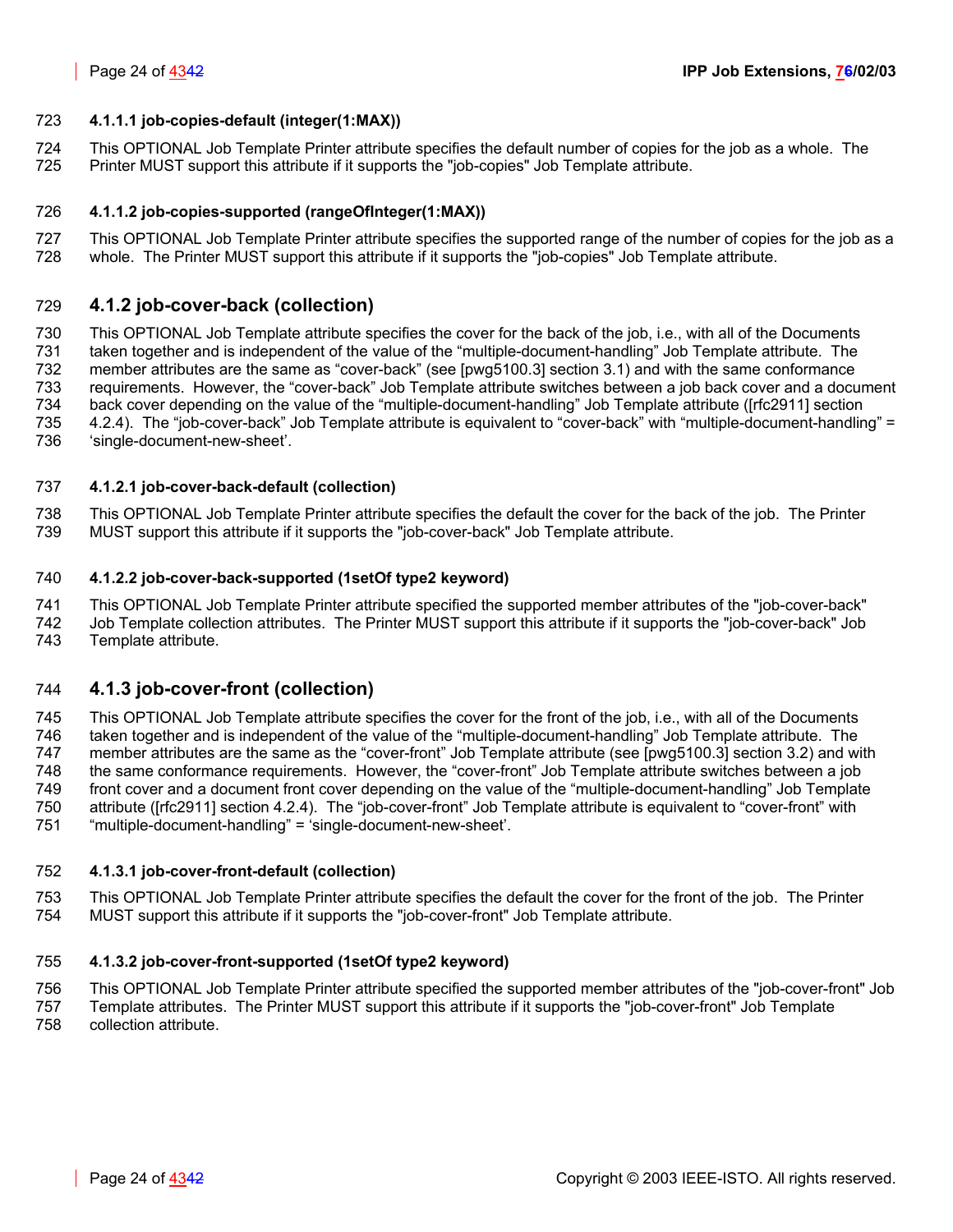#### 4.1.1.1 job-copies-default (integer(1:MAX))

This OPTIONAL Job Template Printer attribute specifies the default number of copies for the job as a whole. The Printer MUST support this attribute if it supports the "job-copies" Job Template attribute.

#### 4.1.1.2 job-copies-supported (rangeOfInteger(1:MAX))

This OPTIONAL Job Template Printer attribute specifies the supported range of the number of copies for the job as a whole. The Printer MUST support this attribute if it supports the "job-copies" Job Template attribute.

### 4.1.2 job-cover-back (collection)

This OPTIONAL Job Template attribute specifies the cover for the back of the job, i.e., with all of the Documents taken together and is independent of the value of the “multiple-document-handling” Job Template attribute. The member attributes are the same as “cover-back” (see [pwg5100.3] section 3.1) and with the same conformance requirements. However, the “cover-back” Job Template attribute switches between a job back cover and a document back cover depending on the value of the “multiple-document-handling” Job Template attribute ([rfc2911] section 4.2.4). The “job-cover-back” Job Template attribute is equivalent to “cover-back” with “multiple-document-handling” = ‘single-document-new-sheet’.

#### 4.1.2.1 job-cover-back-default (collection)

This OPTIONAL Job Template Printer attribute specifies the default the cover for the back of the job. The Printer MUST support this attribute if it supports the "job-cover-back" Job Template attribute.

#### 4.1.2.2 job-cover-back-supported (1setOf type2 keyword)

This OPTIONAL Job Template Printer attribute specified the supported member attributes of the "job-cover-back" Job Template collection attributes. The Printer MUST support this attribute if it supports the "job-cover-back" Job Template attribute.

### 4.1.3 job-cover-front (collection)

This OPTIONAL Job Template attribute specifies the cover for the front of the job, i.e., with all of the Documents taken together and is independent of the value of the “multiple-document-handling” Job Template attribute. The member attributes are the same as the “cover-front” Job Template attribute (see [pwg5100.3] section 3.2) and with the same conformance requirements. However, the “cover-front” Job Template attribute switches between a job front cover and a document front cover depending on the value of the “multiple-document-handling” Job Template attribute ([rfc2911] section 4.2.4). The “job-cover-front” Job Template attribute is equivalent to “cover-front” with “multiple-document-handling” = ‘single-document-new-sheet’.

#### 4.1.3.1 job-cover-front-default (collection)

This OPTIONAL Job Template Printer attribute specifies the default the cover for the front of the job. The Printer MUST support this attribute if it supports the "job-cover-front" Job Template attribute.

#### 4.1.3.2 job-cover-front-supported (1setOf type2 keyword)

This OPTIONAL Job Template Printer attribute specified the supported member attributes of the "job-cover-front" Job Template attributes. The Printer MUST support this attribute if it supports the "job-cover-front" Job Template collection attribute.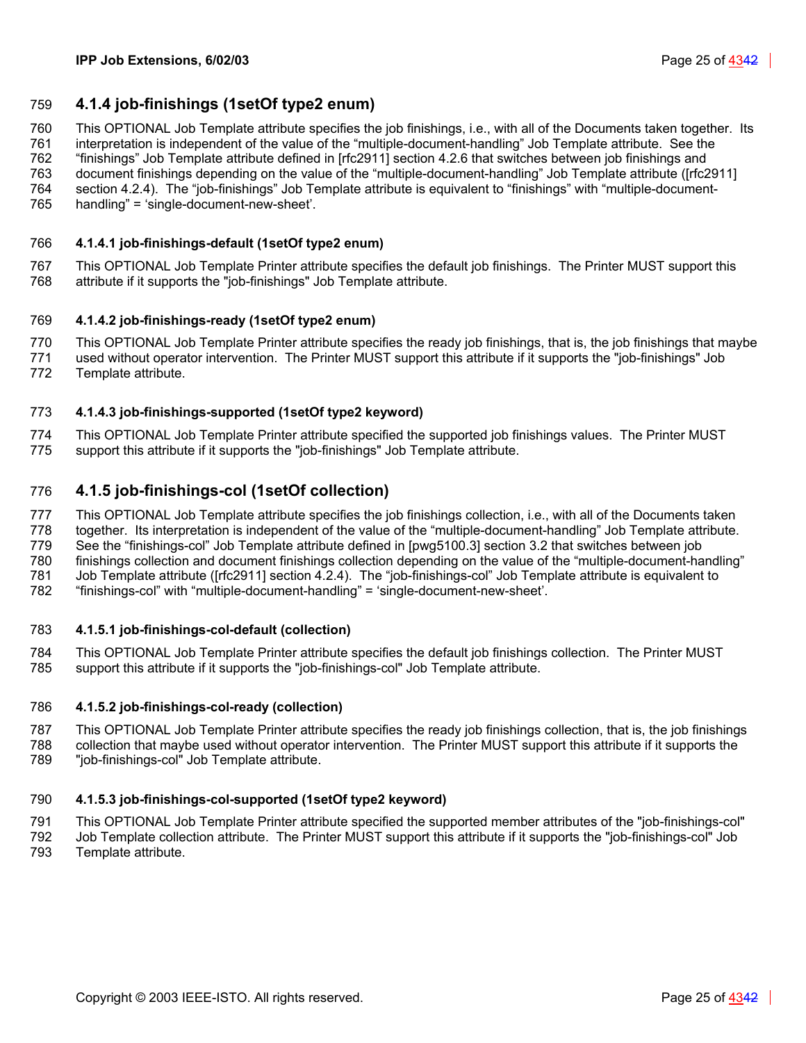### 4.1.4 job-finishings (1setOf type2 enum)

This OPTIONAL Job Template attribute specifies the job finishings, i.e., with all of the Documents taken together. Its interpretation is independent of the value of the "multiple-document-handling" Job Template attribute. See the "finishings" Job Template attribute defined in [rfc2911] section 4.2.6 that switches between job finishings and document finishings depending on the value of the "multiple-document-handling" Job Template attribute ([rfc2911] section 4.2.4). The "job-finishings" Job Template attribute is equivalent to "finishings" with "multiple-document-handling" = 'single-document-new-sheet'.

#### 4.1.4.1 job-finishings-default (1setOf type2 enum)

This OPTIONAL Job Template Printer attribute specifies the default job finishings. The Printer MUST support this attribute if it supports the "job-finishings" Job Template attribute.

#### 4.1.4.2 job-finishings-ready (1setOf type2 enum)

This OPTIONAL Job Template Printer attribute specifies the ready job finishings, that is, the job finishings that maybe used without operator intervention. The Printer MUST support this attribute if it supports the "job-finishings" Job Template attribute.

#### 4.1.4.3 job-finishings-supported (1setOf type2 keyword)

This OPTIONAL Job Template Printer attribute specified the supported job finishings values. The Printer MUST support this attribute if it supports the "job-finishings" Job Template attribute.

### 4.1.5 job-finishings-col (1setOf collection)

This OPTIONAL Job Template attribute specifies the job finishings collection, i.e., with all of the Documents taken together. Its interpretation is independent of the value of the "multiple-document-handling" Job Template attribute. See the "finishings-col" Job Template attribute defined in [pwg5100.3] section 3.2 that switches between job finishings collection and document finishings collection depending on the value of the "multiple-document-handling" Job Template attribute ([rfc2911] section 4.2.4). The "job-finishings-col" Job Template attribute is equivalent to "finishings-col" with "multiple-document-handling" = 'single-document-new-sheet'.

#### 4.1.5.1 job-finishings-col-default (collection)

This OPTIONAL Job Template Printer attribute specifies the default job finishings collection. The Printer MUST support this attribute if it supports the "job-finishings-col" Job Template attribute.

#### 4.1.5.2 job-finishings-col-ready (collection)

This OPTIONAL Job Template Printer attribute specifies the ready job finishings collection, that is, the job finishings collection that maybe used without operator intervention. The Printer MUST support this attribute if it supports the "job-finishings-col" Job Template attribute.

#### 4.1.5.3 job-finishings-col-supported (1setOf type2 keyword)

This OPTIONAL Job Template Printer attribute specified the supported member attributes of the "job-finishings-col" Job Template collection attribute. The Printer MUST support this attribute if it supports the "job-finishings-col" Job Template attribute.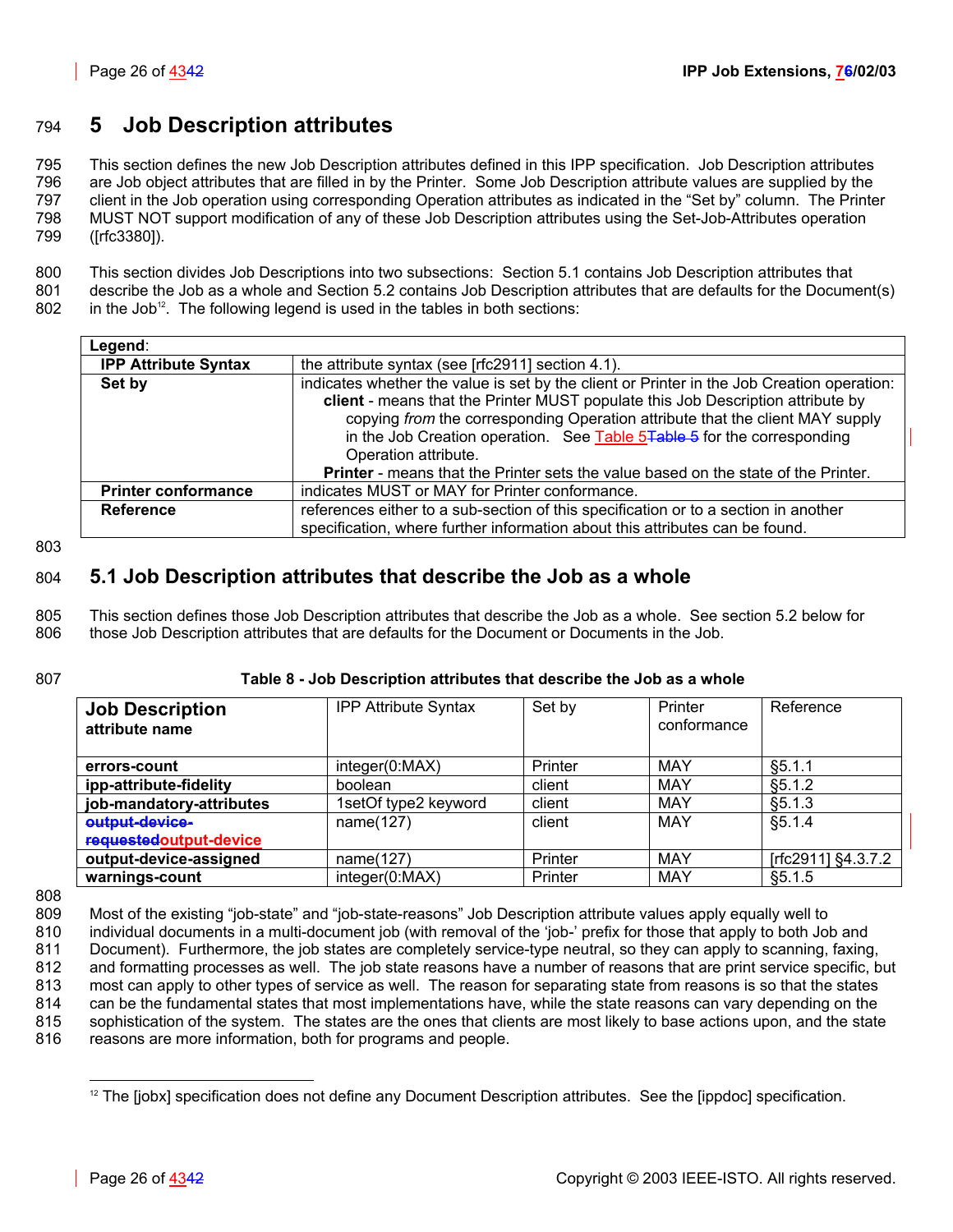# 5 Job Description attributes

This section defines the new Job Description attributes defined in this IPP specification. Job Description attributes are Job object attributes that are filled in by the Printer. Some Job Description attribute values are supplied by the client in the Job operation using corresponding Operation attributes as indicated in the "Set by" column. The Printer MUST NOT support modification of any of these Job Description attributes using the Set-Job-Attributes operation ([rfc3380]).

This section divides Job Descriptions into two subsections: Section 5.1 contains Job Description attributes that describe the Job as a whole and Section 5.2 contains Job Description attributes that are defaults for the Document(s) in the Job[12]. The following legend is used in the tables in both sections:

| **Legend**: | |
|---|---|
| **IPP Attribute Syntax** | the attribute syntax (see [rfc2911] section 4.1). |
| **Set by** | indicates whether the value is set by the client or Printer in the Job Creation operation: **client** - means that the Printer MUST populate this Job Description attribute by copying *from* the corresponding Operation attribute that the client MAY supply in the Job Creation operation. See Table 5 for the corresponding Operation attribute. **Printer** - means that the Printer sets the value based on the state of the Printer. |
| **Printer conformance** | indicates MUST or MAY for Printer conformance. |
| **Reference** | references either to a sub-section of this specification or to a section in another specification, where further information about this attributes can be found. |

## 5.1 Job Description attributes that describe the Job as a whole

This section defines those Job Description attributes that describe the Job as a whole. See section 5.2 below for those Job Description attributes that are defaults for the Document or Documents in the Job.

**Table 8 - Job Description attributes that describe the Job as a whole**

| **Job Description attribute name** | IPP Attribute Syntax | Set by | Printer conformance | Reference |
|---|---|---|---|---|
| **errors-count** | integer(0:MAX) | Printer | MAY | §5.1.1 |
| **ipp-attribute-fidelity** | boolean | client | MAY | §5.1.2 |
| **job-mandatory-attributes** | 1setOf type2 keyword | client | MAY | §5.1.3 |
| **output-device** | name(127) | client | MAY | §5.1.4 |
| **output-device-assigned** | name(127) | Printer | MAY | [rfc2911] §4.3.7.2 |
| **warnings-count** | integer(0:MAX) | Printer | MAY | §5.1.5 |

Most of the existing "job-state" and "job-state-reasons" Job Description attribute values apply equally well to individual documents in a multi-document job (with removal of the 'job-' prefix for those that apply to both Job and Document). Furthermore, the job states are completely service-type neutral, so they can apply to scanning, faxing, and formatting processes as well. The job state reasons have a number of reasons that are print service specific, but most can apply to other types of service as well. The reason for separating state from reasons is so that the states can be the fundamental states that most implementations have, while the state reasons can vary depending on the sophistication of the system. The states are the ones that clients are most likely to base actions upon, and the state reasons are more information, both for programs and people.

[12] The [jobx] specification does not define any Document Description attributes. See the [ippdoc] specification.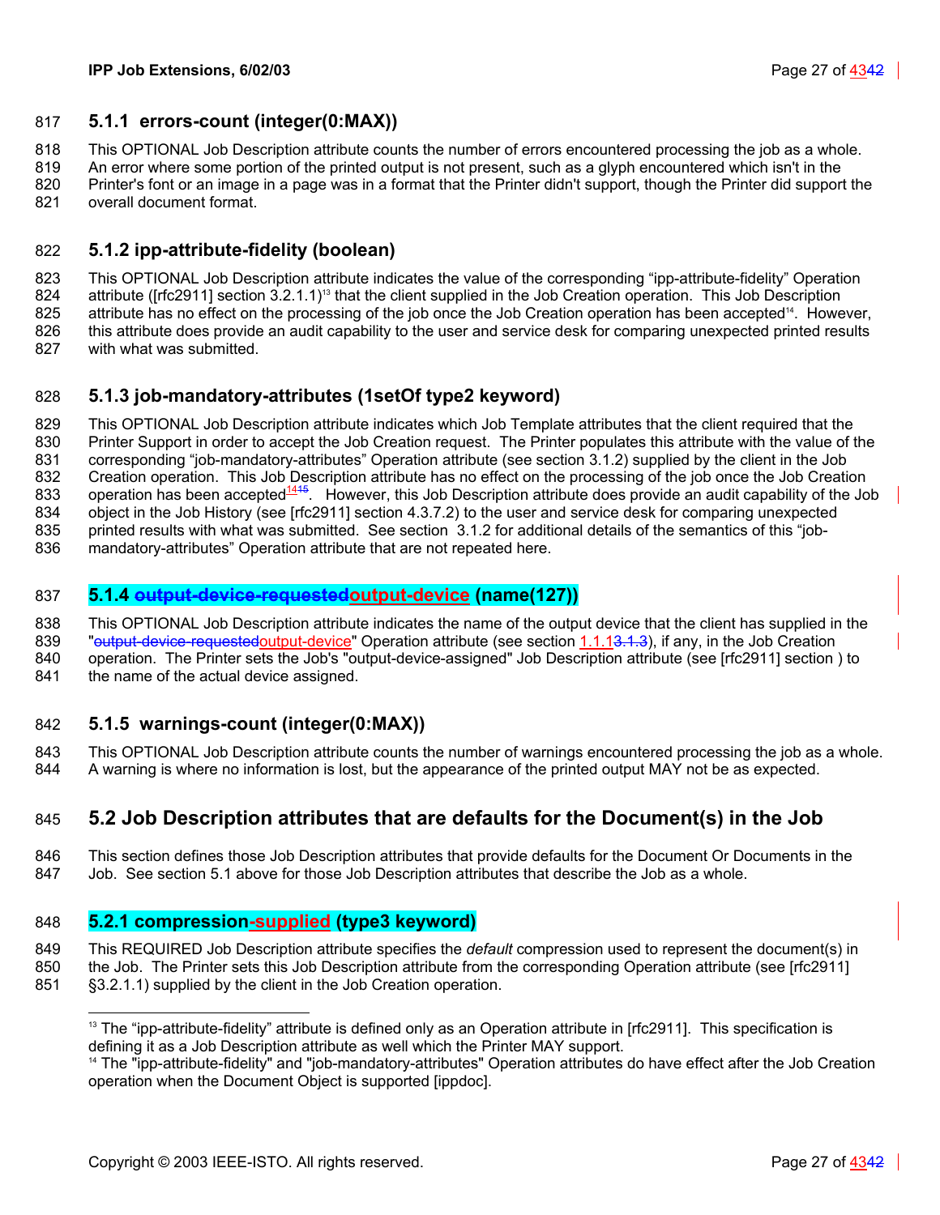### 5.1.1 errors-count (integer(0:MAX))

This OPTIONAL Job Description attribute counts the number of errors encountered processing the job as a whole. An error where some portion of the printed output is not present, such as a glyph encountered which isn't in the Printer's font or an image in a page was in a format that the Printer didn't support, though the Printer did support the overall document format.

### 5.1.2 ipp-attribute-fidelity (boolean)

This OPTIONAL Job Description attribute indicates the value of the corresponding "ipp-attribute-fidelity" Operation attribute ([rfc2911] section 3.2.1.1)[13] that the client supplied in the Job Creation operation. This Job Description attribute has no effect on the processing of the job once the Job Creation operation has been accepted[14]. However, this attribute does provide an audit capability to the user and service desk for comparing unexpected printed results with what was submitted.

### 5.1.3 job-mandatory-attributes (1setOf type2 keyword)

This OPTIONAL Job Description attribute indicates which Job Template attributes that the client required that the Printer Support in order to accept the Job Creation request. The Printer populates this attribute with the value of the corresponding "job-mandatory-attributes" Operation attribute (see section 3.1.2) supplied by the client in the Job Creation operation. This Job Description attribute has no effect on the processing of the job once the Job Creation operation has been accepted[1415]. However, this Job Description attribute does provide an audit capability of the Job object in the Job History (see [rfc2911] section 4.3.7.2) to the user and service desk for comparing unexpected printed results with what was submitted. See section 3.1.2 for additional details of the semantics of this "job-mandatory-attributes" Operation attribute that are not repeated here.

### 5.1.4 ~~output-device-requested~~output-device (name(127))

This OPTIONAL Job Description attribute indicates the name of the output device that the client has supplied in the "~~output-device-requested~~output-device" Operation attribute (see section 1.1.1~~3.1.3~~), if any, in the Job Creation operation. The Printer sets the Job's "output-device-assigned" Job Description attribute (see [rfc2911] section ) to the name of the actual device assigned.

### 5.1.5 warnings-count (integer(0:MAX))

This OPTIONAL Job Description attribute counts the number of warnings encountered processing the job as a whole. A warning is where no information is lost, but the appearance of the printed output MAY not be as expected.

## 5.2 Job Description attributes that are defaults for the Document(s) in the Job

This section defines those Job Description attributes that provide defaults for the Document Or Documents in the Job. See section 5.1 above for those Job Description attributes that describe the Job as a whole.

### 5.2.1 compression-supplied (type3 keyword)

This REQUIRED Job Description attribute specifies the *default* compression used to represent the document(s) in the Job. The Printer sets this Job Description attribute from the corresponding Operation attribute (see [rfc2911] §3.2.1.1) supplied by the client in the Job Creation operation.

---

[13] The "ipp-attribute-fidelity" attribute is defined only as an Operation attribute in [rfc2911]. This specification is defining it as a Job Description attribute as well which the Printer MAY support.

[14] The "ipp-attribute-fidelity" and "job-mandatory-attributes" Operation attributes do have effect after the Job Creation operation when the Document Object is supported [ippdoc].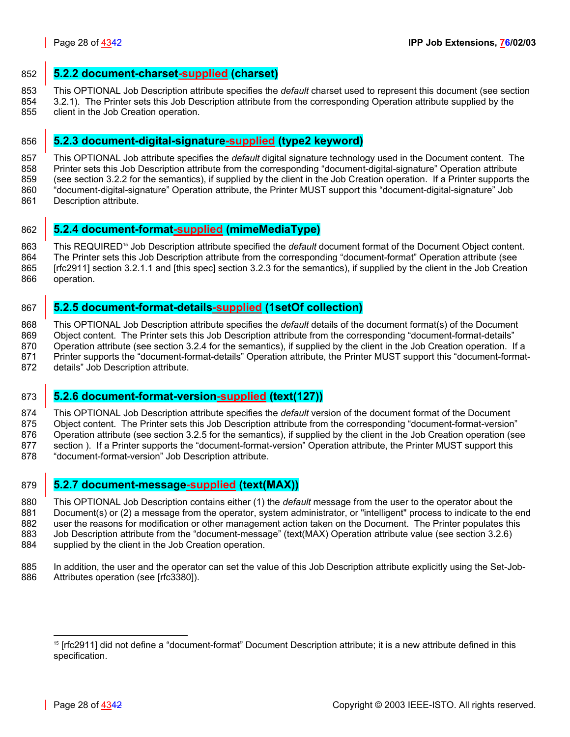### 5.2.2 document-charset-supplied (charset)

This OPTIONAL Job Description attribute specifies the *default* charset used to represent this document (see section 3.2.1). The Printer sets this Job Description attribute from the corresponding Operation attribute supplied by the client in the Job Creation operation.

### 5.2.3 document-digital-signature-supplied (type2 keyword)

This OPTIONAL Job attribute specifies the *default* digital signature technology used in the Document content. The Printer sets this Job Description attribute from the corresponding "document-digital-signature" Operation attribute (see section 3.2.2 for the semantics), if supplied by the client in the Job Creation operation. If a Printer supports the "document-digital-signature" Operation attribute, the Printer MUST support this "document-digital-signature" Job Description attribute.

### 5.2.4 document-format-supplied (mimeMediaType)

This REQUIRED[15] Job Description attribute specified the *default* document format of the Document Object content. The Printer sets this Job Description attribute from the corresponding "document-format" Operation attribute (see [rfc2911] section 3.2.1.1 and [this spec] section 3.2.3 for the semantics), if supplied by the client in the Job Creation operation.

### 5.2.5 document-format-details-supplied (1setOf collection)

This OPTIONAL Job Description attribute specifies the *default* details of the document format(s) of the Document Object content. The Printer sets this Job Description attribute from the corresponding "document-format-details" Operation attribute (see section 3.2.4 for the semantics), if supplied by the client in the Job Creation operation. If a Printer supports the "document-format-details" Operation attribute, the Printer MUST support this "document-format-details" Job Description attribute.

### 5.2.6 document-format-version-supplied (text(127))

This OPTIONAL Job Description attribute specifies the *default* version of the document format of the Document Object content. The Printer sets this Job Description attribute from the corresponding "document-format-version" Operation attribute (see section 3.2.5 for the semantics), if supplied by the client in the Job Creation operation (see section ). If a Printer supports the "document-format-version" Operation attribute, the Printer MUST support this "document-format-version" Job Description attribute.

### 5.2.7 document-message-supplied (text(MAX))

This OPTIONAL Job Description contains either (1) the *default* message from the user to the operator about the Document(s) or (2) a message from the operator, system administrator, or "intelligent" process to indicate to the end user the reasons for modification or other management action taken on the Document. The Printer populates this Job Description attribute from the "document-message" (text(MAX) Operation attribute value (see section 3.2.6) supplied by the client in the Job Creation operation.

In addition, the user and the operator can set the value of this Job Description attribute explicitly using the Set-Job-Attributes operation (see [rfc3380]).

[15] [rfc2911] did not define a "document-format" Document Description attribute; it is a new attribute defined in this specification.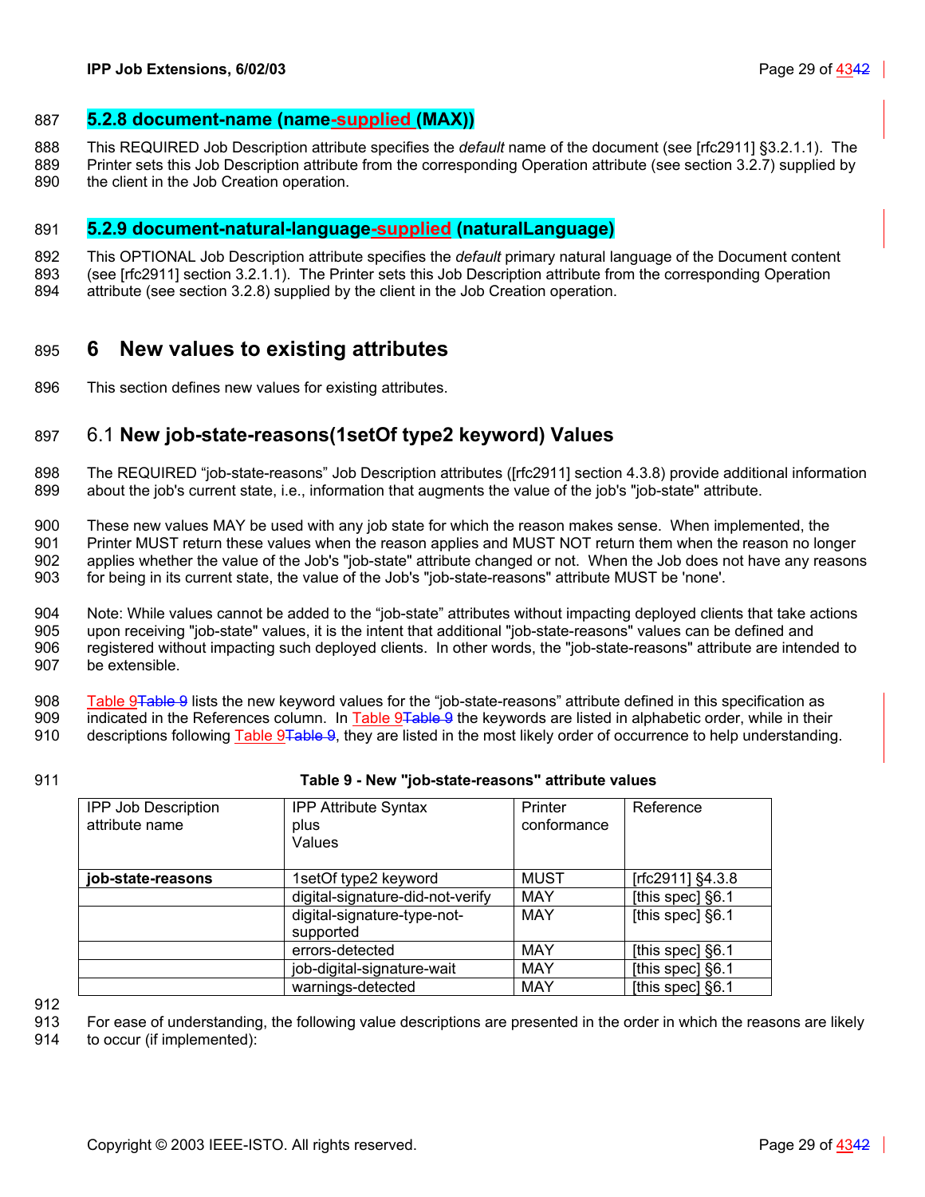### 5.2.8 document-name (name-supplied (MAX))

This REQUIRED Job Description attribute specifies the *default* name of the document (see [rfc2911] §3.2.1.1). The Printer sets this Job Description attribute from the corresponding Operation attribute (see section 3.2.7) supplied by the client in the Job Creation operation.

### 5.2.9 document-natural-language-supplied (naturalLanguage)

This OPTIONAL Job Description attribute specifies the *default* primary natural language of the Document content (see [rfc2911] section 3.2.1.1). The Printer sets this Job Description attribute from the corresponding Operation attribute (see section 3.2.8) supplied by the client in the Job Creation operation.

# 6 New values to existing attributes

This section defines new values for existing attributes.

## 6.1 New job-state-reasons(1setOf type2 keyword) Values

The REQUIRED "job-state-reasons" Job Description attributes ([rfc2911] section 4.3.8) provide additional information about the job's current state, i.e., information that augments the value of the job's "job-state" attribute.

These new values MAY be used with any job state for which the reason makes sense. When implemented, the Printer MUST return these values when the reason applies and MUST NOT return them when the reason no longer applies whether the value of the Job's "job-state" attribute changed or not. When the Job does not have any reasons for being in its current state, the value of the Job's "job-state-reasons" attribute MUST be 'none'.

Note: While values cannot be added to the "job-state" attributes without impacting deployed clients that take actions upon receiving "job-state" values, it is the intent that additional "job-state-reasons" values can be defined and registered without impacting such deployed clients. In other words, the "job-state-reasons" attribute are intended to be extensible.

Table 9 lists the new keyword values for the "job-state-reasons" attribute defined in this specification as indicated in the References column. In Table 9 the keywords are listed in alphabetic order, while in their descriptions following Table 9, they are listed in the most likely order of occurrence to help understanding.

**Table 9 - New "job-state-reasons" attribute values**

| IPP Job Description attribute name | IPP Attribute Syntax plus Values | Printer conformance | Reference |
|---|---|---|---|
| **job-state-reasons** | 1setOf type2 keyword | MUST | [rfc2911] §4.3.8 |
| | digital-signature-did-not-verify | MAY | [this spec] §6.1 |
| | digital-signature-type-not-supported | MAY | [this spec] §6.1 |
| | errors-detected | MAY | [this spec] §6.1 |
| | job-digital-signature-wait | MAY | [this spec] §6.1 |
| | warnings-detected | MAY | [this spec] §6.1 |

For ease of understanding, the following value descriptions are presented in the order in which the reasons are likely to occur (if implemented):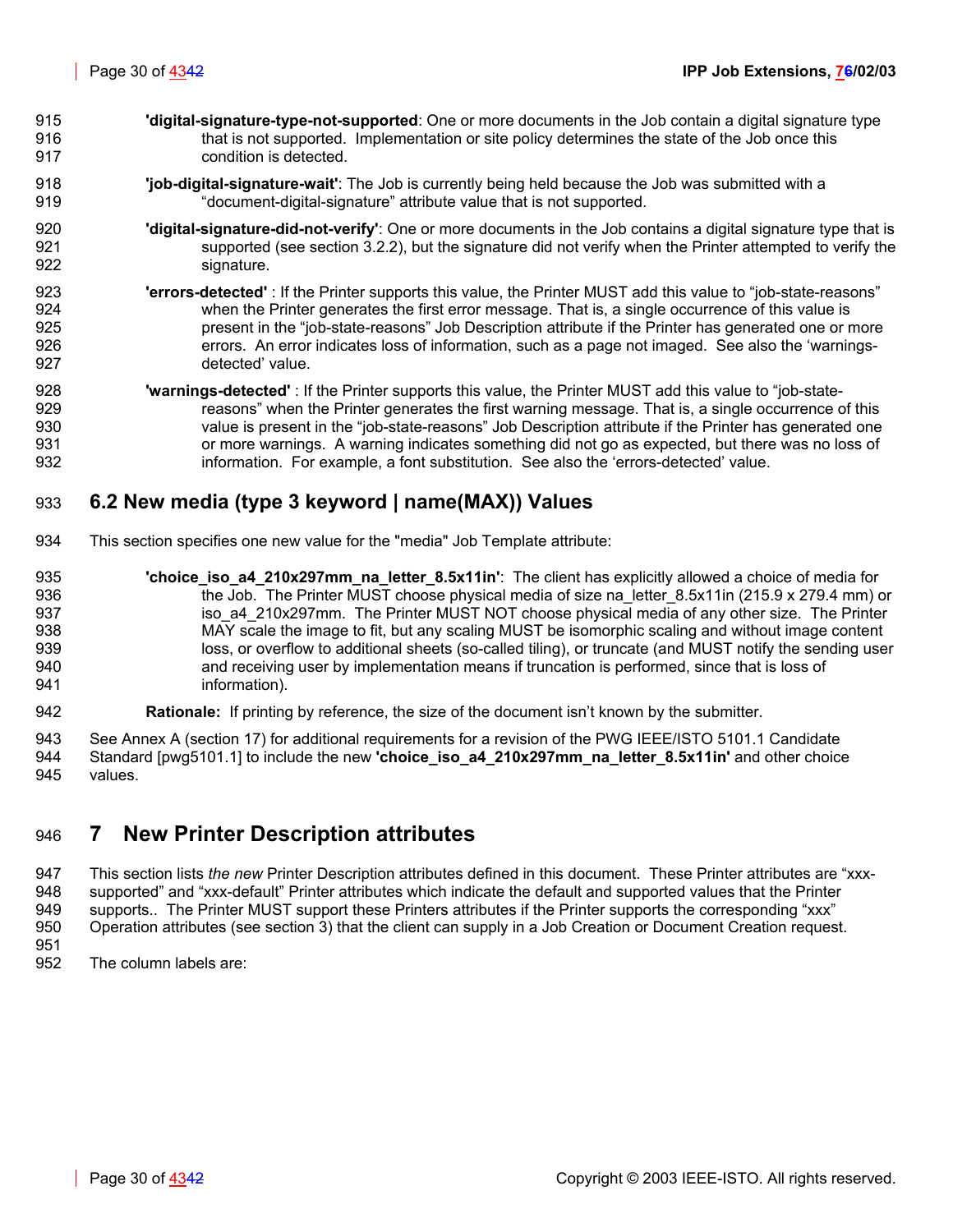**'digital-signature-type-not-supported'**: One or more documents in the Job contain a digital signature type that is not supported. Implementation or site policy determines the state of the Job once this condition is detected.

**'job-digital-signature-wait'**: The Job is currently being held because the Job was submitted with a "document-digital-signature" attribute value that is not supported.

**'digital-signature-did-not-verify'**: One or more documents in the Job contains a digital signature type that is supported (see section 3.2.2), but the signature did not verify when the Printer attempted to verify the signature.

**'errors-detected'** : If the Printer supports this value, the Printer MUST add this value to "job-state-reasons" when the Printer generates the first error message. That is, a single occurrence of this value is present in the "job-state-reasons" Job Description attribute if the Printer has generated one or more errors. An error indicates loss of information, such as a page not imaged. See also the 'warnings-detected' value.

**'warnings-detected'** : If the Printer supports this value, the Printer MUST add this value to "job-state-reasons" when the Printer generates the first warning message. That is, a single occurrence of this value is present in the "job-state-reasons" Job Description attribute if the Printer has generated one or more warnings. A warning indicates something did not go as expected, but there was no loss of information. For example, a font substitution. See also the 'errors-detected' value.

## 6.2 New media (type 3 keyword | name(MAX)) Values

This section specifies one new value for the "media" Job Template attribute:

**'choice_iso_a4_210x297mm_na_letter_8.5x11in'**: The client has explicitly allowed a choice of media for the Job. The Printer MUST choose physical media of size na_letter_8.5x11in (215.9 x 279.4 mm) or iso_a4_210x297mm. The Printer MUST NOT choose physical media of any other size. The Printer MAY scale the image to fit, but any scaling MUST be isomorphic scaling and without image content loss, or overflow to additional sheets (so-called tiling), or truncate (and MUST notify the sending user and receiving user by implementation means if truncation is performed, since that is loss of information).

**Rationale:** If printing by reference, the size of the document isn't known by the submitter.

See Annex A (section 17) for additional requirements for a revision of the PWG IEEE/ISTO 5101.1 Candidate Standard [pwg5101.1] to include the new **'choice_iso_a4_210x297mm_na_letter_8.5x11in'** and other choice values.

# 7 New Printer Description attributes

This section lists *the new* Printer Description attributes defined in this document. These Printer attributes are "xxx-supported" and "xxx-default" Printer attributes which indicate the default and supported values that the Printer supports.. The Printer MUST support these Printers attributes if the Printer supports the corresponding "xxx" Operation attributes (see section 3) that the client can supply in a Job Creation or Document Creation request.

The column labels are: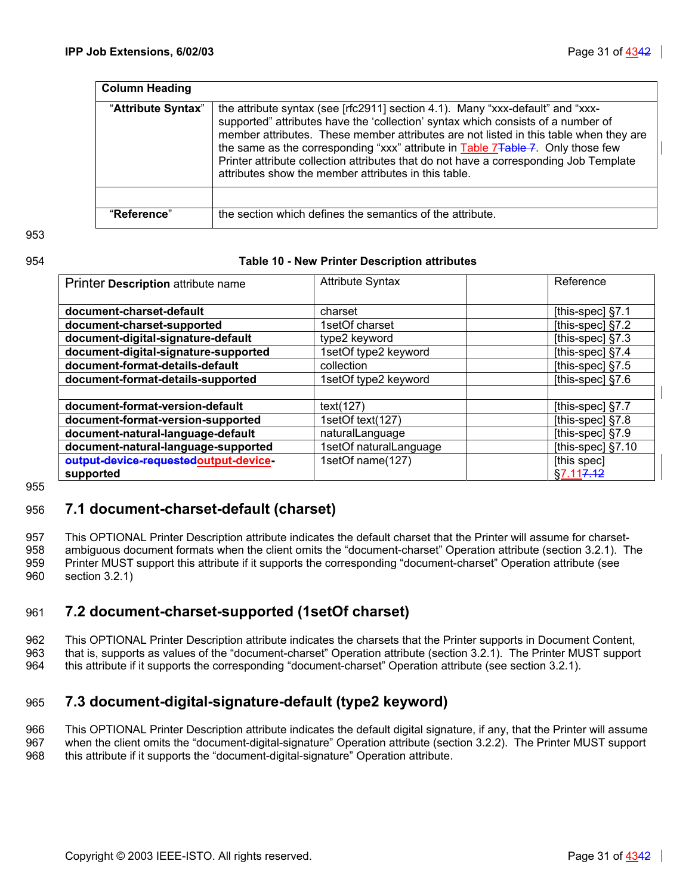| Column Heading | |
|---|---|
| "**Attribute Syntax**" | the attribute syntax (see [rfc2911] section 4.1). Many "xxx-default" and "xxx-supported" attributes have the 'collection' syntax which consists of a number of member attributes. These member attributes are not listed in this table when they are the same as the corresponding "xxx" attribute in Table 7~~Table 7~~. Only those few Printer attribute collection attributes that do not have a corresponding Job Template attributes show the member attributes in this table. |
| | |
| "**Reference**" | the section which defines the semantics of the attribute. |

**Table 10 - New Printer Description attributes**

| Printer **Description** attribute name | Attribute Syntax | | Reference |
|---|---|---|---|
| **document-charset-default** | charset | | [this-spec] §7.1 |
| **document-charset-supported** | 1setOf charset | | [this-spec] §7.2 |
| **document-digital-signature-default** | type2 keyword | | [this-spec] §7.3 |
| **document-digital-signature-supported** | 1setOf type2 keyword | | [this-spec] §7.4 |
| **document-format-details-default** | collection | | [this-spec] §7.5 |
| **document-format-details-supported** | 1setOf type2 keyword | | [this-spec] §7.6 |
| | | | |
| **document-format-version-default** | text(127) | | [this-spec] §7.7 |
| **document-format-version-supported** | 1setOf text(127) | | [this-spec] §7.8 |
| **document-natural-language-default** | naturalLanguage | | [this-spec] §7.9 |
| **document-natural-language-supported** | 1setOf naturalLanguage | | [this-spec] §7.10 |
| **~~output-device-requested~~output-device-supported** | 1setOf name(127) | | [this spec] §7.11~~7.12~~ |

## 7.1 document-charset-default (charset)

This OPTIONAL Printer Description attribute indicates the default charset that the Printer will assume for charset-ambiguous document formats when the client omits the "document-charset" Operation attribute (section 3.2.1). The Printer MUST support this attribute if it supports the corresponding "document-charset" Operation attribute (see section 3.2.1)

## 7.2 document-charset-supported (1setOf charset)

This OPTIONAL Printer Description attribute indicates the charsets that the Printer supports in Document Content, that is, supports as values of the "document-charset" Operation attribute (section 3.2.1). The Printer MUST support this attribute if it supports the corresponding "document-charset" Operation attribute (see section 3.2.1).

## 7.3 document-digital-signature-default (type2 keyword)

This OPTIONAL Printer Description attribute indicates the default digital signature, if any, that the Printer will assume when the client omits the "document-digital-signature" Operation attribute (section 3.2.2). The Printer MUST support this attribute if it supports the "document-digital-signature" Operation attribute.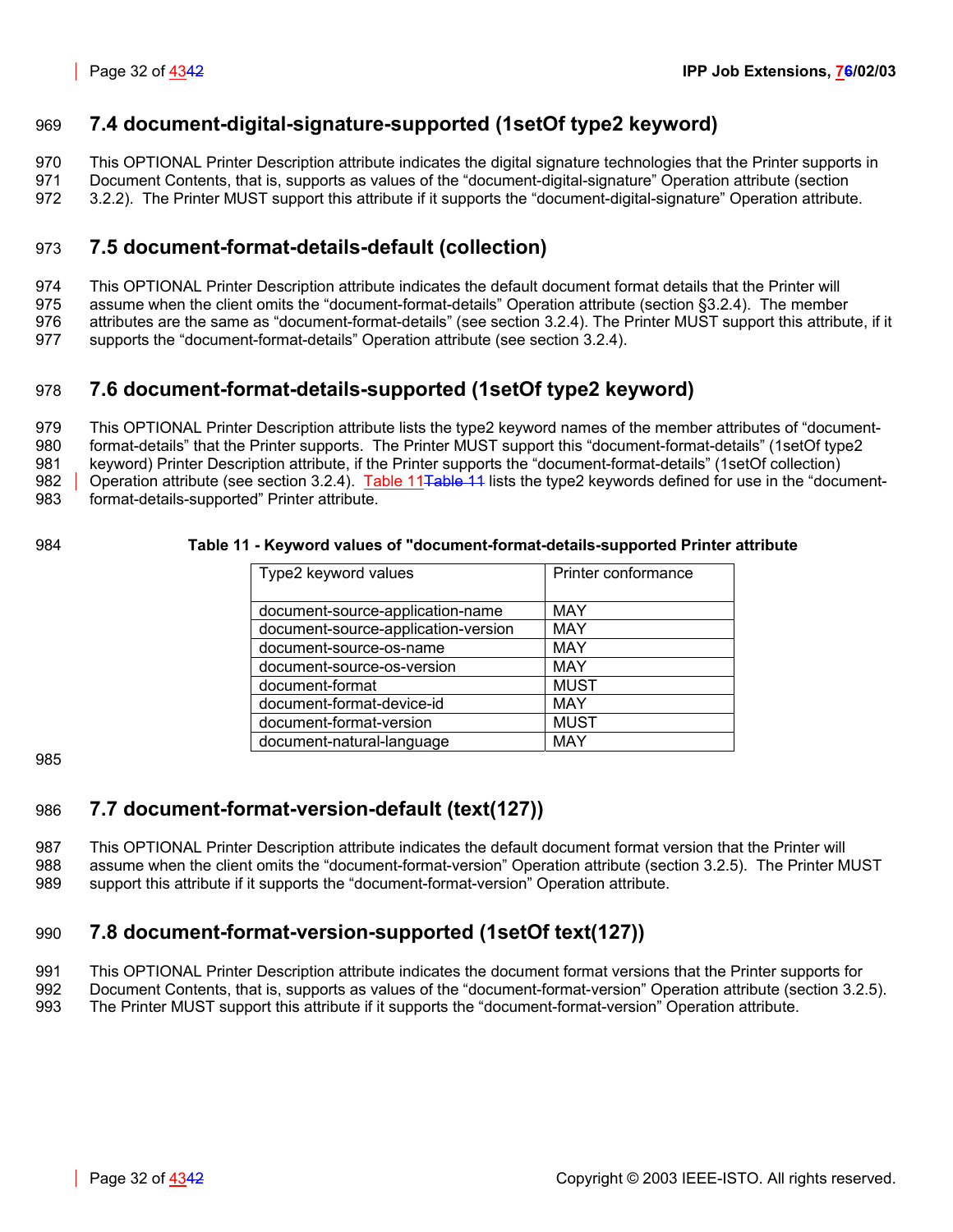## 7.4 document-digital-signature-supported (1setOf type2 keyword)

This OPTIONAL Printer Description attribute indicates the digital signature technologies that the Printer supports in Document Contents, that is, supports as values of the "document-digital-signature" Operation attribute (section 3.2.2). The Printer MUST support this attribute if it supports the "document-digital-signature" Operation attribute.

## 7.5 document-format-details-default (collection)

This OPTIONAL Printer Description attribute indicates the default document format details that the Printer will assume when the client omits the "document-format-details" Operation attribute (section §3.2.4). The member attributes are the same as "document-format-details" (see section 3.2.4). The Printer MUST support this attribute, if it supports the "document-format-details" Operation attribute (see section 3.2.4).

## 7.6 document-format-details-supported (1setOf type2 keyword)

This OPTIONAL Printer Description attribute lists the type2 keyword names of the member attributes of "document-format-details" that the Printer supports. The Printer MUST support this "document-format-details" (1setOf type2 keyword) Printer Description attribute, if the Printer supports the "document-format-details" (1setOf collection) Operation attribute (see section 3.2.4). Table 11Table 11 lists the type2 keywords defined for use in the "document-format-details-supported" Printer attribute.

**Table 11 - Keyword values of "document-format-details-supported Printer attribute**

| Type2 keyword values | Printer conformance |
|---|---|
| document-source-application-name | MAY |
| document-source-application-version | MAY |
| document-source-os-name | MAY |
| document-source-os-version | MAY |
| document-format | MUST |
| document-format-device-id | MAY |
| document-format-version | MUST |
| document-natural-language | MAY |

## 7.7 document-format-version-default (text(127))

This OPTIONAL Printer Description attribute indicates the default document format version that the Printer will assume when the client omits the "document-format-version" Operation attribute (section 3.2.5). The Printer MUST support this attribute if it supports the "document-format-version" Operation attribute.

## 7.8 document-format-version-supported (1setOf text(127))

This OPTIONAL Printer Description attribute indicates the document format versions that the Printer supports for Document Contents, that is, supports as values of the "document-format-version" Operation attribute (section 3.2.5). The Printer MUST support this attribute if it supports the "document-format-version" Operation attribute.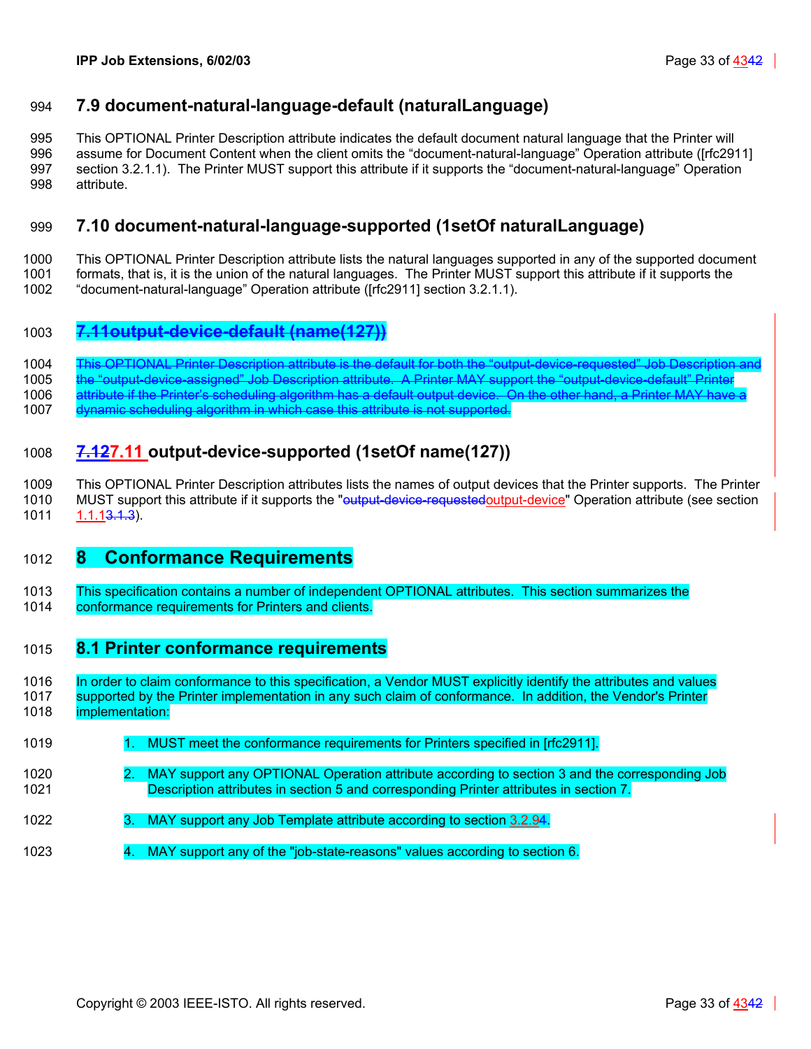## 7.9 document-natural-language-default (naturalLanguage)

This OPTIONAL Printer Description attribute indicates the default document natural language that the Printer will assume for Document Content when the client omits the “document-natural-language” Operation attribute ([rfc2911] section 3.2.1.1). The Printer MUST support this attribute if it supports the “document-natural-language” Operation attribute.

## 7.10 document-natural-language-supported (1setOf naturalLanguage)

This OPTIONAL Printer Description attribute lists the natural languages supported in any of the supported document formats, that is, it is the union of the natural languages. The Printer MUST support this attribute if it supports the “document-natural-language” Operation attribute ([rfc2911] section 3.2.1.1).

## ~~7.11output-device-default (name(127))~~

~~This OPTIONAL Printer Description attribute is the default for both the “output-device-requested” Job Description and the “output-device-assigned” Job Description attribute. A Printer MAY support the “output-device-default” Printer attribute if the Printer’s scheduling algorithm has a default output device. On the other hand, a Printer MAY have a dynamic scheduling algorithm in which case this attribute is not supported.~~

## ~~7.12~~7.11 output-device-supported (1setOf name(127))

This OPTIONAL Printer Description attributes lists the names of output devices that the Printer supports. The Printer MUST support this attribute if it supports the "~~output-device-requested~~output-device" Operation attribute (see section 1.1.1~~3.1.3~~).

# 8 Conformance Requirements

This specification contains a number of independent OPTIONAL attributes. This section summarizes the conformance requirements for Printers and clients.

## 8.1 Printer conformance requirements

In order to claim conformance to this specification, a Vendor MUST explicitly identify the attributes and values supported by the Printer implementation in any such claim of conformance. In addition, the Vendor's Printer implementation:

1. MUST meet the conformance requirements for Printers specified in [rfc2911].

2. MAY support any OPTIONAL Operation attribute according to section 3 and the corresponding Job Description attributes in section 5 and corresponding Printer attributes in section 7.

3. MAY support any Job Template attribute according to section 3.2.9~~4~~.

4. MAY support any of the "job-state-reasons" values according to section 6.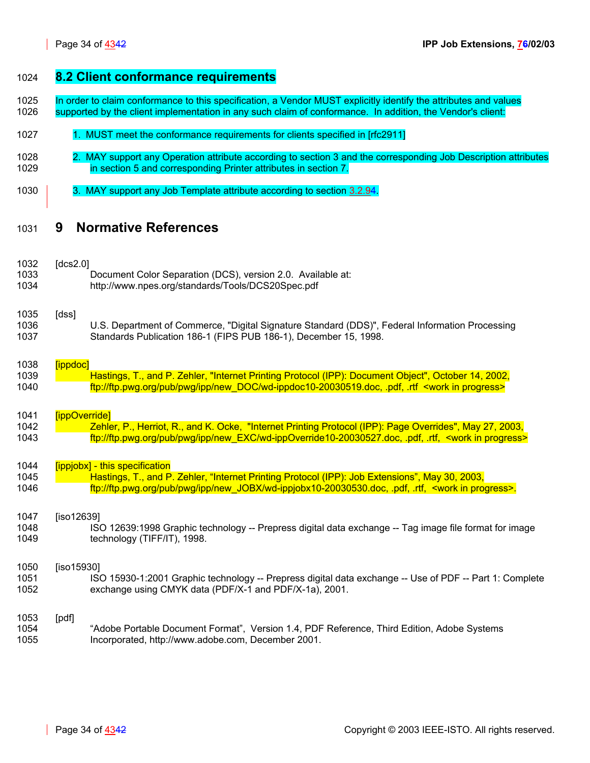## 8.2 Client conformance requirements

In order to claim conformance to this specification, a Vendor MUST explicitly identify the attributes and values supported by the client implementation in any such claim of conformance. In addition, the Vendor's client:

1. MUST meet the conformance requirements for clients specified in [rfc2911]
2. MAY support any Operation attribute according to section 3 and the corresponding Job Description attributes in section 5 and corresponding Printer attributes in section 7.
3. MAY support any Job Template attribute according to section 3.2.94.

# 9 Normative References

[dcs2.0]
Document Color Separation (DCS), version 2.0. Available at: http://www.npes.org/standards/Tools/DCS20Spec.pdf

[dss]
U.S. Department of Commerce, "Digital Signature Standard (DDS)", Federal Information Processing Standards Publication 186-1 (FIPS PUB 186-1), December 15, 1998.

[ippdoc]
Hastings, T., and P. Zehler, "Internet Printing Protocol (IPP): Document Object", October 14, 2002, ftp://ftp.pwg.org/pub/pwg/ipp/new_DOC/wd-ippdoc10-20030519.doc, .pdf, .rtf <work in progress>

[ippOverride]
Zehler, P., Herriot, R., and K. Ocke, "Internet Printing Protocol (IPP): Page Overrides", May 27, 2003, ftp://ftp.pwg.org/pub/pwg/ipp/new_EXC/wd-ippOverride10-20030527.doc, .pdf, .rtf, <work in progress>

[ippjobx] - this specification
Hastings, T., and P. Zehler, "Internet Printing Protocol (IPP): Job Extensions", May 30, 2003, ftp://ftp.pwg.org/pub/pwg/ipp/new_JOBX/wd-ippjobx10-20030530.doc, .pdf, .rtf, <work in progress>.

[iso12639]
ISO 12639:1998 Graphic technology -- Prepress digital data exchange -- Tag image file format for image technology (TIFF/IT), 1998.

[iso15930]
ISO 15930-1:2001 Graphic technology -- Prepress digital data exchange -- Use of PDF -- Part 1: Complete exchange using CMYK data (PDF/X-1 and PDF/X-1a), 2001.

[pdf]
"Adobe Portable Document Format", Version 1.4, PDF Reference, Third Edition, Adobe Systems Incorporated, http://www.adobe.com, December 2001.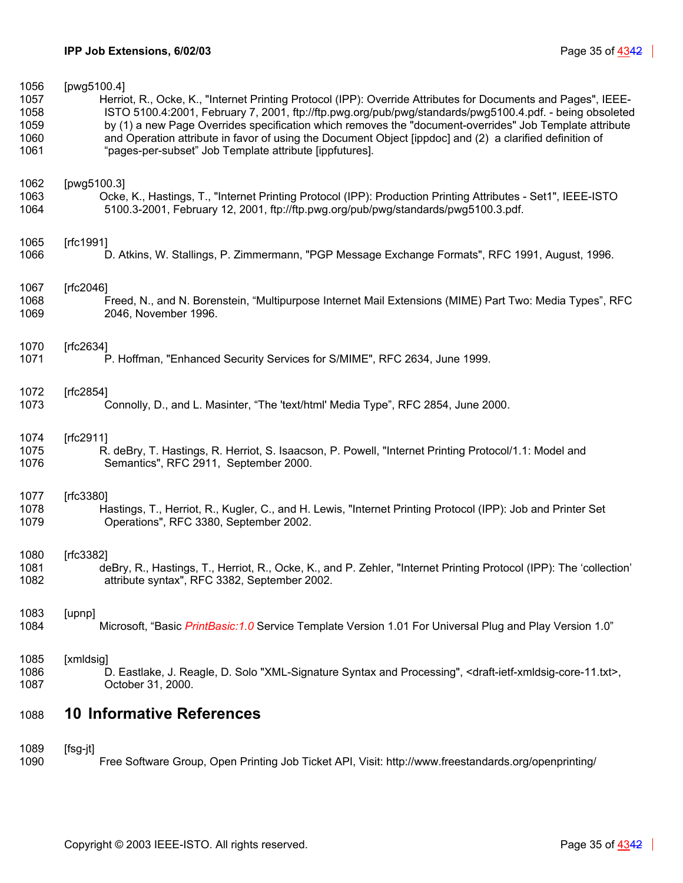[pwg5100.4]

Herriot, R., Ocke, K., "Internet Printing Protocol (IPP): Override Attributes for Documents and Pages", IEEE-ISTO 5100.4:2001, February 7, 2001, ftp://ftp.pwg.org/pub/pwg/standards/pwg5100.4.pdf. - being obsoleted by (1) a new Page Overrides specification which removes the "document-overrides" Job Template attribute and Operation attribute in favor of using the Document Object [ippdoc] and (2) a clarified definition of “pages-per-subset” Job Template attribute [ippfutures].

[pwg5100.3]

Ocke, K., Hastings, T., "Internet Printing Protocol (IPP): Production Printing Attributes - Set1", IEEE-ISTO 5100.3-2001, February 12, 2001, ftp://ftp.pwg.org/pub/pwg/standards/pwg5100.3.pdf.

[rfc1991]

D. Atkins, W. Stallings, P. Zimmermann, "PGP Message Exchange Formats", RFC 1991, August, 1996.

[rfc2046]

Freed, N., and N. Borenstein, “Multipurpose Internet Mail Extensions (MIME) Part Two: Media Types”, RFC 2046, November 1996.

[rfc2634]

P. Hoffman, "Enhanced Security Services for S/MIME", RFC 2634, June 1999.

[rfc2854]

Connolly, D., and L. Masinter, “The 'text/html' Media Type”, RFC 2854, June 2000.

[rfc2911]

R. deBry, T. Hastings, R. Herriot, S. Isaacson, P. Powell, "Internet Printing Protocol/1.1: Model and Semantics", RFC 2911, September 2000.

[rfc3380]

Hastings, T., Herriot, R., Kugler, C., and H. Lewis, "Internet Printing Protocol (IPP): Job and Printer Set Operations", RFC 3380, September 2002.

[rfc3382]

deBry, R., Hastings, T., Herriot, R., Ocke, K., and P. Zehler, "Internet Printing Protocol (IPP): The ‘collection’ attribute syntax", RFC 3382, September 2002.

[upnp]

Microsoft, “Basic *PrintBasic:1.0* Service Template Version 1.01 For Universal Plug and Play Version 1.0”

[xmldsig]

D. Eastlake, J. Reagle, D. Solo "XML-Signature Syntax and Processing", <draft-ietf-xmldsig-core-11.txt>, October 31, 2000.

# 10 Informative References

[fsg-jt]

Free Software Group, Open Printing Job Ticket API, Visit: http://www.freestandards.org/openprinting/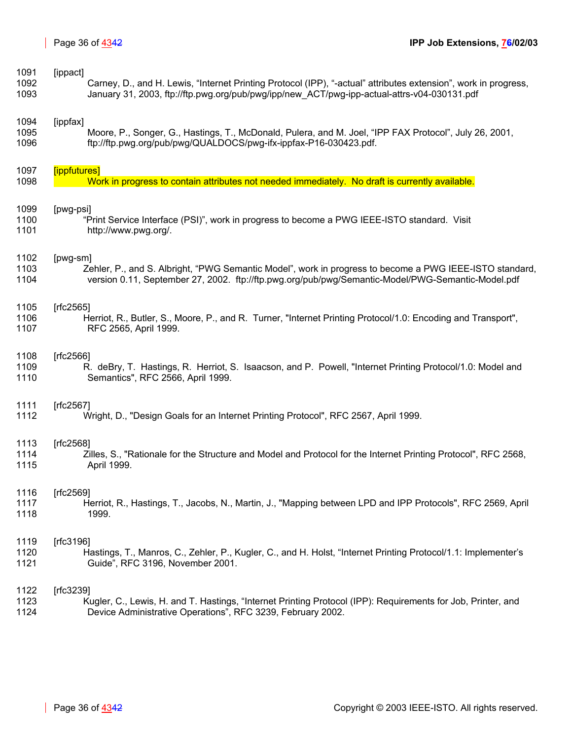[ippact]

Carney, D., and H. Lewis, “Internet Printing Protocol (IPP), “-actual” attributes extension”, work in progress, January 31, 2003, ftp://ftp.pwg.org/pub/pwg/ipp/new_ACT/pwg-ipp-actual-attrs-v04-030131.pdf

[ippfax]

Moore, P., Songer, G., Hastings, T., McDonald, Pulera, and M. Joel, “IPP FAX Protocol”, July 26, 2001, ftp://ftp.pwg.org/pub/pwg/QUALDOCS/pwg-ifx-ippfax-P16-030423.pdf.

[ippfutures]

Work in progress to contain attributes not needed immediately. No draft is currently available.

[pwg-psi]

“Print Service Interface (PSI)”, work in progress to become a PWG IEEE-ISTO standard. Visit http://www.pwg.org/.

[pwg-sm]

Zehler, P., and S. Albright, “PWG Semantic Model”, work in progress to become a PWG IEEE-ISTO standard, version 0.11, September 27, 2002. ftp://ftp.pwg.org/pub/pwg/Semantic-Model/PWG-Semantic-Model.pdf

[rfc2565]

Herriot, R., Butler, S., Moore, P., and R. Turner, "Internet Printing Protocol/1.0: Encoding and Transport", RFC 2565, April 1999.

[rfc2566]

R. deBry, T. Hastings, R. Herriot, S. Isaacson, and P. Powell, "Internet Printing Protocol/1.0: Model and Semantics", RFC 2566, April 1999.

[rfc2567]

Wright, D., "Design Goals for an Internet Printing Protocol", RFC 2567, April 1999.

[rfc2568]

Zilles, S., "Rationale for the Structure and Model and Protocol for the Internet Printing Protocol", RFC 2568, April 1999.

[rfc2569]

Herriot, R., Hastings, T., Jacobs, N., Martin, J., "Mapping between LPD and IPP Protocols", RFC 2569, April 1999.

[rfc3196]

Hastings, T., Manros, C., Zehler, P., Kugler, C., and H. Holst, “Internet Printing Protocol/1.1: Implementer’s Guide”, RFC 3196, November 2001.

[rfc3239]

Kugler, C., Lewis, H. and T. Hastings, “Internet Printing Protocol (IPP): Requirements for Job, Printer, and Device Administrative Operations”, RFC 3239, February 2002.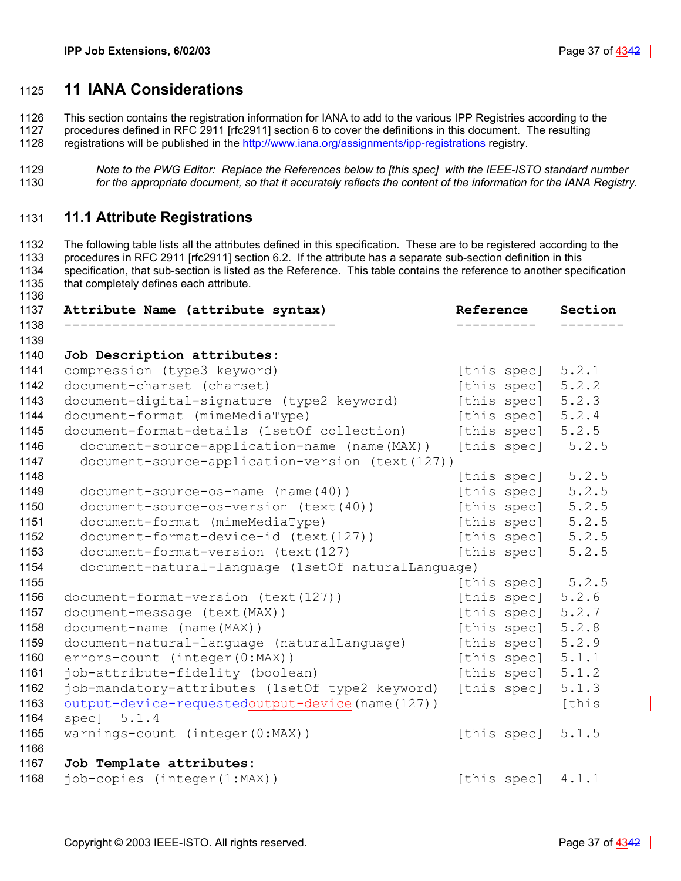## 11 IANA Considerations

This section contains the registration information for IANA to add to the various IPP Registries according to the procedures defined in RFC 2911 [rfc2911] section 6 to cover the definitions in this document. The resulting registrations will be published in the http://www.iana.org/assignments/ipp-registrations registry.

> *Note to the PWG Editor: Replace the References below to [this spec] with the IEEE-ISTO standard number for the appropriate document, so that it accurately reflects the content of the information for the IANA Registry.*

### 11.1 Attribute Registrations

The following table lists all the attributes defined in this specification. These are to be registered according to the procedures in RFC 2911 [rfc2911] section 6.2. If the attribute has a separate sub-section definition in this specification, that sub-section is listed as the Reference. This table contains the reference to another specification that completely defines each attribute.

```
Attribute Name (attribute syntax)                  Reference    Section
---------------------------------                  ----------   --------

Job Description attributes:
compression (type3 keyword)                        [this spec]  5.2.1
document-charset (charset)                         [this spec]  5.2.2
document-digital-signature (type2 keyword)         [this spec]  5.2.3
document-format (mimeMediaType)                    [this spec]  5.2.4
document-format-details (1setOf collection)        [this spec]  5.2.5
  document-source-application-name (name(MAX))     [this spec]   5.2.5
  document-source-application-version (text(127))
                                                   [this spec]   5.2.5
  document-source-os-name (name(40))               [this spec]   5.2.5
  document-source-os-version (text(40))            [this spec]   5.2.5
  document-format (mimeMediaType)                  [this spec]   5.2.5
  document-format-device-id (text(127))            [this spec]   5.2.5
  document-format-version (text(127)               [this spec]   5.2.5
  document-natural-language (1setOf naturalLanguage)
                                                   [this spec]   5.2.5
document-format-version (text(127))                [this spec]  5.2.6
document-message (text(MAX))                       [this spec]  5.2.7
document-name (name(MAX))                          [this spec]  5.2.8
document-natural-language (naturalLanguage)        [this spec]  5.2.9
errors-count (integer(0:MAX))                      [this spec]  5.1.1
job-attribute-fidelity (boolean)                   [this spec]  5.1.2
job-mandatory-attributes (1setOf type2 keyword)    [this spec]  5.1.3
output-device-requestedoutput-device(name(127))                 [this
spec]  5.1.4
warnings-count (integer(0:MAX))                    [this spec]  5.1.5

Job Template attributes:
job-copies (integer(1:MAX))                        [this spec]  4.1.1
```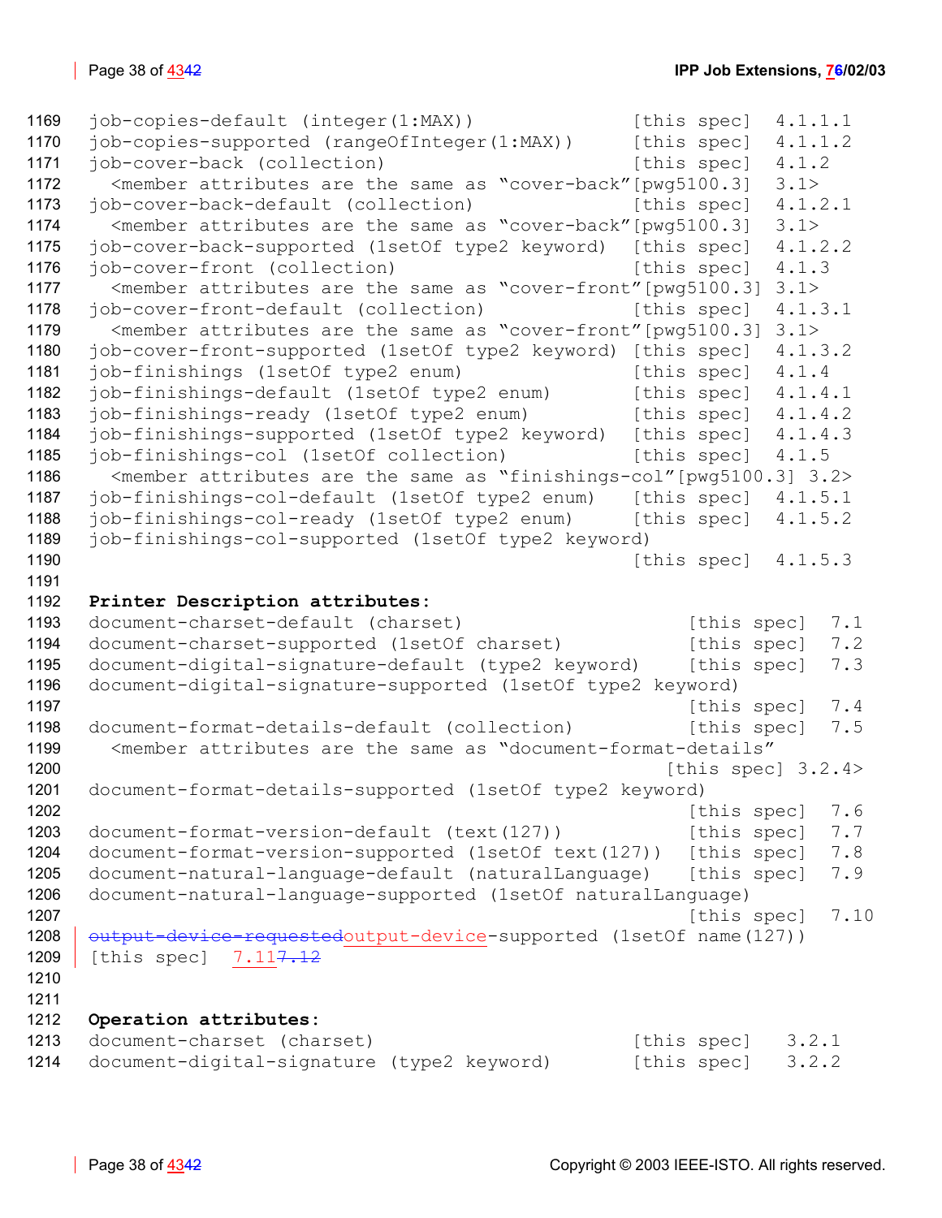```
1169  job-copies-default (integer(1:MAX))              [this spec]  4.1.1.1
1170  job-copies-supported (rangeOfInteger(1:MAX))     [this spec]  4.1.1.2
1171  job-cover-back (collection)                      [this spec]  4.1.2
1172    <member attributes are the same as "cover-back"[pwg5100.3]  3.1>
1173  job-cover-back-default (collection)              [this spec]  4.1.2.1
1174    <member attributes are the same as "cover-back"[pwg5100.3]  3.1>
1175  job-cover-back-supported (1setOf type2 keyword)  [this spec]  4.1.2.2
1176  job-cover-front (collection)                     [this spec]  4.1.3
1177    <member attributes are the same as "cover-front"[pwg5100.3] 3.1>
1178  job-cover-front-default (collection)             [this spec]  4.1.3.1
1179    <member attributes are the same as "cover-front"[pwg5100.3] 3.1>
1180  job-cover-front-supported (1setOf type2 keyword) [this spec]  4.1.3.2
1181  job-finishings (1setOf type2 enum)               [this spec]  4.1.4
1182  job-finishings-default (1setOf type2 enum)       [this spec]  4.1.4.1
1183  job-finishings-ready (1setOf type2 enum)         [this spec]  4.1.4.2
1184  job-finishings-supported (1setOf type2 keyword)  [this spec]  4.1.4.3
1185  job-finishings-col (1setOf collection)           [this spec]  4.1.5
1186    <member attributes are the same as "finishings-col"[pwg5100.3] 3.2>
1187  job-finishings-col-default (1setOf type2 enum)   [this spec]  4.1.5.1
1188  job-finishings-col-ready (1setOf type2 enum)     [this spec]  4.1.5.2
1189  job-finishings-col-supported (1setOf type2 keyword)
1190                                                   [this spec]  4.1.5.3
1191
1192  Printer Description attributes:
1193  document-charset-default (charset)                    [this spec]  7.1
1194  document-charset-supported (1setOf charset)           [this spec]  7.2
1195  document-digital-signature-default (type2 keyword)    [this spec]  7.3
1196  document-digital-signature-supported (1setOf type2 keyword)
1197                                                        [this spec]  7.4
1198  document-format-details-default (collection)          [this spec]  7.5
1199    <member attributes are the same as "document-format-details"
1200                                                       [this spec] 3.2.4>
1201  document-format-details-supported (1setOf type2 keyword)
1202                                                        [this spec]  7.6
1203  document-format-version-default (text(127))           [this spec]  7.7
1204  document-format-version-supported (1setOf text(127))  [this spec]  7.8
1205  document-natural-language-default (naturalLanguage)   [this spec]  7.9
1206  document-natural-language-supported (1setOf naturalLanguage)
1207                                                        [this spec]  7.10
1208  output-device-requestedoutput-device-supported (1setOf name(127))
1209  [this spec]  7.117.12
1210
1211
1212  Operation attributes:
1213  document-charset (charset)                       [this spec]   3.2.1
1214  document-digital-signature (type2 keyword)       [this spec]   3.2.2
```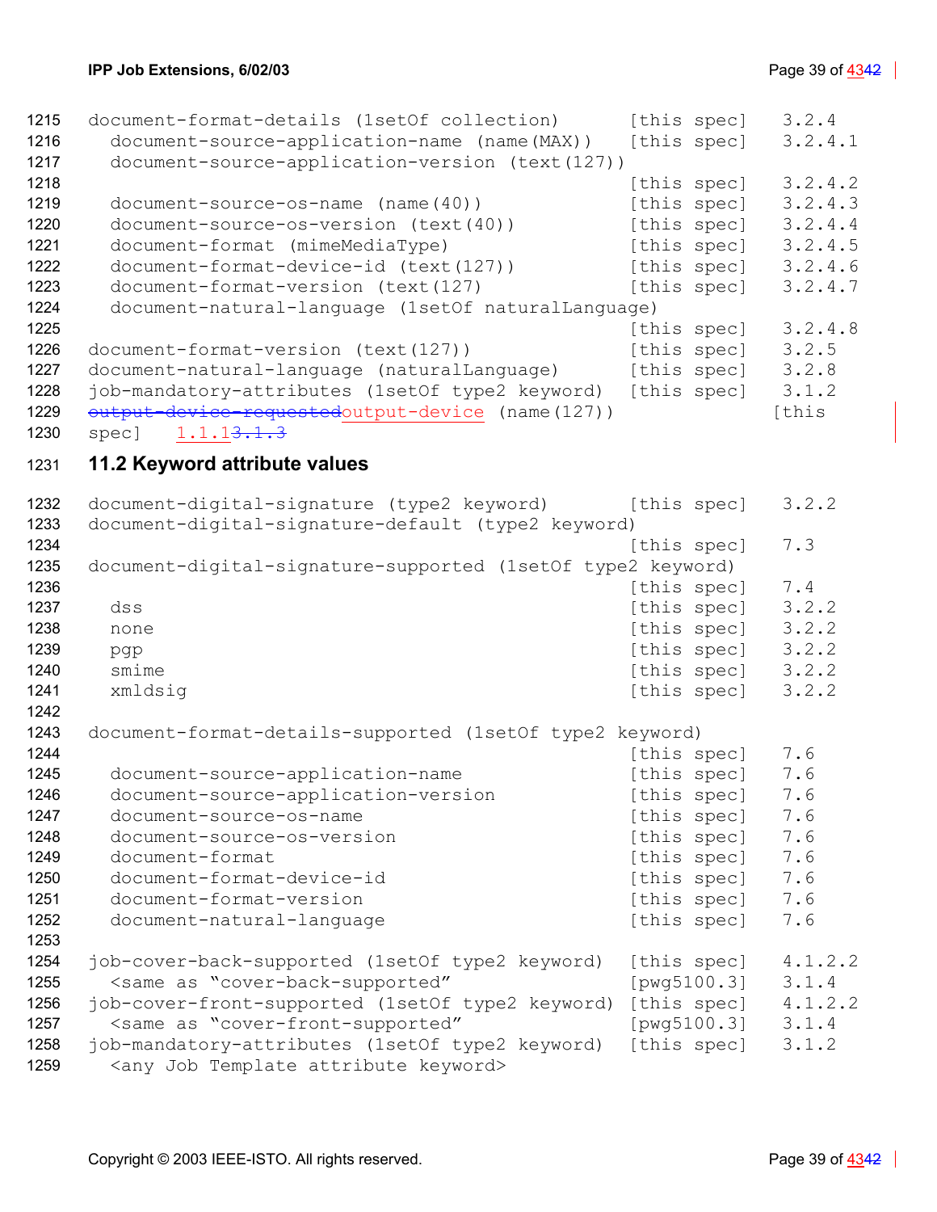```
document-format-details (1setOf collection)      [this spec]   3.2.4
  document-source-application-name (name(MAX))   [this spec]   3.2.4.1
  document-source-application-version (text(127))
                                                 [this spec]   3.2.4.2
  document-source-os-name (name(40))             [this spec]   3.2.4.3
  document-source-os-version (text(40))          [this spec]   3.2.4.4
  document-format (mimeMediaType)                [this spec]   3.2.4.5
  document-format-device-id (text(127))          [this spec]   3.2.4.6
  document-format-version (text(127)             [this spec]   3.2.4.7
  document-natural-language (1setOf naturalLanguage)
                                                 [this spec]   3.2.4.8
document-format-version (text(127))              [this spec]   3.2.5
document-natural-language (naturalLanguage)      [this spec]   3.2.8
job-mandatory-attributes (1setOf type2 keyword)  [this spec]   3.1.2
output-device-requestedoutput-device (name(127))              [this
spec]   1.1.13.1.3
```

## 11.2 Keyword attribute values

```
document-digital-signature (type2 keyword)       [this spec]   3.2.2
document-digital-signature-default (type2 keyword)
                                                 [this spec]   7.3
document-digital-signature-supported (1setOf type2 keyword)
                                                 [this spec]   7.4
  dss                                            [this spec]   3.2.2
  none                                           [this spec]   3.2.2
  pgp                                            [this spec]   3.2.2
  smime                                          [this spec]   3.2.2
  xmldsig                                        [this spec]   3.2.2

document-format-details-supported (1setOf type2 keyword)
                                                 [this spec]   7.6
  document-source-application-name               [this spec]   7.6
  document-source-application-version            [this spec]   7.6
  document-source-os-name                        [this spec]   7.6
  document-source-os-version                     [this spec]   7.6
  document-format                                [this spec]   7.6
  document-format-device-id                      [this spec]   7.6
  document-format-version                        [this spec]   7.6
  document-natural-language                      [this spec]   7.6

job-cover-back-supported (1setOf type2 keyword)  [this spec]   4.1.2.2
  <same as "cover-back-supported"                [pwg5100.3]   3.1.4
job-cover-front-supported (1setOf type2 keyword) [this spec]   4.1.2.2
  <same as "cover-front-supported"               [pwg5100.3]   3.1.4
job-mandatory-attributes (1setOf type2 keyword)  [this spec]   3.1.2
  <any Job Template attribute keyword>
```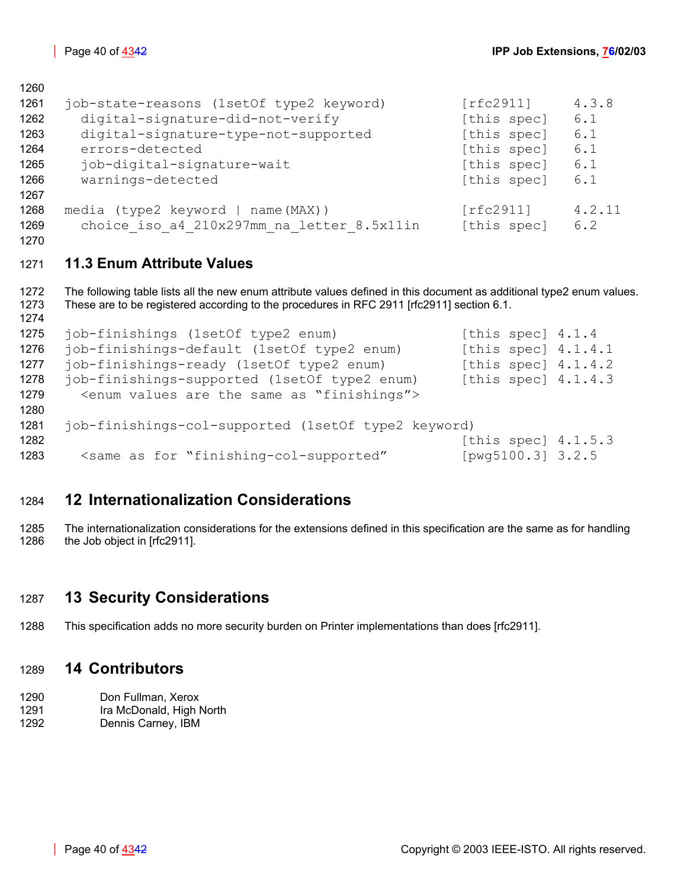```
job-state-reasons (1setOf type2 keyword)           [rfc2911]     4.3.8
  digital-signature-did-not-verify                 [this spec]   6.1
  digital-signature-type-not-supported             [this spec]   6.1
  errors-detected                                  [this spec]   6.1
  job-digital-signature-wait                       [this spec]   6.1
  warnings-detected                                [this spec]   6.1

media (type2 keyword | name(MAX))                  [rfc2911]     4.2.11
  choice_iso_a4_210x297mm_na_letter_8.5x11in       [this spec]   6.2
```

## 11.3 Enum Attribute Values

The following table lists all the new enum attribute values defined in this document as additional type2 enum values. These are to be registered according to the procedures in RFC 2911 [rfc2911] section 6.1.

```
job-finishings (1setOf type2 enum)                 [this spec] 4.1.4
job-finishings-default (1setOf type2 enum)         [this spec] 4.1.4.1
job-finishings-ready (1setOf type2 enum)           [this spec] 4.1.4.2
job-finishings-supported (1setOf type2 enum)       [this spec] 4.1.4.3
  <enum values are the same as "finishings">

job-finishings-col-supported (1setOf type2 keyword)
                                                   [this spec] 4.1.5.3
  <same as for "finishing-col-supported"           [pwg5100.3] 3.2.5
```

# 12 Internationalization Considerations

The internationalization considerations for the extensions defined in this specification are the same as for handling the Job object in [rfc2911].

# 13 Security Considerations

This specification adds no more security burden on Printer implementations than does [rfc2911].

# 14 Contributors

Don Fullman, Xerox
Ira McDonald, High North
Dennis Carney, IBM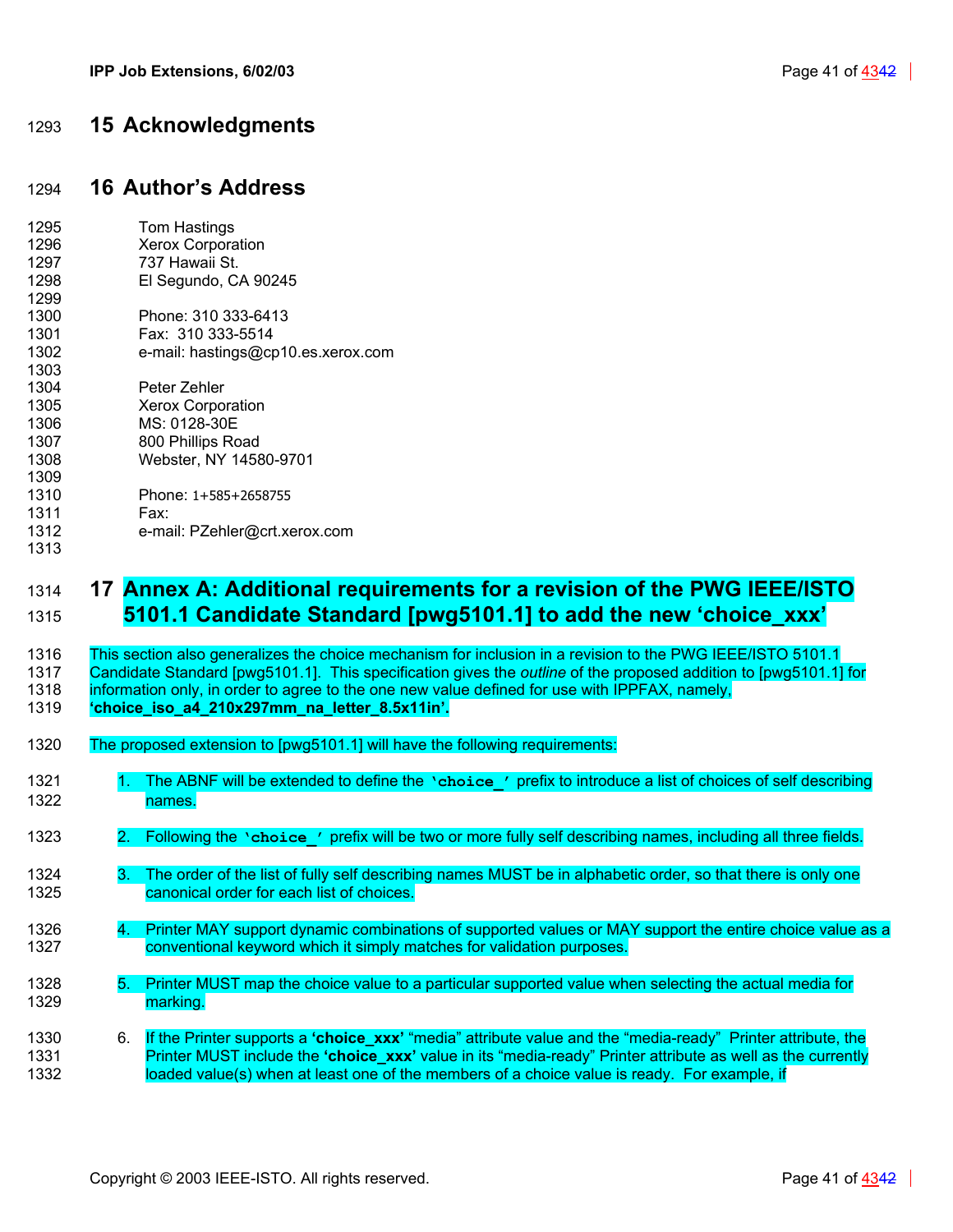# 15 Acknowledgments

# 16 Author's Address

Tom Hastings
Xerox Corporation
737 Hawaii St.
El Segundo, CA 90245

Phone: 310 333-6413
Fax: 310 333-5514
e-mail: hastings@cp10.es.xerox.com

Peter Zehler
Xerox Corporation
MS: 0128-30E
800 Phillips Road
Webster, NY 14580-9701

Phone: 1+585+2658755
Fax:
e-mail: PZehler@crt.xerox.com

# 17 Annex A: Additional requirements for a revision of the PWG IEEE/ISTO 5101.1 Candidate Standard [pwg5101.1] to add the new 'choice_xxx'

This section also generalizes the choice mechanism for inclusion in a revision to the PWG IEEE/ISTO 5101.1 Candidate Standard [pwg5101.1]. This specification gives the *outline* of the proposed addition to [pwg5101.1] for information only, in order to agree to the one new value defined for use with IPPFAX, namely, **'choice_iso_a4_210x297mm_na_letter_8.5x11in'.**

The proposed extension to [pwg5101.1] will have the following requirements:

1. The ABNF will be extended to define the **`'choice_'`** prefix to introduce a list of choices of self describing names.
2. Following the **`'choice_'`** prefix will be two or more fully self describing names, including all three fields.
3. The order of the list of fully self describing names MUST be in alphabetic order, so that there is only one canonical order for each list of choices.
4. Printer MAY support dynamic combinations of supported values or MAY support the entire choice value as a conventional keyword which it simply matches for validation purposes.
5. Printer MUST map the choice value to a particular supported value when selecting the actual media for marking.
6. If the Printer supports a **'choice_xxx'** "media" attribute value and the "media-ready" Printer attribute, the Printer MUST include the **'choice_xxx'** value in its "media-ready" Printer attribute as well as the currently loaded value(s) when at least one of the members of a choice value is ready. For example, if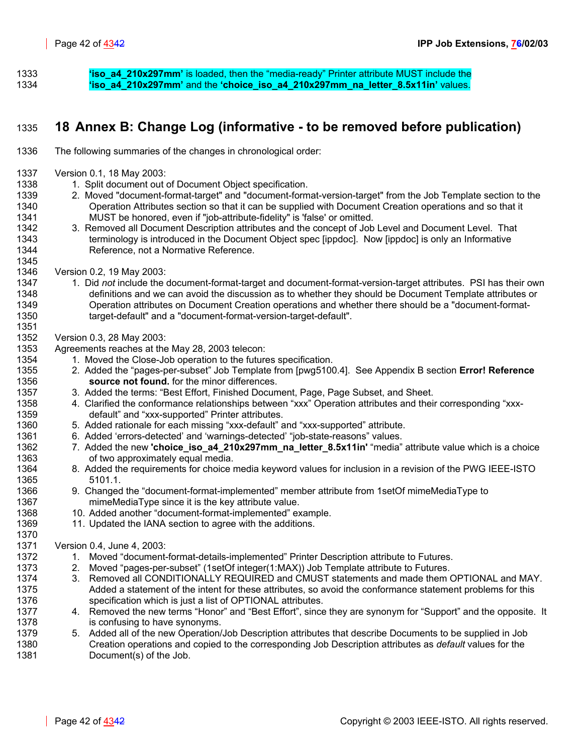**'iso_a4_210x297mm'** is loaded, then the "media-ready" Printer attribute MUST include the **'iso_a4_210x297mm'** and the **'choice_iso_a4_210x297mm_na_letter_8.5x11in'** values.

# 18 Annex B: Change Log (informative - to be removed before publication)

The following summaries of the changes in chronological order:

Version 0.1, 18 May 2003:

1. Split document out of Document Object specification.
2. Moved "document-format-target" and "document-format-version-target" from the Job Template section to the Operation Attributes section so that it can be supplied with Document Creation operations and so that it MUST be honored, even if "job-attribute-fidelity" is 'false' or omitted.
3. Removed all Document Description attributes and the concept of Job Level and Document Level. That terminology is introduced in the Document Object spec [ippdoc]. Now [ippdoc] is only an Informative Reference, not a Normative Reference.

Version 0.2, 19 May 2003:

1. Did *not* include the document-format-target and document-format-version-target attributes. PSI has their own definitions and we can avoid the discussion as to whether they should be Document Template attributes or Operation attributes on Document Creation operations and whether there should be a "document-format-target-default" and a "document-format-version-target-default".

Version 0.3, 28 May 2003:

Agreements reaches at the May 28, 2003 telecon:

1. Moved the Close-Job operation to the futures specification.
2. Added the "pages-per-subset" Job Template from [pwg5100.4]. See Appendix B section **Error! Reference source not found.** for the minor differences.
3. Added the terms: "Best Effort, Finished Document, Page, Page Subset, and Sheet.
4. Clarified the conformance relationships between "xxx" Operation attributes and their corresponding "xxx-default" and "xxx-supported" Printer attributes.
5. Added rationale for each missing "xxx-default" and "xxx-supported" attribute.
6. Added 'errors-detected' and 'warnings-detected' "job-state-reasons" values.
7. Added the new **'choice_iso_a4_210x297mm_na_letter_8.5x11in'** "media" attribute value which is a choice of two approximately equal media.
8. Added the requirements for choice media keyword values for inclusion in a revision of the PWG IEEE-ISTO 5101.1.
9. Changed the "document-format-implemented" member attribute from 1setOf mimeMediaType to mimeMediaType since it is the key attribute value.
10. Added another "document-format-implemented" example.
11. Updated the IANA section to agree with the additions.

Version 0.4, June 4, 2003:

1. Moved "document-format-details-implemented" Printer Description attribute to Futures.
2. Moved "pages-per-subset" (1setOf integer(1:MAX)) Job Template attribute to Futures.
3. Removed all CONDITIONALLY REQUIRED and CMUST statements and made them OPTIONAL and MAY. Added a statement of the intent for these attributes, so avoid the conformance statement problems for this specification which is just a list of OPTIONAL attributes.
4. Removed the new terms "Honor" and "Best Effort", since they are synonym for "Support" and the opposite. It is confusing to have synonyms.
5. Added all of the new Operation/Job Description attributes that describe Documents to be supplied in Job Creation operations and copied to the corresponding Job Description attributes as *default* values for the Document(s) of the Job.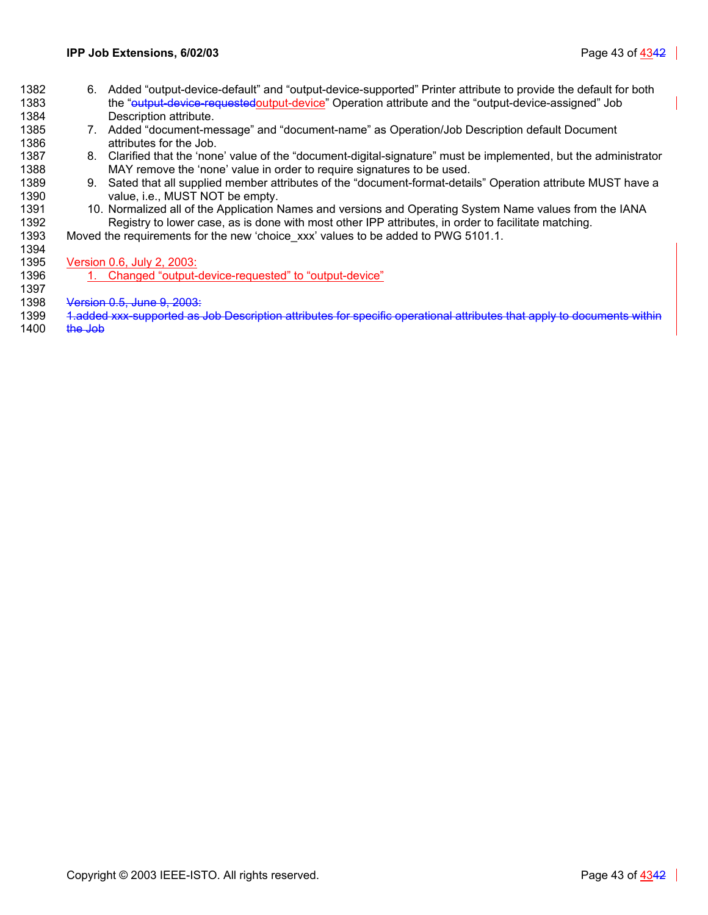6. Added "output-device-default" and "output-device-supported" Printer attribute to provide the default for both the "~~output-device-requested~~output-device" Operation attribute and the "output-device-assigned" Job Description attribute.
7. Added "document-message" and "document-name" as Operation/Job Description default Document attributes for the Job.
8. Clarified that the 'none' value of the "document-digital-signature" must be implemented, but the administrator MAY remove the 'none' value in order to require signatures to be used.
9. Sated that all supplied member attributes of the "document-format-details" Operation attribute MUST have a value, i.e., MUST NOT be empty.
10. Normalized all of the Application Names and versions and Operating System Name values from the IANA Registry to lower case, as is done with most other IPP attributes, in order to facilitate matching.

Moved the requirements for the new 'choice_xxx' values to be added to PWG 5101.1.

Version 0.6, July 2, 2003:

1. Changed "output-device-requested" to "output-device"

~~Version 0.5, June 9, 2003:~~

~~1.added xxx-supported as Job Description attributes for specific operational attributes that apply to documents within the Job~~